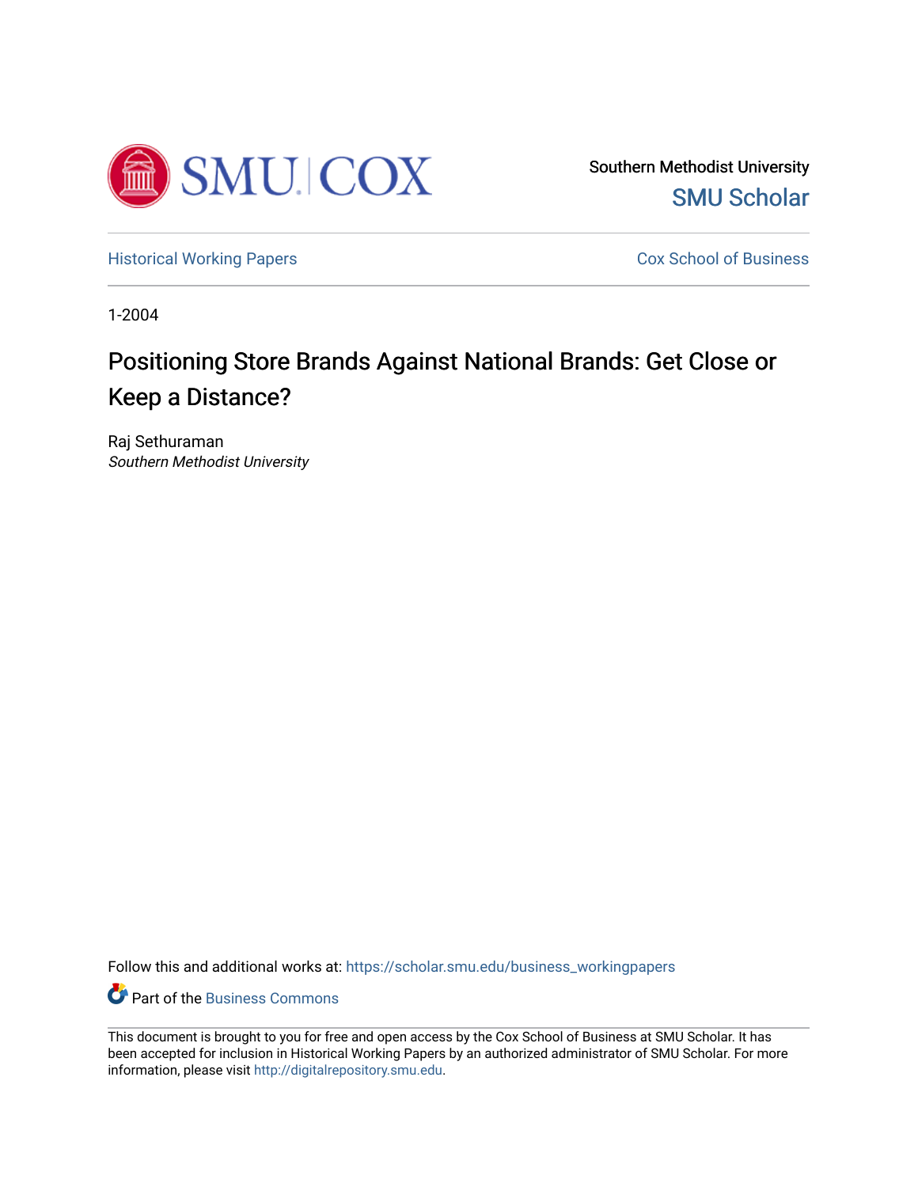Southern Methodist University

SMU Scholar

Historical Working Papers

Cox School of Business

1-2004

# Positioning Store Brands Against National Brands: Get Close or Keep a Distance?

Raj Sethuraman
*Southern Methodist University*

Follow this and additional works at: https://scholar.smu.edu/business_workingpapers

Part of the Business Commons

This document is brought to you for free and open access by the Cox School of Business at SMU Scholar. It has been accepted for inclusion in Historical Working Papers by an authorized administrator of SMU Scholar. For more information, please visit http://digitalrepository.smu.edu.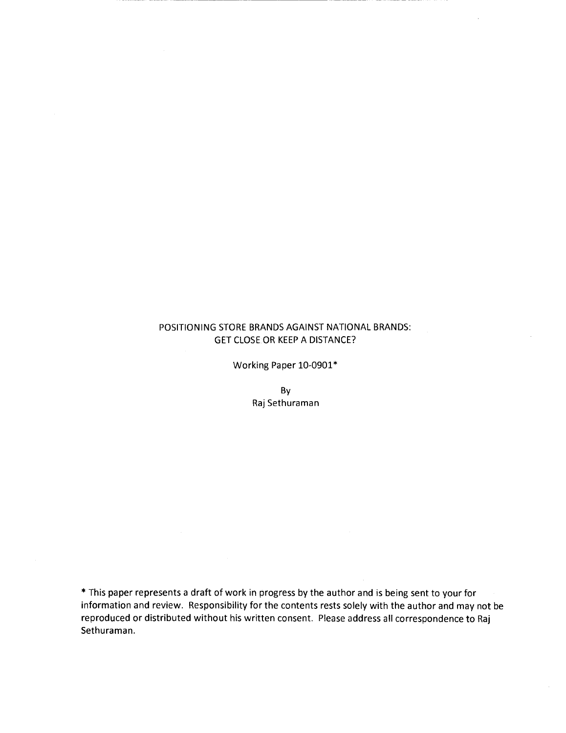# POSITIONING STORE BRANDS AGAINST NATIONAL BRANDS: GET CLOSE OR KEEP A DISTANCE?

Working Paper 10-0901*

By

Raj Sethuraman

* This paper represents a draft of work in progress by the author and is being sent to your for information and review. Responsibility for the contents rests solely with the author and may not be reproduced or distributed without his written consent. Please address all correspondence to Raj Sethuraman.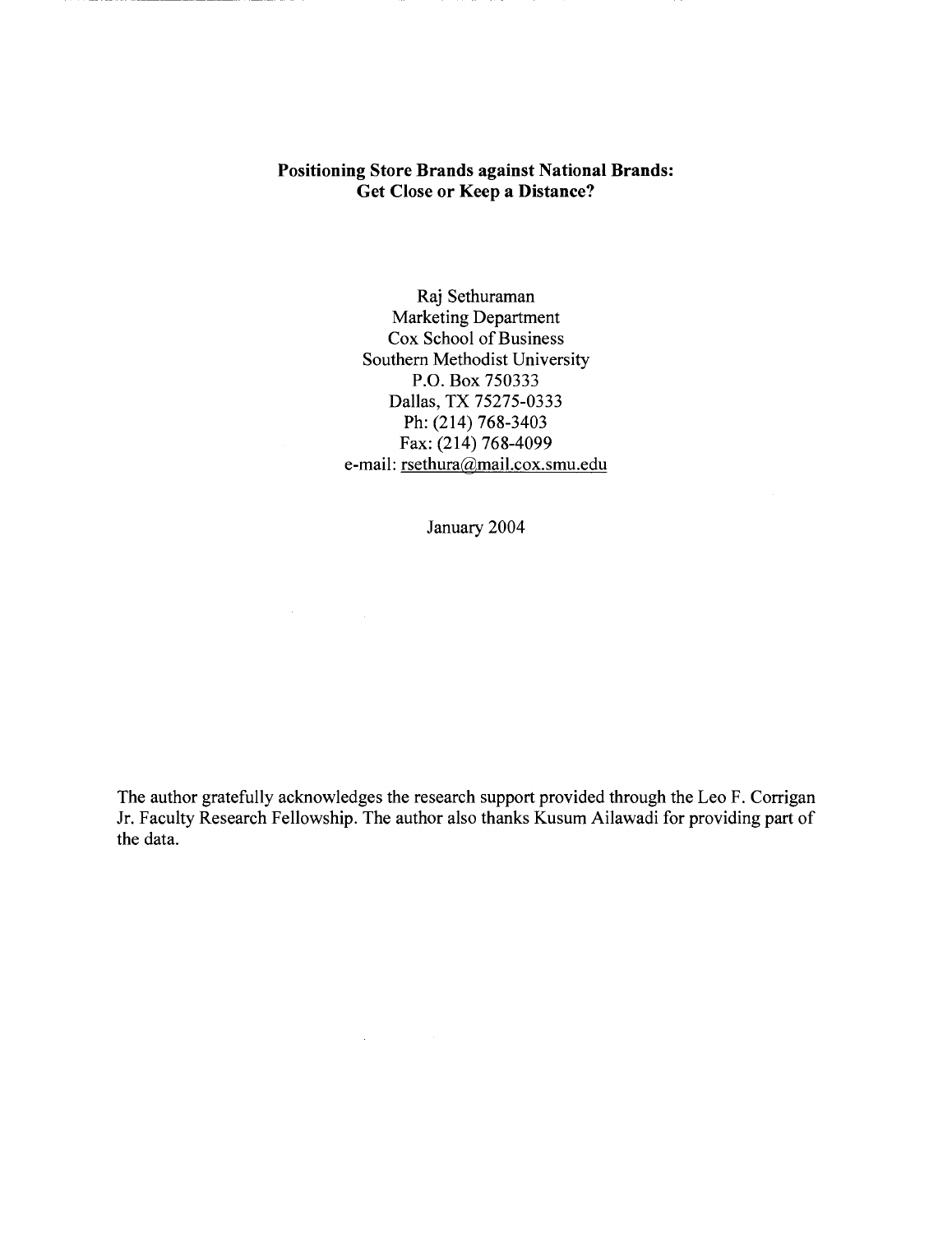# Positioning Store Brands against National Brands: Get Close or Keep a Distance?

Raj Sethuraman
Marketing Department
Cox School of Business
Southern Methodist University
P.O. Box 750333
Dallas, TX 75275-0333
Ph: (214) 768-3403
Fax: (214) 768-4099
e-mail: rsethura@mail.cox.smu.edu

January 2004

The author gratefully acknowledges the research support provided through the Leo F. Corrigan Jr. Faculty Research Fellowship. The author also thanks Kusum Ailawadi for providing part of the data.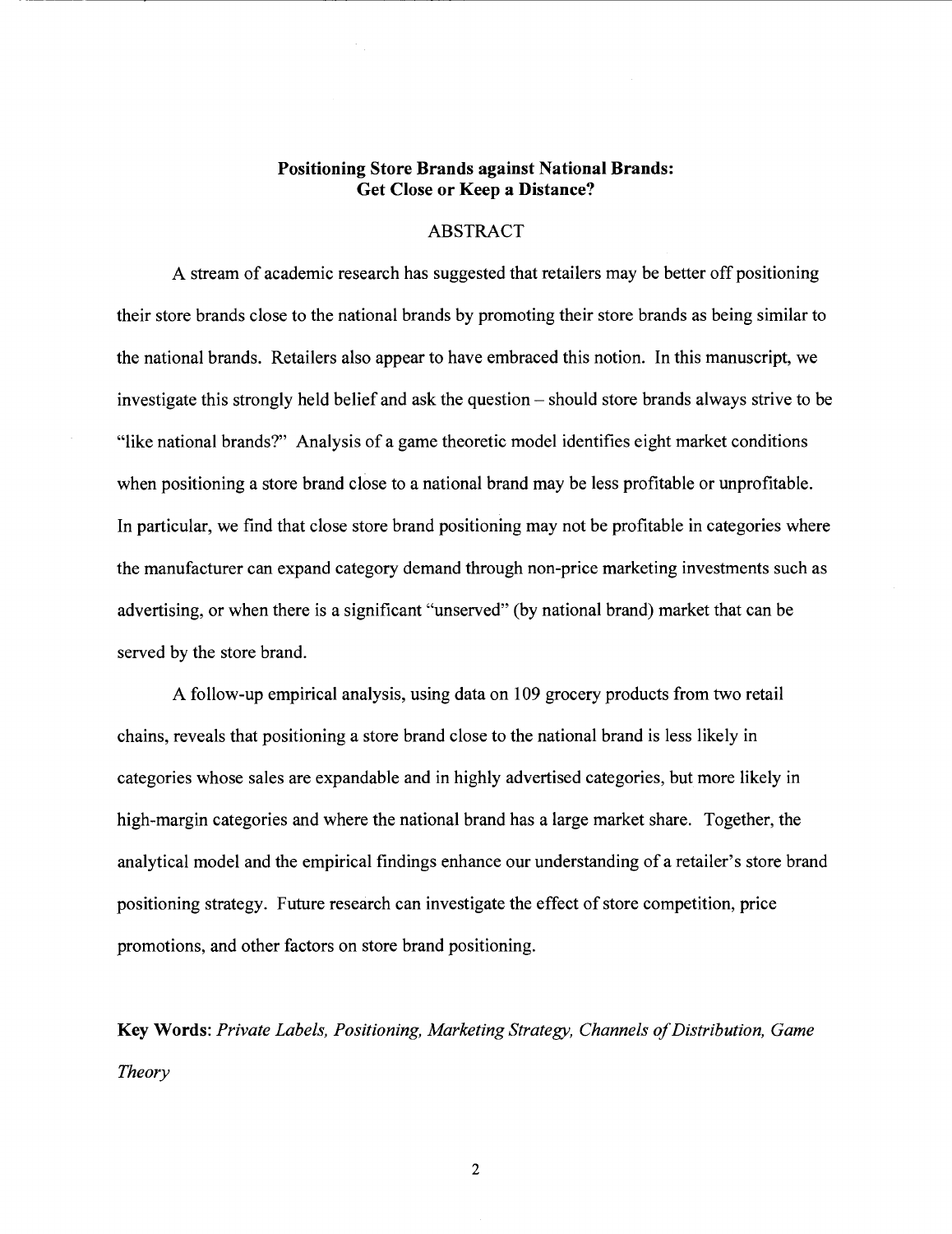# Positioning Store Brands against National Brands: Get Close or Keep a Distance?

## ABSTRACT

A stream of academic research has suggested that retailers may be better off positioning their store brands close to the national brands by promoting their store brands as being similar to the national brands. Retailers also appear to have embraced this notion. In this manuscript, we investigate this strongly held belief and ask the question – should store brands always strive to be "like national brands?" Analysis of a game theoretic model identifies eight market conditions when positioning a store brand close to a national brand may be less profitable or unprofitable. In particular, we find that close store brand positioning may not be profitable in categories where the manufacturer can expand category demand through non-price marketing investments such as advertising, or when there is a significant "unserved" (by national brand) market that can be served by the store brand.

A follow-up empirical analysis, using data on 109 grocery products from two retail chains, reveals that positioning a store brand close to the national brand is less likely in categories whose sales are expandable and in highly advertised categories, but more likely in high-margin categories and where the national brand has a large market share. Together, the analytical model and the empirical findings enhance our understanding of a retailer's store brand positioning strategy. Future research can investigate the effect of store competition, price promotions, and other factors on store brand positioning.

**Key Words:** *Private Labels, Positioning, Marketing Strategy, Channels of Distribution, Game Theory*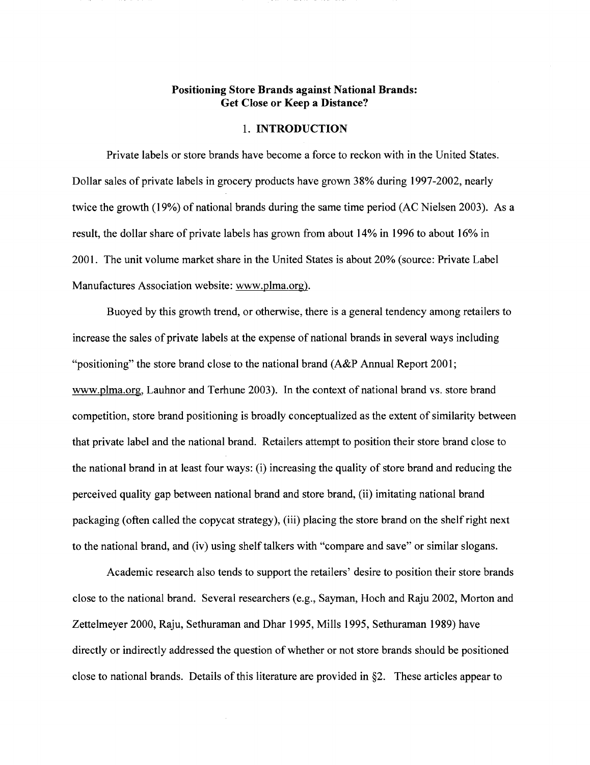# Positioning Store Brands against National Brands: Get Close or Keep a Distance?

## 1. INTRODUCTION

Private labels or store brands have become a force to reckon with in the United States. Dollar sales of private labels in grocery products have grown 38% during 1997-2002, nearly twice the growth (19%) of national brands during the same time period (AC Nielsen 2003). As a result, the dollar share of private labels has grown from about 14% in 1996 to about 16% in 2001. The unit volume market share in the United States is about 20% (source: Private Label Manufactures Association website: www.plma.org).

Buoyed by this growth trend, or otherwise, there is a general tendency among retailers to increase the sales of private labels at the expense of national brands in several ways including "positioning" the store brand close to the national brand (A&P Annual Report 2001; www.plma.org, Lauhnor and Terhune 2003). In the context of national brand vs. store brand competition, store brand positioning is broadly conceptualized as the extent of similarity between that private label and the national brand. Retailers attempt to position their store brand close to the national brand in at least four ways: (i) increasing the quality of store brand and reducing the perceived quality gap between national brand and store brand, (ii) imitating national brand packaging (often called the copycat strategy), (iii) placing the store brand on the shelf right next to the national brand, and (iv) using shelf talkers with "compare and save" or similar slogans.

Academic research also tends to support the retailers' desire to position their store brands close to the national brand. Several researchers (e.g., Sayman, Hoch and Raju 2002, Morton and Zettelmeyer 2000, Raju, Sethuraman and Dhar 1995, Mills 1995, Sethuraman 1989) have directly or indirectly addressed the question of whether or not store brands should be positioned close to national brands. Details of this literature are provided in §2. These articles appear to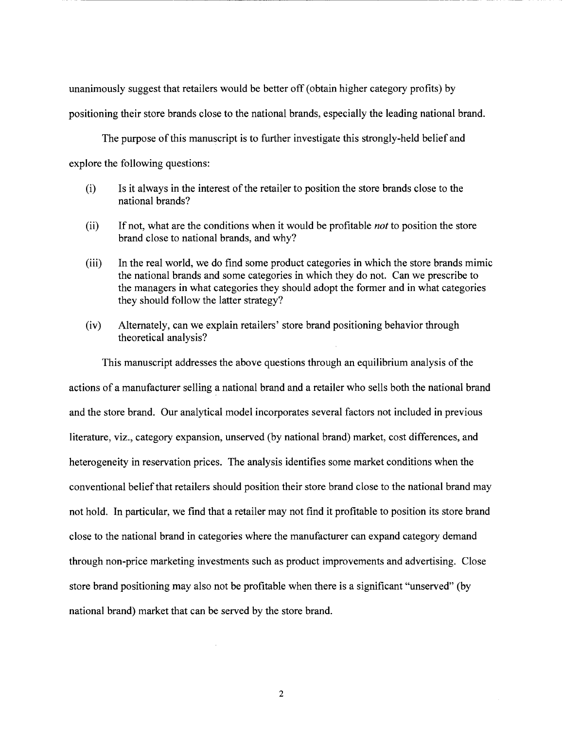unanimously suggest that retailers would be better off (obtain higher category profits) by positioning their store brands close to the national brands, especially the leading national brand.

The purpose of this manuscript is to further investigate this strongly-held belief and explore the following questions:

(i) Is it always in the interest of the retailer to position the store brands close to the national brands?

(ii) If not, what are the conditions when it would be profitable *not* to position the store brand close to national brands, and why?

(iii) In the real world, we do find some product categories in which the store brands mimic the national brands and some categories in which they do not. Can we prescribe to the managers in what categories they should adopt the former and in what categories they should follow the latter strategy?

(iv) Alternately, can we explain retailers' store brand positioning behavior through theoretical analysis?

This manuscript addresses the above questions through an equilibrium analysis of the actions of a manufacturer selling a national brand and a retailer who sells both the national brand and the store brand. Our analytical model incorporates several factors not included in previous literature, viz., category expansion, unserved (by national brand) market, cost differences, and heterogeneity in reservation prices. The analysis identifies some market conditions when the conventional belief that retailers should position their store brand close to the national brand may not hold. In particular, we find that a retailer may not find it profitable to position its store brand close to the national brand in categories where the manufacturer can expand category demand through non-price marketing investments such as product improvements and advertising. Close store brand positioning may also not be profitable when there is a significant "unserved" (by national brand) market that can be served by the store brand.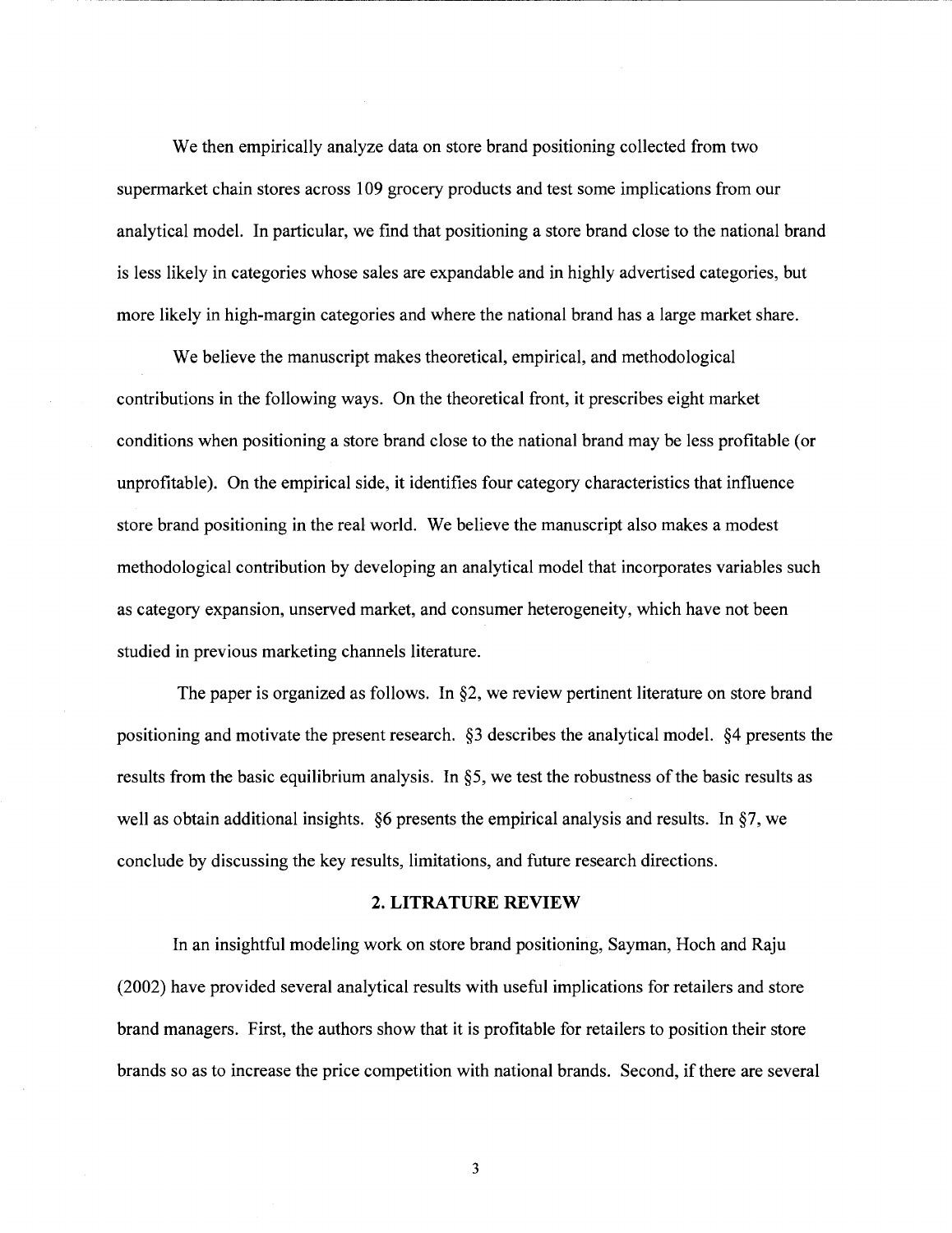We then empirically analyze data on store brand positioning collected from two supermarket chain stores across 109 grocery products and test some implications from our analytical model. In particular, we find that positioning a store brand close to the national brand is less likely in categories whose sales are expandable and in highly advertised categories, but more likely in high-margin categories and where the national brand has a large market share.

We believe the manuscript makes theoretical, empirical, and methodological contributions in the following ways. On the theoretical front, it prescribes eight market conditions when positioning a store brand close to the national brand may be less profitable (or unprofitable). On the empirical side, it identifies four category characteristics that influence store brand positioning in the real world. We believe the manuscript also makes a modest methodological contribution by developing an analytical model that incorporates variables such as category expansion, unserved market, and consumer heterogeneity, which have not been studied in previous marketing channels literature.

The paper is organized as follows. In §2, we review pertinent literature on store brand positioning and motivate the present research. §3 describes the analytical model. §4 presents the results from the basic equilibrium analysis. In §5, we test the robustness of the basic results as well as obtain additional insights. §6 presents the empirical analysis and results. In §7, we conclude by discussing the key results, limitations, and future research directions.

## 2. LITRATURE REVIEW

In an insightful modeling work on store brand positioning, Sayman, Hoch and Raju (2002) have provided several analytical results with useful implications for retailers and store brand managers. First, the authors show that it is profitable for retailers to position their store brands so as to increase the price competition with national brands. Second, if there are several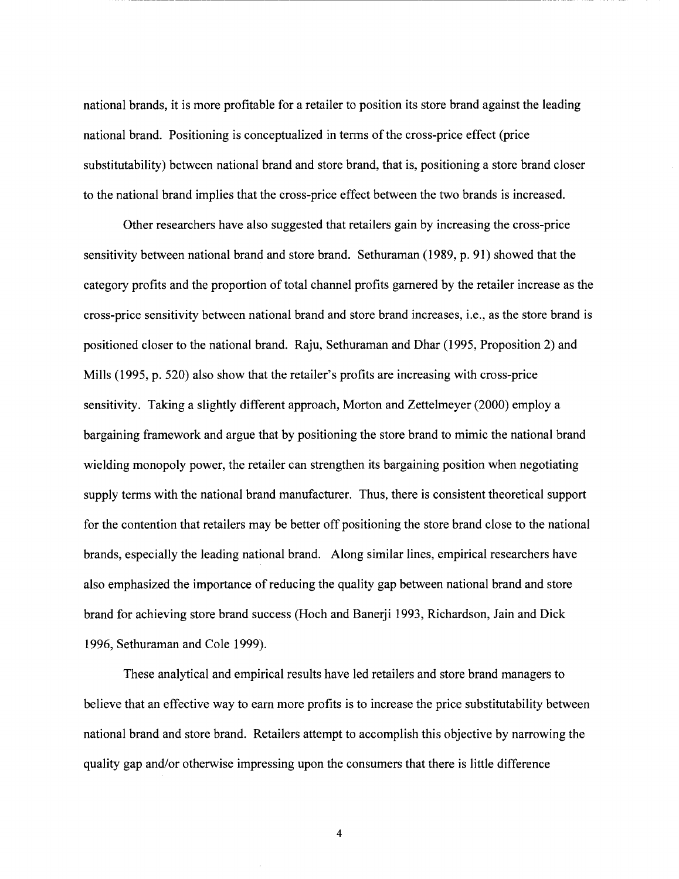national brands, it is more profitable for a retailer to position its store brand against the leading national brand. Positioning is conceptualized in terms of the cross-price effect (price substitutability) between national brand and store brand, that is, positioning a store brand closer to the national brand implies that the cross-price effect between the two brands is increased.

Other researchers have also suggested that retailers gain by increasing the cross-price sensitivity between national brand and store brand. Sethuraman (1989, p. 91) showed that the category profits and the proportion of total channel profits garnered by the retailer increase as the cross-price sensitivity between national brand and store brand increases, i.e., as the store brand is positioned closer to the national brand. Raju, Sethuraman and Dhar (1995, Proposition 2) and Mills (1995, p. 520) also show that the retailer's profits are increasing with cross-price sensitivity. Taking a slightly different approach, Morton and Zettelmeyer (2000) employ a bargaining framework and argue that by positioning the store brand to mimic the national brand wielding monopoly power, the retailer can strengthen its bargaining position when negotiating supply terms with the national brand manufacturer. Thus, there is consistent theoretical support for the contention that retailers may be better off positioning the store brand close to the national brands, especially the leading national brand. Along similar lines, empirical researchers have also emphasized the importance of reducing the quality gap between national brand and store brand for achieving store brand success (Hoch and Banerji 1993, Richardson, Jain and Dick 1996, Sethuraman and Cole 1999).

These analytical and empirical results have led retailers and store brand managers to believe that an effective way to earn more profits is to increase the price substitutability between national brand and store brand. Retailers attempt to accomplish this objective by narrowing the quality gap and/or otherwise impressing upon the consumers that there is little difference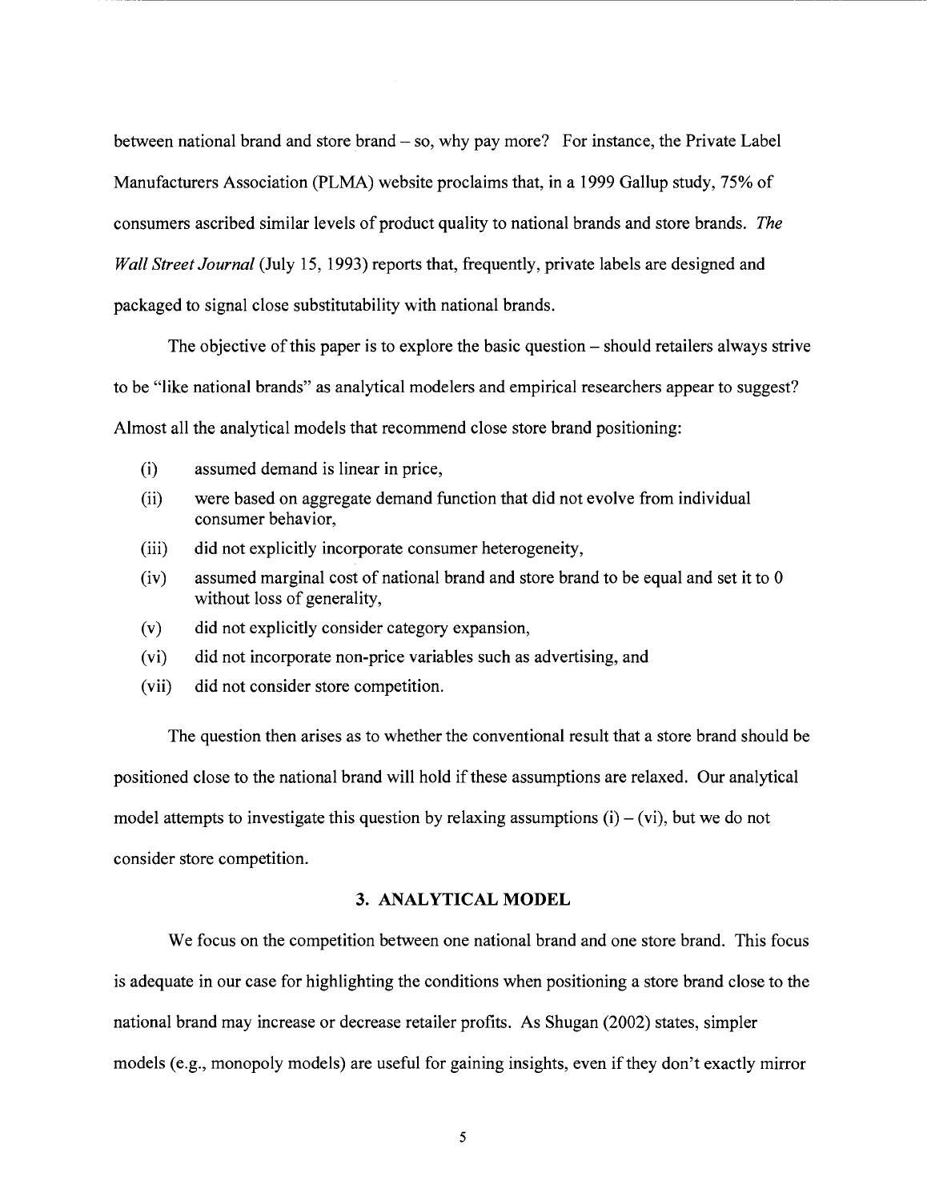between national brand and store brand – so, why pay more? For instance, the Private Label Manufacturers Association (PLMA) website proclaims that, in a 1999 Gallup study, 75% of consumers ascribed similar levels of product quality to national brands and store brands. *The Wall Street Journal* (July 15, 1993) reports that, frequently, private labels are designed and packaged to signal close substitutability with national brands.

The objective of this paper is to explore the basic question – should retailers always strive to be "like national brands" as analytical modelers and empirical researchers appear to suggest? Almost all the analytical models that recommend close store brand positioning:

(i) assumed demand is linear in price,
(ii) were based on aggregate demand function that did not evolve from individual consumer behavior,
(iii) did not explicitly incorporate consumer heterogeneity,
(iv) assumed marginal cost of national brand and store brand to be equal and set it to 0 without loss of generality,
(v) did not explicitly consider category expansion,
(vi) did not incorporate non-price variables such as advertising, and
(vii) did not consider store competition.

The question then arises as to whether the conventional result that a store brand should be positioned close to the national brand will hold if these assumptions are relaxed. Our analytical model attempts to investigate this question by relaxing assumptions (i) – (vi), but we do not consider store competition.

## 3. ANALYTICAL MODEL

We focus on the competition between one national brand and one store brand. This focus is adequate in our case for highlighting the conditions when positioning a store brand close to the national brand may increase or decrease retailer profits. As Shugan (2002) states, simpler models (e.g., monopoly models) are useful for gaining insights, even if they don't exactly mirror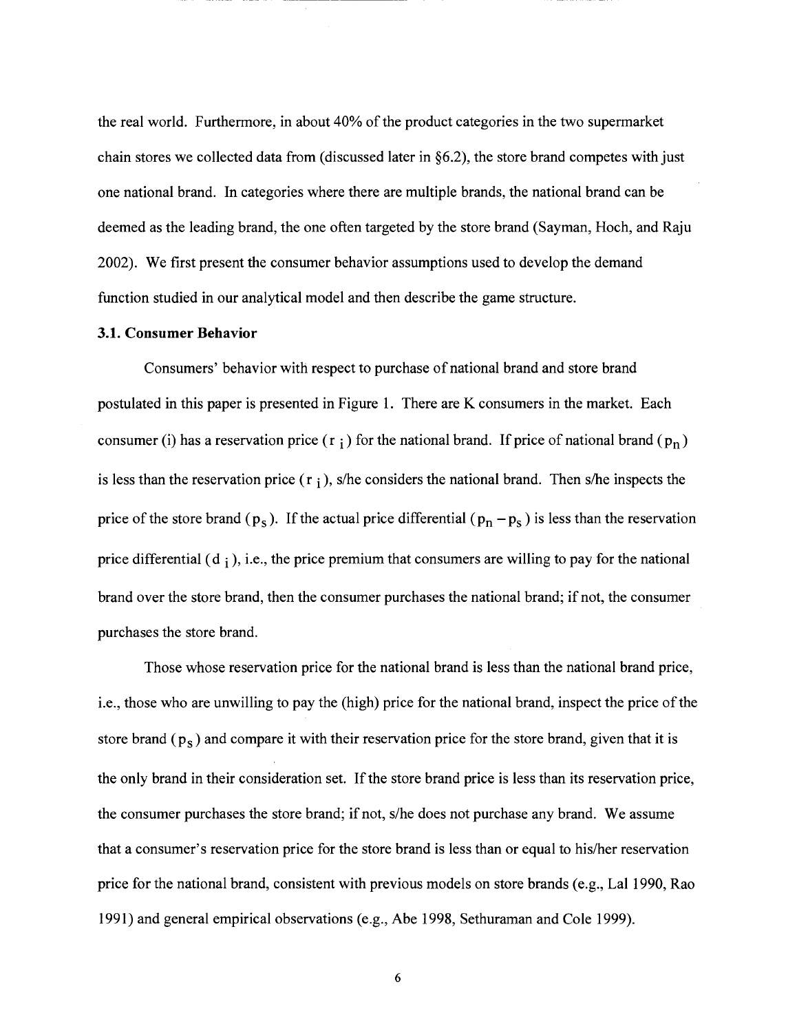the real world. Furthermore, in about 40% of the product categories in the two supermarket chain stores we collected data from (discussed later in §6.2), the store brand competes with just one national brand. In categories where there are multiple brands, the national brand can be deemed as the leading brand, the one often targeted by the store brand (Sayman, Hoch, and Raju 2002). We first present the consumer behavior assumptions used to develop the demand function studied in our analytical model and then describe the game structure.

### 3.1. Consumer Behavior

Consumers' behavior with respect to purchase of national brand and store brand postulated in this paper is presented in Figure 1. There are K consumers in the market. Each consumer (i) has a reservation price ($r_i$) for the national brand. If price of national brand ($p_n$) is less than the reservation price ($r_i$), s/he considers the national brand. Then s/he inspects the price of the store brand ($p_s$). If the actual price differential ($p_n - p_s$) is less than the reservation price differential ($d_i$), i.e., the price premium that consumers are willing to pay for the national brand over the store brand, then the consumer purchases the national brand; if not, the consumer purchases the store brand.

Those whose reservation price for the national brand is less than the national brand price, i.e., those who are unwilling to pay the (high) price for the national brand, inspect the price of the store brand ($p_s$) and compare it with their reservation price for the store brand, given that it is the only brand in their consideration set. If the store brand price is less than its reservation price, the consumer purchases the store brand; if not, s/he does not purchase any brand. We assume that a consumer's reservation price for the store brand is less than or equal to his/her reservation price for the national brand, consistent with previous models on store brands (e.g., Lal 1990, Rao 1991) and general empirical observations (e.g., Abe 1998, Sethuraman and Cole 1999).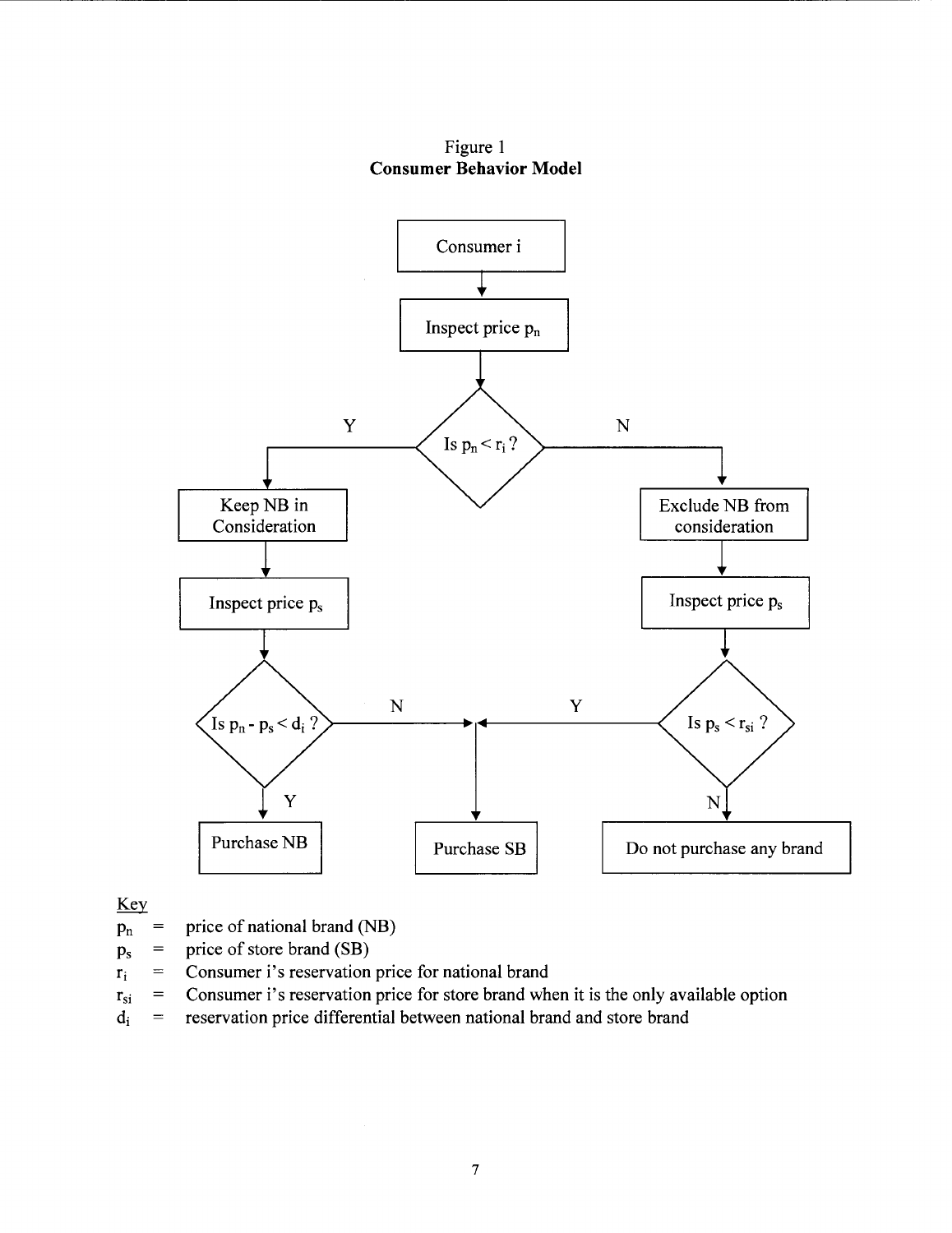Figure 1
**Consumer Behavior Model**

Consumer i

Inspect price $p_n$

Is $p_n < r_i$ ?

Y

N

Keep NB in Consideration

Exclude NB from consideration

Inspect price $p_s$

Inspect price $p_s$

Is $p_n - p_s < d_i$ ?

N

Y

Is $p_s < r_{si}$ ?

Y

N

Purchase NB

Purchase SB

Do not purchase any brand

Key

$p_n$ = price of national brand (NB)

$p_s$ = price of store brand (SB)

$r_i$ = Consumer i's reservation price for national brand

$r_{si}$ = Consumer i's reservation price for store brand when it is the only available option

$d_i$ = reservation price differential between national brand and store brand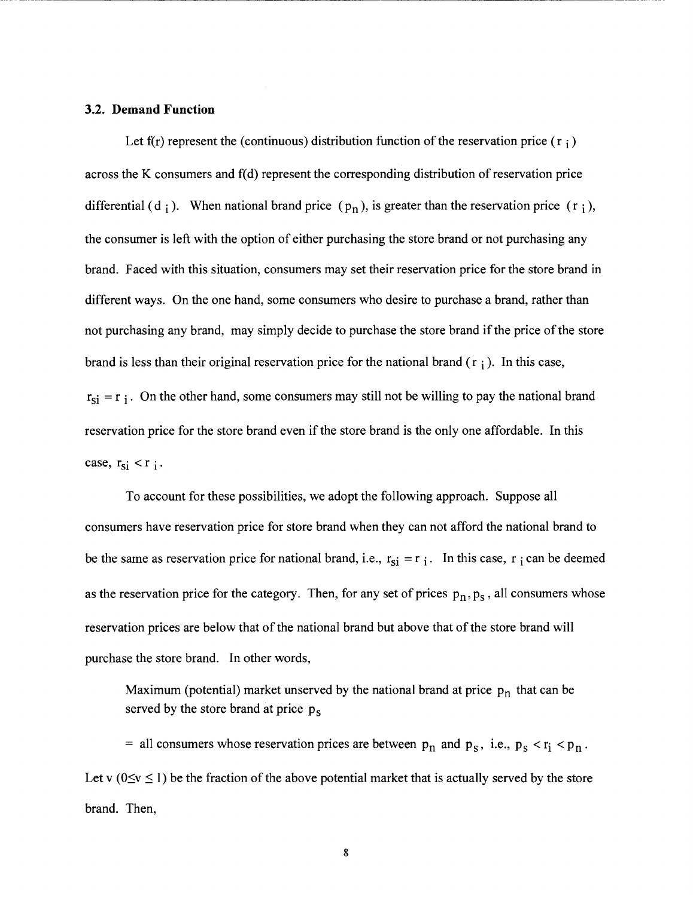### 3.2. Demand Function

Let f(r) represent the (continuous) distribution function of the reservation price ($r_i$) across the K consumers and f(d) represent the corresponding distribution of reservation price differential ($d_i$). When national brand price ($p_n$), is greater than the reservation price ($r_i$), the consumer is left with the option of either purchasing the store brand or not purchasing any brand. Faced with this situation, consumers may set their reservation price for the store brand in different ways. On the one hand, some consumers who desire to purchase a brand, rather than not purchasing any brand, may simply decide to purchase the store brand if the price of the store brand is less than their original reservation price for the national brand ($r_i$). In this case, $r_{si} = r_i$. On the other hand, some consumers may still not be willing to pay the national brand reservation price for the store brand even if the store brand is the only one affordable. In this case, $r_{si} < r_i$.

To account for these possibilities, we adopt the following approach. Suppose all consumers have reservation price for store brand when they can not afford the national brand to be the same as reservation price for national brand, i.e., $r_{si} = r_i$. In this case, $r_i$ can be deemed as the reservation price for the category. Then, for any set of prices $p_n, p_s$, all consumers whose reservation prices are below that of the national brand but above that of the store brand will purchase the store brand. In other words,

> Maximum (potential) market unserved by the national brand at price $p_n$ that can be served by the store brand at price $p_s$
>
> = all consumers whose reservation prices are between $p_n$ and $p_s$, i.e., $p_s < r_i < p_n$.

Let v ($0 \leq v \leq 1$) be the fraction of the above potential market that is actually served by the store brand. Then,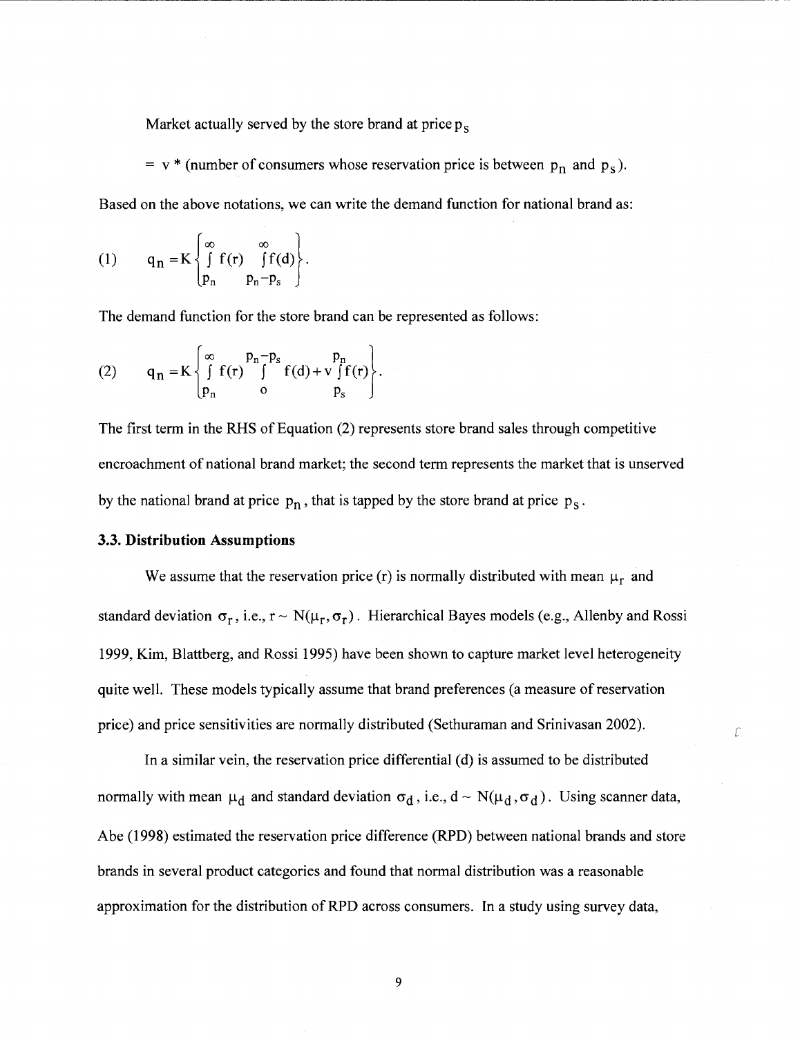Market actually served by the store brand at price $p_s$

$= v$ * (number of consumers whose reservation price is between $p_n$ and $p_s$).

Based on the above notations, we can write the demand function for national brand as:

$$(1) \qquad q_n = K\left\{ \int_{p_n}^{\infty} f(r) \int_{p_n - p_s}^{\infty} f(d) \right\}.$$

The demand function for the store brand can be represented as follows:

$$(2) \qquad q_n = K\left\{ \int_{p_n}^{\infty} f(r) \int_{0}^{p_n - p_s} f(d) + v \int_{p_s}^{p_n} f(r) \right\}.$$

The first term in the RHS of Equation (2) represents store brand sales through competitive encroachment of national brand market; the second term represents the market that is unserved by the national brand at price $p_n$, that is tapped by the store brand at price $p_s$.

### 3.3. Distribution Assumptions

We assume that the reservation price (r) is normally distributed with mean $\mu_r$ and standard deviation $\sigma_r$, i.e., $r \sim N(\mu_r, \sigma_r)$. Hierarchical Bayes models (e.g., Allenby and Rossi 1999, Kim, Blattberg, and Rossi 1995) have been shown to capture market level heterogeneity quite well. These models typically assume that brand preferences (a measure of reservation price) and price sensitivities are normally distributed (Sethuraman and Srinivasan 2002).

In a similar vein, the reservation price differential (d) is assumed to be distributed normally with mean $\mu_d$ and standard deviation $\sigma_d$, i.e., $d \sim N(\mu_d, \sigma_d)$. Using scanner data, Abe (1998) estimated the reservation price difference (RPD) between national brands and store brands in several product categories and found that normal distribution was a reasonable approximation for the distribution of RPD across consumers. In a study using survey data,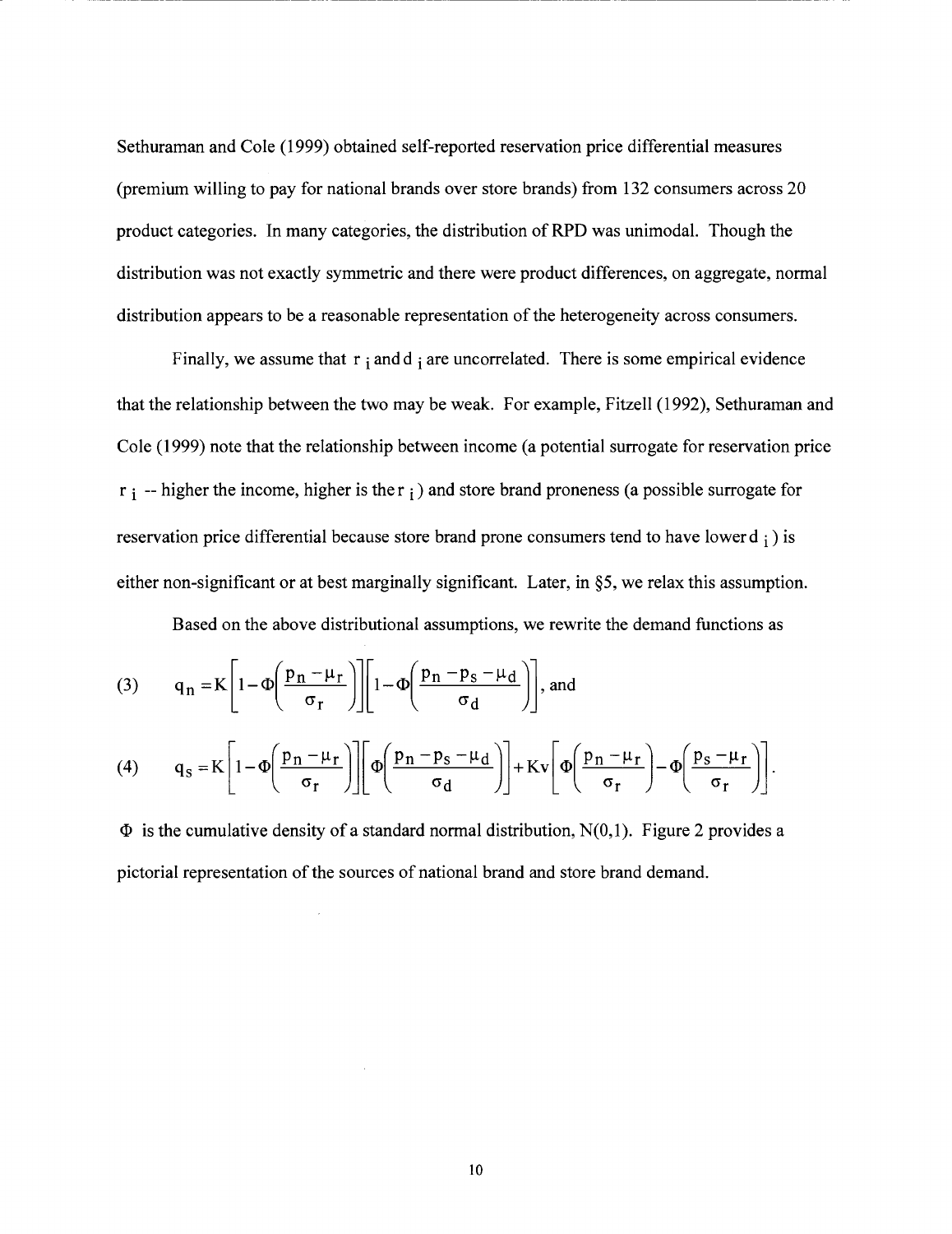Sethuraman and Cole (1999) obtained self-reported reservation price differential measures (premium willing to pay for national brands over store brands) from 132 consumers across 20 product categories. In many categories, the distribution of RPD was unimodal. Though the distribution was not exactly symmetric and there were product differences, on aggregate, normal distribution appears to be a reasonable representation of the heterogeneity across consumers.

Finally, we assume that $r_i$ and $d_i$ are uncorrelated. There is some empirical evidence that the relationship between the two may be weak. For example, Fitzell (1992), Sethuraman and Cole (1999) note that the relationship between income (a potential surrogate for reservation price $r_i$ -- higher the income, higher is the $r_i$) and store brand proneness (a possible surrogate for reservation price differential because store brand prone consumers tend to have lower $d_i$) is either non-significant or at best marginally significant. Later, in §5, we relax this assumption.

Based on the above distributional assumptions, we rewrite the demand functions as

$$(3) \qquad q_n = K\left[1-\Phi\left(\frac{p_n-\mu_r}{\sigma_r}\right)\right]\left[1-\Phi\left(\frac{p_n-p_s-\mu_d}{\sigma_d}\right)\right], \text{ and}$$

$$(4) \qquad q_s = K\left[1-\Phi\left(\frac{p_n-\mu_r}{\sigma_r}\right)\right]\left[\Phi\left(\frac{p_n-p_s-\mu_d}{\sigma_d}\right)\right]+Kv\left[\Phi\left(\frac{p_n-\mu_r}{\sigma_r}\right)-\Phi\left(\frac{p_s-\mu_r}{\sigma_r}\right)\right].$$

$\Phi$ is the cumulative density of a standard normal distribution, N(0,1). Figure 2 provides a pictorial representation of the sources of national brand and store brand demand.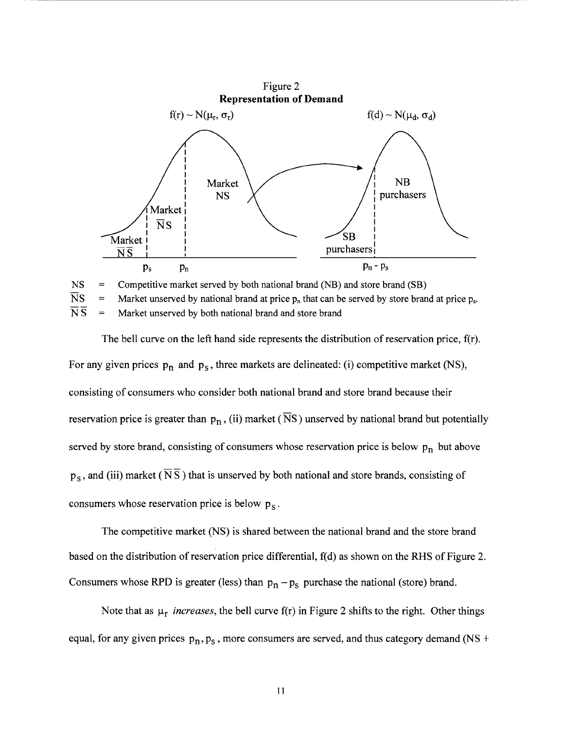Figure 2
**Representation of Demand**

$f(r) \sim N(\mu_r, \sigma_r)$ $f(d) \sim N(\mu_d, \sigma_d)$

Market $\overline{N}\,\overline{S}$ | Market $\overline{N}S$ | Market NS | SB purchasers | NB purchasers

$p_s$ $p_n$ $p_n - p_s$

NS = Competitive market served by both national brand (NB) and store brand (SB)

$\overline{N}S$ = Market unserved by national brand at price $p_n$ that can be served by store brand at price $p_s$.

$\overline{N}\,\overline{S}$ = Market unserved by both national brand and store brand

The bell curve on the left hand side represents the distribution of reservation price, f(r). For any given prices $p_n$ and $p_s$, three markets are delineated: (i) competitive market (NS), consisting of consumers who consider both national brand and store brand because their reservation price is greater than $p_n$, (ii) market ($\overline{N}S$) unserved by national brand but potentially served by store brand, consisting of consumers whose reservation price is below $p_n$ but above $p_s$, and (iii) market ($\overline{N}\,\overline{S}$) that is unserved by both national and store brands, consisting of consumers whose reservation price is below $p_s$.

The competitive market (NS) is shared between the national brand and the store brand based on the distribution of reservation price differential, f(d) as shown on the RHS of Figure 2. Consumers whose RPD is greater (less) than $p_n - p_s$ purchase the national (store) brand.

Note that as $\mu_r$ *increases*, the bell curve f(r) in Figure 2 shifts to the right. Other things equal, for any given prices $p_n, p_s$, more consumers are served, and thus category demand (NS +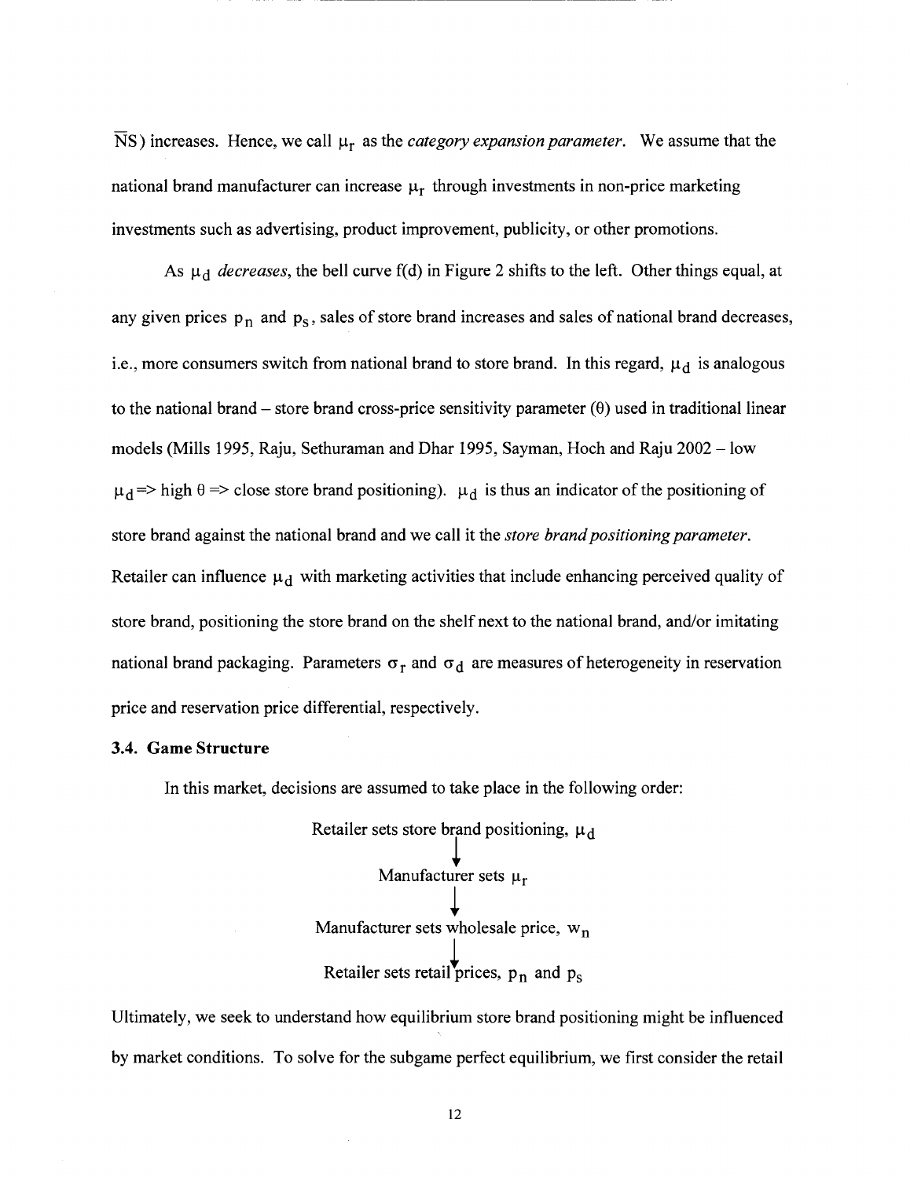$\overline{NS}$) increases. Hence, we call $\mu_r$ as the *category expansion parameter*. We assume that the national brand manufacturer can increase $\mu_r$ through investments in non-price marketing investments such as advertising, product improvement, publicity, or other promotions.

As $\mu_d$ *decreases*, the bell curve f(d) in Figure 2 shifts to the left. Other things equal, at any given prices $p_n$ and $p_s$, sales of store brand increases and sales of national brand decreases, i.e., more consumers switch from national brand to store brand. In this regard, $\mu_d$ is analogous to the national brand – store brand cross-price sensitivity parameter ($\theta$) used in traditional linear models (Mills 1995, Raju, Sethuraman and Dhar 1995, Sayman, Hoch and Raju 2002 – low $\mu_d$ => high $\theta$ => close store brand positioning). $\mu_d$ is thus an indicator of the positioning of store brand against the national brand and we call it the *store brand positioning parameter*. Retailer can influence $\mu_d$ with marketing activities that include enhancing perceived quality of store brand, positioning the store brand on the shelf next to the national brand, and/or imitating national brand packaging. Parameters $\sigma_r$ and $\sigma_d$ are measures of heterogeneity in reservation price and reservation price differential, respectively.

### 3.4. Game Structure

In this market, decisions are assumed to take place in the following order:

Retailer sets store brand positioning, $\mu_d$

↓

Manufacturer sets $\mu_r$

↓

Manufacturer sets wholesale price, $w_n$

↓

Retailer sets retail prices, $p_n$ and $p_s$

Ultimately, we seek to understand how equilibrium store brand positioning might be influenced by market conditions. To solve for the subgame perfect equilibrium, we first consider the retail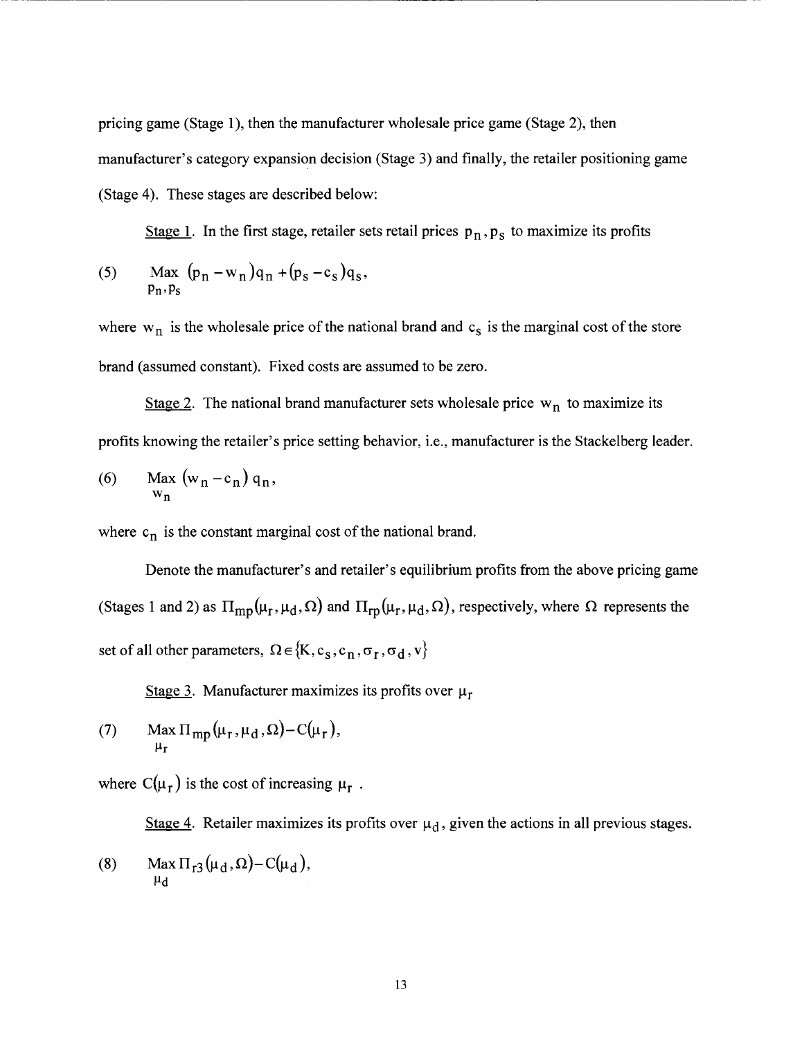pricing game (Stage 1), then the manufacturer wholesale price game (Stage 2), then manufacturer's category expansion decision (Stage 3) and finally, the retailer positioning game (Stage 4). These stages are described below:

Stage 1. In the first stage, retailer sets retail prices $p_n, p_s$ to maximize its profits

$$\text{(5)} \qquad \underset{p_n, p_s}{\text{Max}} \ (p_n - w_n)q_n + (p_s - c_s)q_s,$$

where $w_n$ is the wholesale price of the national brand and $c_s$ is the marginal cost of the store brand (assumed constant). Fixed costs are assumed to be zero.

Stage 2. The national brand manufacturer sets wholesale price $w_n$ to maximize its profits knowing the retailer's price setting behavior, i.e., manufacturer is the Stackelberg leader.

$$\text{(6)} \qquad \underset{w_n}{\text{Max}} \ (w_n - c_n)\, q_n,$$

where $c_n$ is the constant marginal cost of the national brand.

Denote the manufacturer's and retailer's equilibrium profits from the above pricing game (Stages 1 and 2) as $\Pi_{mp}(\mu_r, \mu_d, \Omega)$ and $\Pi_{rp}(\mu_r, \mu_d, \Omega)$, respectively, where $\Omega$ represents the set of all other parameters, $\Omega \in \{K, c_s, c_n, \sigma_r, \sigma_d, v\}$

Stage 3. Manufacturer maximizes its profits over $\mu_r$

$$\text{(7)} \qquad \underset{\mu_r}{\text{Max}}\, \Pi_{mp}(\mu_r, \mu_d, \Omega) - C(\mu_r),$$

where $C(\mu_r)$ is the cost of increasing $\mu_r$ .

Stage 4. Retailer maximizes its profits over $\mu_d$, given the actions in all previous stages.

$$\text{(8)} \qquad \underset{\mu_d}{\text{Max}}\, \Pi_{r3}(\mu_d, \Omega) - C(\mu_d),$$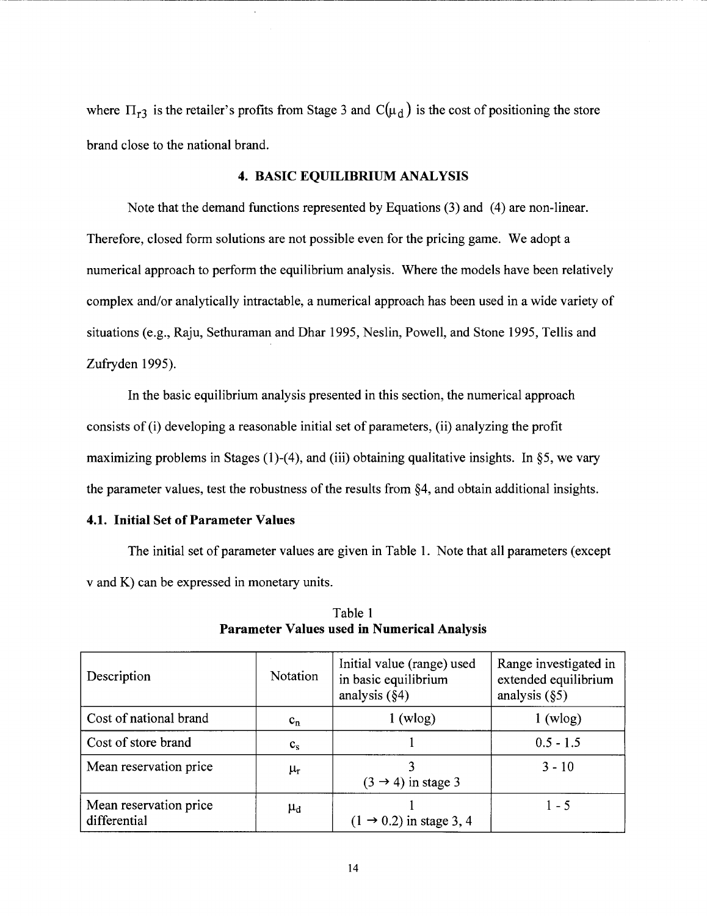where $\Pi_{r3}$ is the retailer's profits from Stage 3 and $C(\mu_d)$ is the cost of positioning the store brand close to the national brand.

## 4. BASIC EQUILIBRIUM ANALYSIS

Note that the demand functions represented by Equations (3) and (4) are non-linear. Therefore, closed form solutions are not possible even for the pricing game. We adopt a numerical approach to perform the equilibrium analysis. Where the models have been relatively complex and/or analytically intractable, a numerical approach has been used in a wide variety of situations (e.g., Raju, Sethuraman and Dhar 1995, Neslin, Powell, and Stone 1995, Tellis and Zufryden 1995).

In the basic equilibrium analysis presented in this section, the numerical approach consists of (i) developing a reasonable initial set of parameters, (ii) analyzing the profit maximizing problems in Stages (1)-(4), and (iii) obtaining qualitative insights. In §5, we vary the parameter values, test the robustness of the results from §4, and obtain additional insights.

### 4.1. Initial Set of Parameter Values

The initial set of parameter values are given in Table 1. Note that all parameters (except v and K) can be expressed in monetary units.

Table 1
**Parameter Values used in Numerical Analysis**

| Description | Notation | Initial value (range) used in basic equilibrium analysis (§4) | Range investigated in extended equilibrium analysis (§5) |
|---|---|---|---|
| Cost of national brand | $c_n$ | 1 (wlog) | 1 (wlog) |
| Cost of store brand | $c_s$ | 1 | 0.5 - 1.5 |
| Mean reservation price | $\mu_r$ | 3<br>$(3 \rightarrow 4)$ in stage 3 | 3 - 10 |
| Mean reservation price differential | $\mu_d$ | 1<br>$(1 \rightarrow 0.2)$ in stage 3, 4 | 1 - 5 |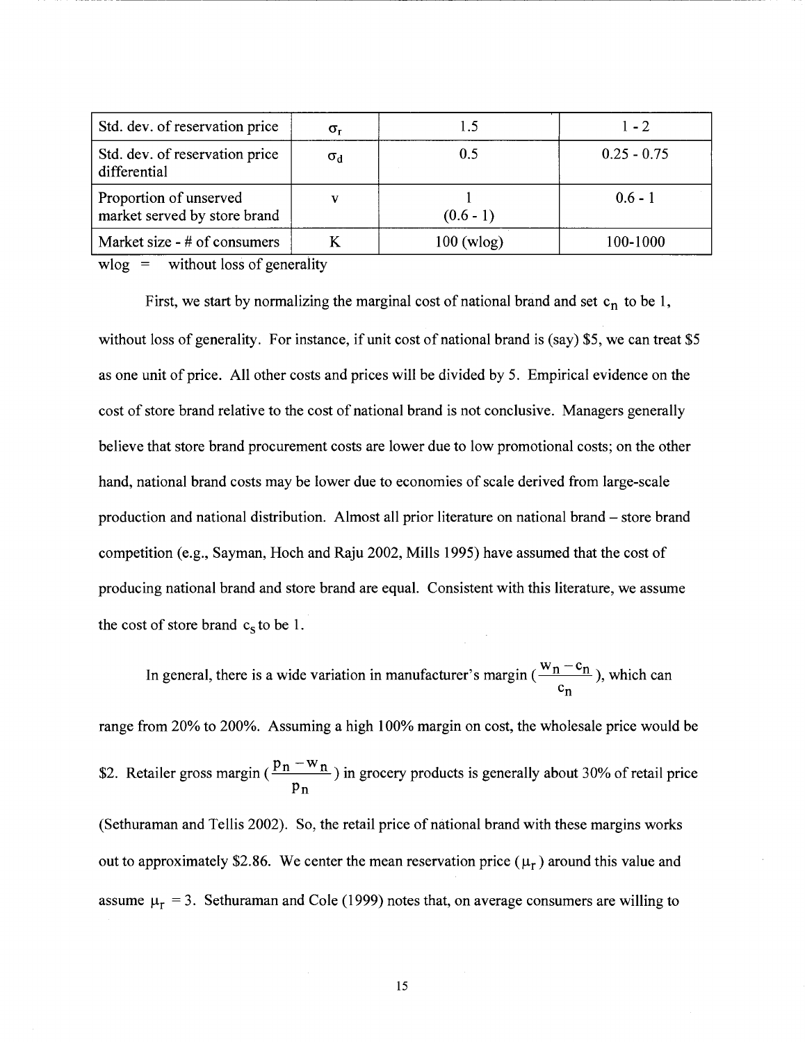| Std. dev. of reservation price | $\sigma_r$ | 1.5 | 1 - 2 |
|---|---|---|---|
| Std. dev. of reservation price differential | $\sigma_d$ | 0.5 | 0.25 - 0.75 |
| Proportion of unserved market served by store brand | v | 1 (0.6 - 1) | 0.6 - 1 |
| Market size - # of consumers | K | 100 (wlog) | 100-1000 |

wlog = without loss of generality

First, we start by normalizing the marginal cost of national brand and set $c_n$ to be 1, without loss of generality. For instance, if unit cost of national brand is (say) \$5, we can treat \$5 as one unit of price. All other costs and prices will be divided by 5. Empirical evidence on the cost of store brand relative to the cost of national brand is not conclusive. Managers generally believe that store brand procurement costs are lower due to low promotional costs; on the other hand, national brand costs may be lower due to economies of scale derived from large-scale production and national distribution. Almost all prior literature on national brand – store brand competition (e.g., Sayman, Hoch and Raju 2002, Mills 1995) have assumed that the cost of producing national brand and store brand are equal. Consistent with this literature, we assume the cost of store brand $c_s$ to be 1.

In general, there is a wide variation in manufacturer's margin ($\frac{w_n - c_n}{c_n}$), which can range from 20% to 200%. Assuming a high 100% margin on cost, the wholesale price would be \$2. Retailer gross margin ($\frac{p_n - w_n}{p_n}$) in grocery products is generally about 30% of retail price (Sethuraman and Tellis 2002). So, the retail price of national brand with these margins works out to approximately \$2.86. We center the mean reservation price ($\mu_r$) around this value and assume $\mu_r = 3$. Sethuraman and Cole (1999) notes that, on average consumers are willing to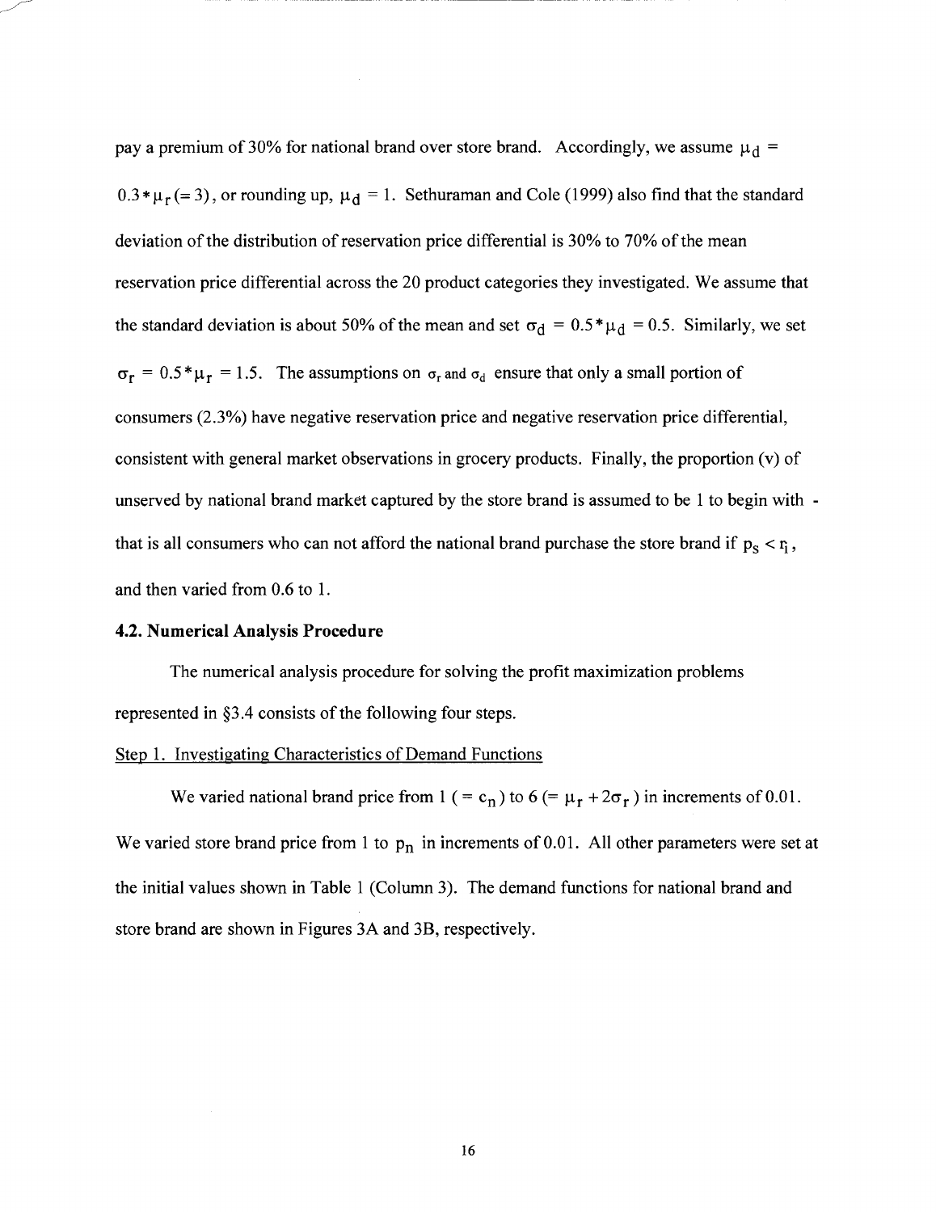pay a premium of 30% for national brand over store brand. Accordingly, we assume $\mu_d = 0.3 * \mu_r (= 3)$, or rounding up, $\mu_d = 1$. Sethuraman and Cole (1999) also find that the standard deviation of the distribution of reservation price differential is 30% to 70% of the mean reservation price differential across the 20 product categories they investigated. We assume that the standard deviation is about 50% of the mean and set $\sigma_d = 0.5 * \mu_d = 0.5$. Similarly, we set $\sigma_r = 0.5 * \mu_r = 1.5$. The assumptions on $\sigma_r$ and $\sigma_d$ ensure that only a small portion of consumers (2.3%) have negative reservation price and negative reservation price differential, consistent with general market observations in grocery products. Finally, the proportion (v) of unserved by national brand market captured by the store brand is assumed to be 1 to begin with - that is all consumers who can not afford the national brand purchase the store brand if $p_s < r_i$, and then varied from 0.6 to 1.

### 4.2. Numerical Analysis Procedure

The numerical analysis procedure for solving the profit maximization problems represented in §3.4 consists of the following four steps.

Step 1. Investigating Characteristics of Demand Functions

We varied national brand price from 1 ($= c_n$) to 6 ($= \mu_r + 2\sigma_r$) in increments of 0.01. We varied store brand price from 1 to $p_n$ in increments of 0.01. All other parameters were set at the initial values shown in Table 1 (Column 3). The demand functions for national brand and store brand are shown in Figures 3A and 3B, respectively.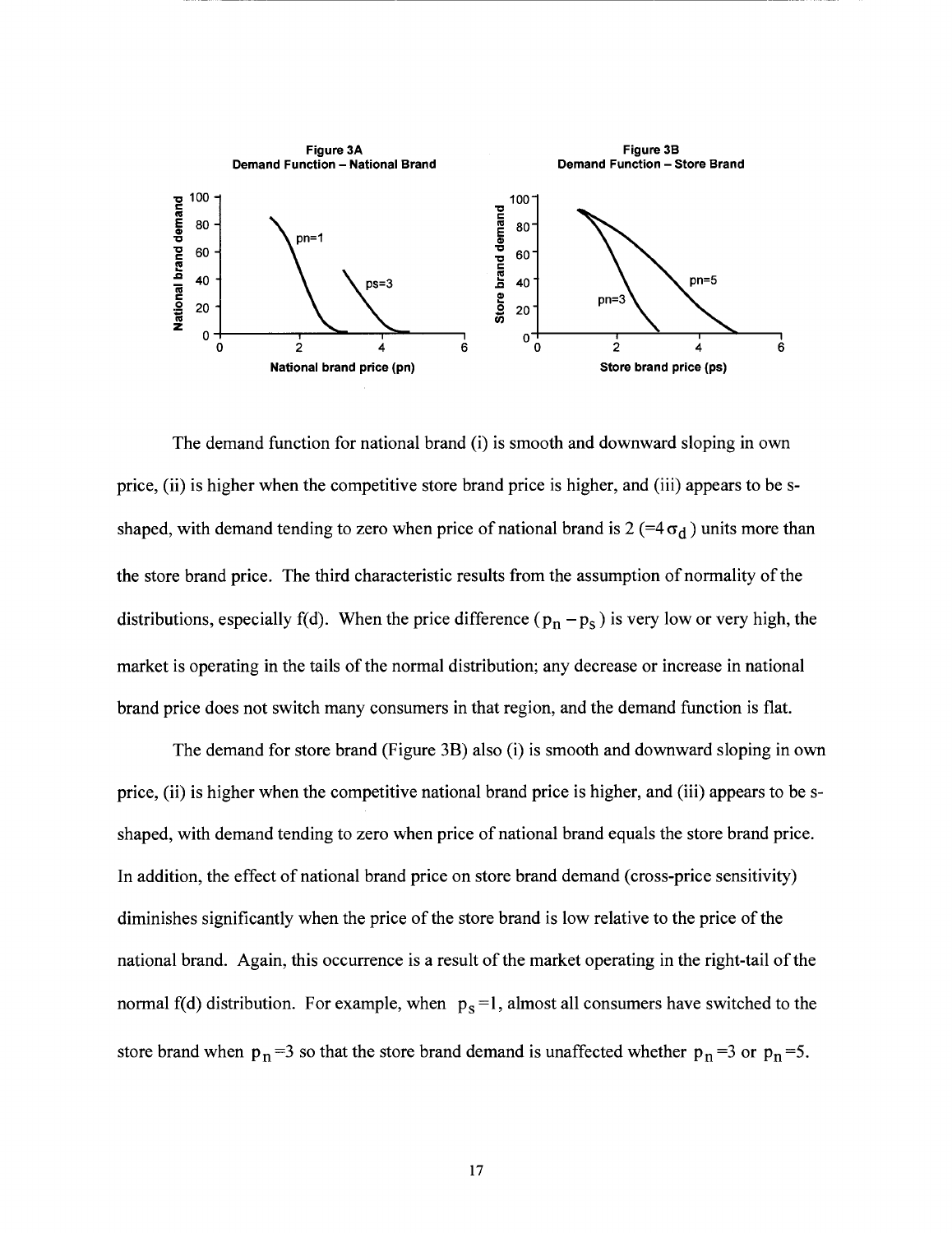**Figure 3A**
**Demand Function – National Brand**

**Figure 3B**
**Demand Function – Store Brand**

The demand function for national brand (i) is smooth and downward sloping in own price, (ii) is higher when the competitive store brand price is higher, and (iii) appears to be s-shaped, with demand tending to zero when price of national brand is 2 ($=4\sigma_d$) units more than the store brand price. The third characteristic results from the assumption of normality of the distributions, especially f(d). When the price difference ($p_n - p_s$) is very low or very high, the market is operating in the tails of the normal distribution; any decrease or increase in national brand price does not switch many consumers in that region, and the demand function is flat.

The demand for store brand (Figure 3B) also (i) is smooth and downward sloping in own price, (ii) is higher when the competitive national brand price is higher, and (iii) appears to be s-shaped, with demand tending to zero when price of national brand equals the store brand price. In addition, the effect of national brand price on store brand demand (cross-price sensitivity) diminishes significantly when the price of the store brand is low relative to the price of the national brand. Again, this occurrence is a result of the market operating in the right-tail of the normal f(d) distribution. For example, when $p_s=1$, almost all consumers have switched to the store brand when $p_n=3$ so that the store brand demand is unaffected whether $p_n=3$ or $p_n=5$.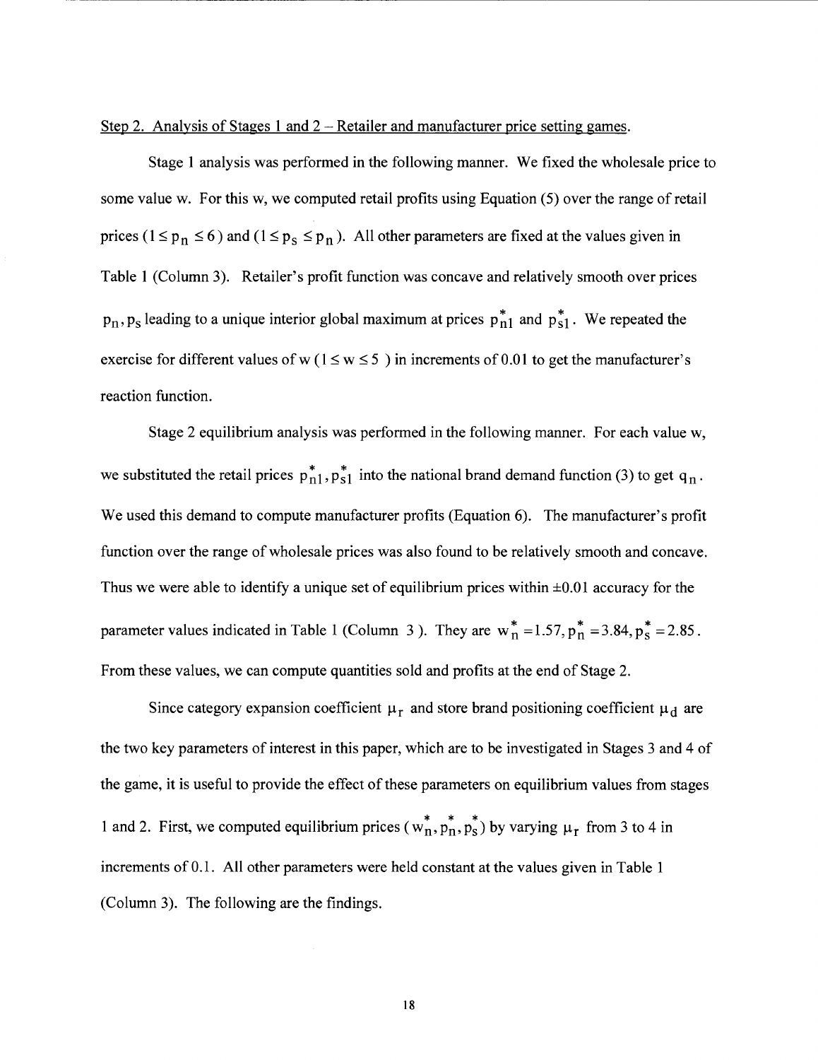<u>Step 2. Analysis of Stages 1 and 2 – Retailer and manufacturer price setting games.</u>

Stage 1 analysis was performed in the following manner. We fixed the wholesale price to some value w. For this w, we computed retail profits using Equation (5) over the range of retail prices ($1 \leq p_n \leq 6$) and ($1 \leq p_s \leq p_n$). All other parameters are fixed at the values given in Table 1 (Column 3). Retailer's profit function was concave and relatively smooth over prices $p_n, p_s$ leading to a unique interior global maximum at prices $p_{n1}^*$ and $p_{s1}^*$. We repeated the exercise for different values of w ($1 \leq w \leq 5$) in increments of 0.01 to get the manufacturer's reaction function.

Stage 2 equilibrium analysis was performed in the following manner. For each value w, we substituted the retail prices $p_{n1}^*, p_{s1}^*$ into the national brand demand function (3) to get $q_n$. We used this demand to compute manufacturer profits (Equation 6). The manufacturer's profit function over the range of wholesale prices was also found to be relatively smooth and concave. Thus we were able to identify a unique set of equilibrium prices within ±0.01 accuracy for the parameter values indicated in Table 1 (Column 3). They are $w_n^* = 1.57, p_n^* = 3.84, p_s^* = 2.85$. From these values, we can compute quantities sold and profits at the end of Stage 2.

Since category expansion coefficient $\mu_r$ and store brand positioning coefficient $\mu_d$ are the two key parameters of interest in this paper, which are to be investigated in Stages 3 and 4 of the game, it is useful to provide the effect of these parameters on equilibrium values from stages 1 and 2. First, we computed equilibrium prices ($w_n^*, p_n^*, p_s^*$) by varying $\mu_r$ from 3 to 4 in increments of 0.1. All other parameters were held constant at the values given in Table 1 (Column 3). The following are the findings.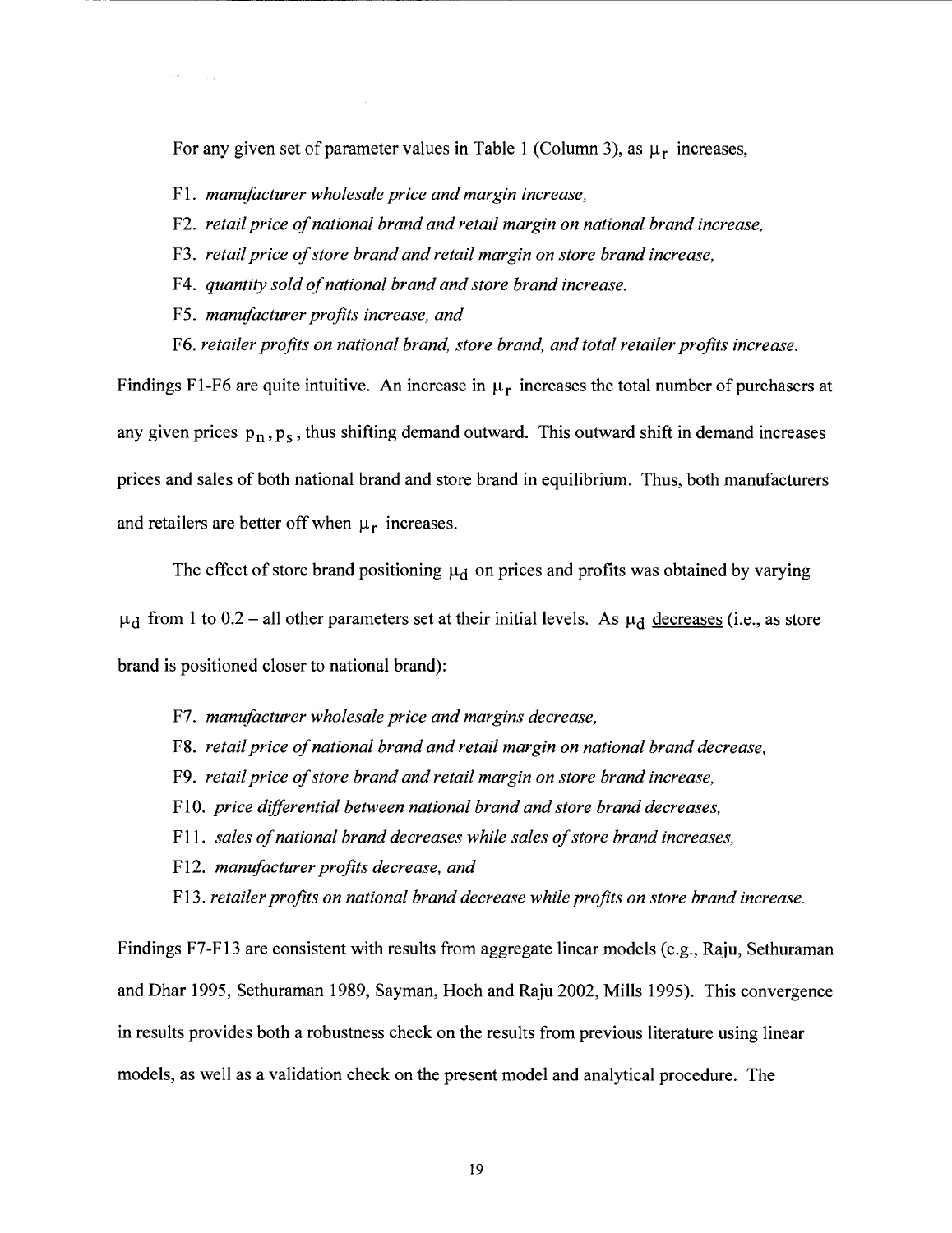For any given set of parameter values in Table 1 (Column 3), as $\mu_r$ increases,

F1. *manufacturer wholesale price and margin increase,*

F2. *retail price of national brand and retail margin on national brand increase,*

F3. *retail price of store brand and retail margin on store brand increase,*

F4. *quantity sold of national brand and store brand increase.*

F5. *manufacturer profits increase, and*

F6. *retailer profits on national brand, store brand, and total retailer profits increase.*

Findings F1-F6 are quite intuitive. An increase in $\mu_r$ increases the total number of purchasers at any given prices $p_n, p_s$, thus shifting demand outward. This outward shift in demand increases prices and sales of both national brand and store brand in equilibrium. Thus, both manufacturers and retailers are better off when $\mu_r$ increases.

The effect of store brand positioning $\mu_d$ on prices and profits was obtained by varying $\mu_d$ from 1 to 0.2 – all other parameters set at their initial levels. As $\mu_d$ decreases (i.e., as store brand is positioned closer to national brand):

F7. *manufacturer wholesale price and margins decrease,*

F8. *retail price of national brand and retail margin on national brand decrease,*

F9. *retail price of store brand and retail margin on store brand increase,*

F10. *price differential between national brand and store brand decreases,*

F11. *sales of national brand decreases while sales of store brand increases,*

F12. *manufacturer profits decrease, and*

F13. *retailer profits on national brand decrease while profits on store brand increase.*

Findings F7-F13 are consistent with results from aggregate linear models (e.g., Raju, Sethuraman and Dhar 1995, Sethuraman 1989, Sayman, Hoch and Raju 2002, Mills 1995). This convergence in results provides both a robustness check on the results from previous literature using linear models, as well as a validation check on the present model and analytical procedure. The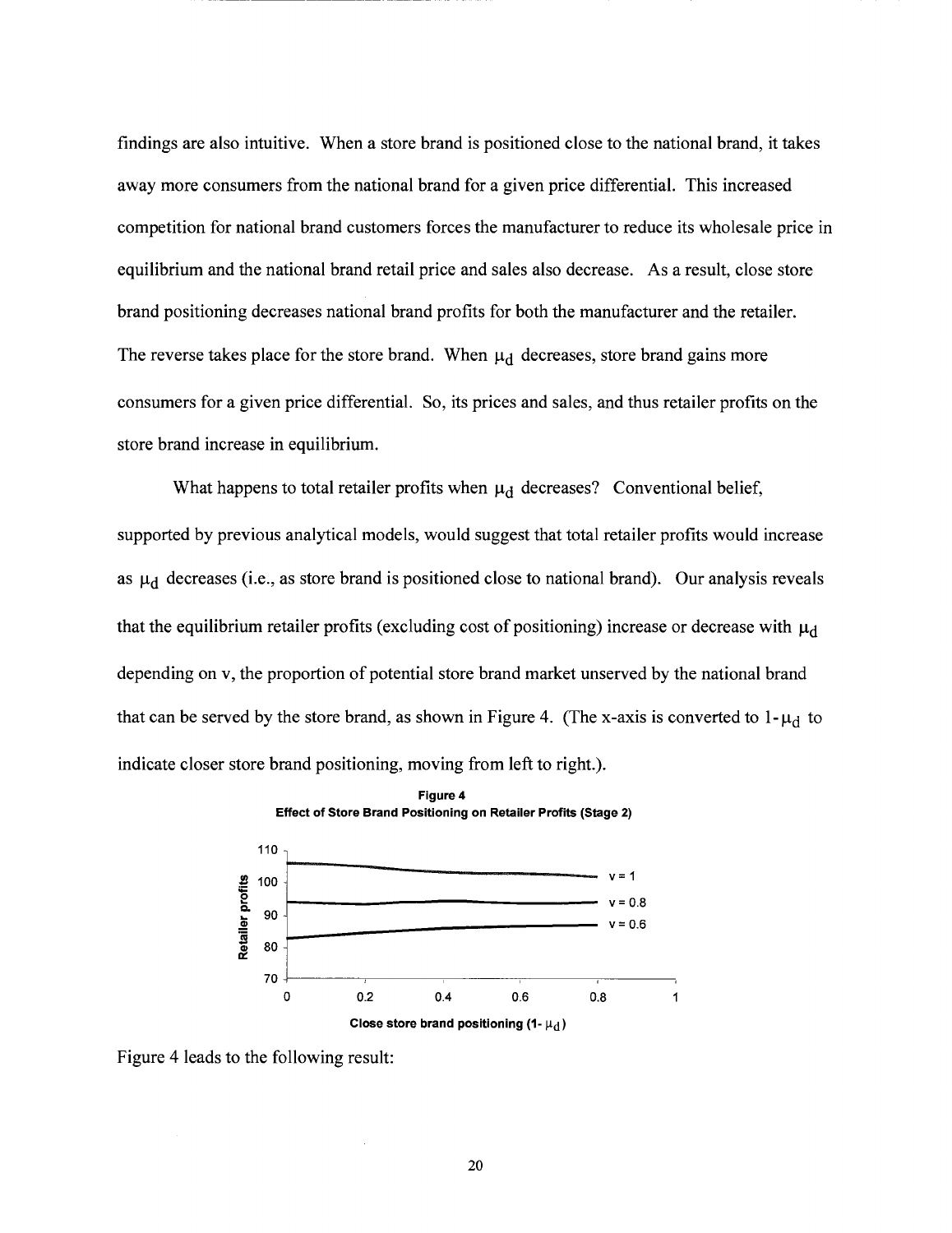findings are also intuitive. When a store brand is positioned close to the national brand, it takes away more consumers from the national brand for a given price differential. This increased competition for national brand customers forces the manufacturer to reduce its wholesale price in equilibrium and the national brand retail price and sales also decrease. As a result, close store brand positioning decreases national brand profits for both the manufacturer and the retailer. The reverse takes place for the store brand. When $\mu_d$ decreases, store brand gains more consumers for a given price differential. So, its prices and sales, and thus retailer profits on the store brand increase in equilibrium.

What happens to total retailer profits when $\mu_d$ decreases? Conventional belief, supported by previous analytical models, would suggest that total retailer profits would increase as $\mu_d$ decreases (i.e., as store brand is positioned close to national brand). Our analysis reveals that the equilibrium retailer profits (excluding cost of positioning) increase or decrease with $\mu_d$ depending on v, the proportion of potential store brand market unserved by the national brand that can be served by the store brand, as shown in Figure 4. (The x-axis is converted to $1-\mu_d$ to indicate closer store brand positioning, moving from left to right.).

**Figure 4**
**Effect of Store Brand Positioning on Retailer Profits (Stage 2)**

Figure 4 leads to the following result: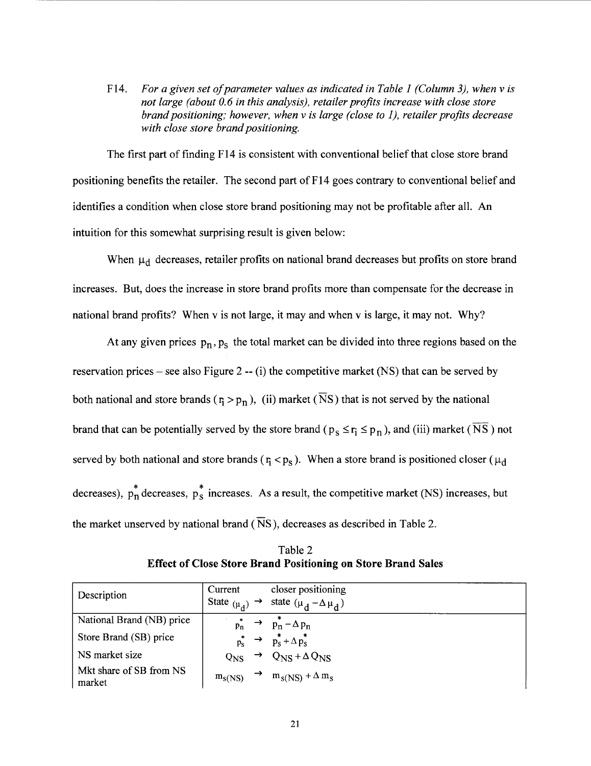F14. *For a given set of parameter values as indicated in Table 1 (Column 3), when v is not large (about 0.6 in this analysis), retailer profits increase with close store brand positioning; however, when v is large (close to 1), retailer profits decrease with close store brand positioning.*

The first part of finding F14 is consistent with conventional belief that close store brand positioning benefits the retailer. The second part of F14 goes contrary to conventional belief and identifies a condition when close store brand positioning may not be profitable after all. An intuition for this somewhat surprising result is given below:

When $\mu_d$ decreases, retailer profits on national brand decreases but profits on store brand increases. But, does the increase in store brand profits more than compensate for the decrease in national brand profits? When v is not large, it may and when v is large, it may not. Why?

At any given prices $p_n, p_s$ the total market can be divided into three regions based on the reservation prices – see also Figure 2 -- (i) the competitive market (NS) that can be served by both national and store brands ($r_i > p_n$), (ii) market ($\overline{N}S$) that is not served by the national brand that can be potentially served by the store brand ($p_s \le r_i \le p_n$), and (iii) market ($\overline{NS}$) not served by both national and store brands ($r_i < p_s$). When a store brand is positioned closer ($\mu_d$ decreases), $p_n^*$ decreases, $p_s^*$ increases. As a result, the competitive market (NS) increases, but the market unserved by national brand ($\overline{N}S$), decreases as described in Table 2.

**Table 2**
**Effect of Close Store Brand Positioning on Store Brand Sales**

| Description | Current State $(\mu_d)$ | → | closer positioning state $(\mu_d - \Delta\mu_d)$ |
|---|---|---|---|
| National Brand (NB) price | $p_n^*$ | → | $p_n^* - \Delta p_n$ |
| Store Brand (SB) price | $p_s^*$ | → | $p_s^* + \Delta p_s^*$ |
| NS market size | $Q_{NS}$ | → | $Q_{NS} + \Delta Q_{NS}$ |
| Mkt share of SB from NS market | $m_{s(NS)}$ | → | $m_{s(NS)} + \Delta m_s$ |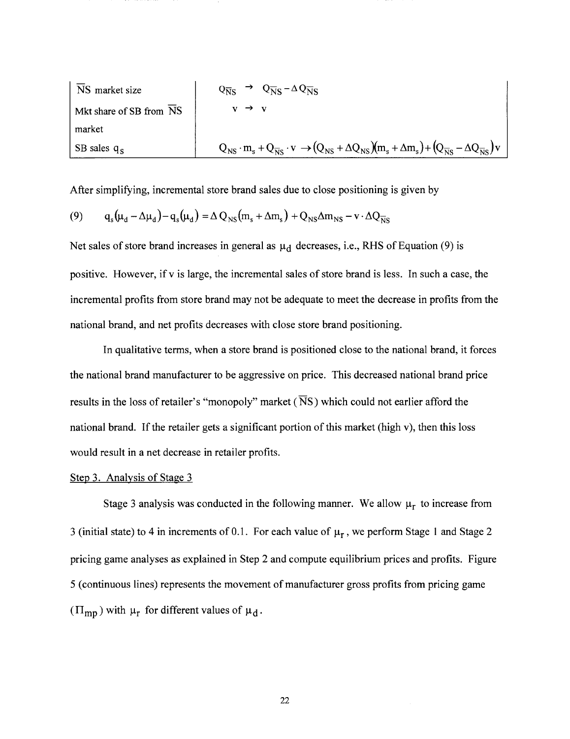| | |
|---|---|
| $\overline{NS}$ market size | $Q_{\overline{NS}} \rightarrow Q_{\overline{NS}} - \Delta Q_{\overline{NS}}$ |
| Mkt share of SB from $\overline{NS}$ market | $v \rightarrow v$ |
| SB sales $q_s$ | $Q_{NS} \cdot m_s + Q_{\overline{NS}} \cdot v \rightarrow (Q_{NS} + \Delta Q_{NS})(m_s + \Delta m_s) + (Q_{\overline{NS}} - \Delta Q_{\overline{NS}})v$ |

After simplifying, incremental store brand sales due to close positioning is given by

$$(9) \qquad q_s(\mu_d - \Delta\mu_d) - q_s(\mu_d) = \Delta Q_{NS}(m_s + \Delta m_s) + Q_{NS}\Delta m_{NS} - v \cdot \Delta Q_{\overline{NS}}$$

Net sales of store brand increases in general as $\mu_d$ decreases, i.e., RHS of Equation (9) is positive. However, if v is large, the incremental sales of store brand is less. In such a case, the incremental profits from store brand may not be adequate to meet the decrease in profits from the national brand, and net profits decreases with close store brand positioning.

In qualitative terms, when a store brand is positioned close to the national brand, it forces the national brand manufacturer to be aggressive on price. This decreased national brand price results in the loss of retailer's "monopoly" market ($\overline{NS}$) which could not earlier afford the national brand. If the retailer gets a significant portion of this market (high v), then this loss would result in a net decrease in retailer profits.

Step 3. Analysis of Stage 3

Stage 3 analysis was conducted in the following manner. We allow $\mu_r$ to increase from 3 (initial state) to 4 in increments of 0.1. For each value of $\mu_r$, we perform Stage 1 and Stage 2 pricing game analyses as explained in Step 2 and compute equilibrium prices and profits. Figure 5 (continuous lines) represents the movement of manufacturer gross profits from pricing game ($\Pi_{mp}$) with $\mu_r$ for different values of $\mu_d$.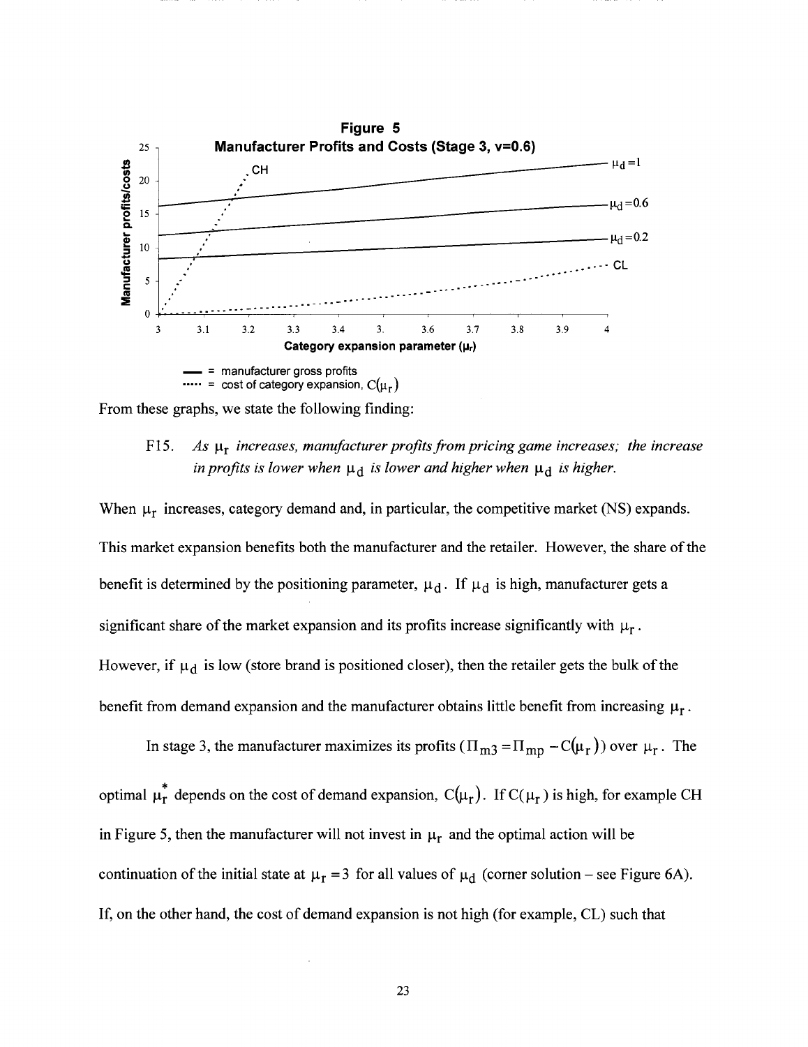**Figure 5**
**Manufacturer Profits and Costs (Stage 3, v=0.6)**

— = manufacturer gross profits
····· = cost of category expansion, $C(\mu_r)$

From these graphs, we state the following finding:

> F15. *As $\mu_r$ increases, manufacturer profits from pricing game increases; the increase in profits is lower when $\mu_d$ is lower and higher when $\mu_d$ is higher.*

When $\mu_r$ increases, category demand and, in particular, the competitive market (NS) expands. This market expansion benefits both the manufacturer and the retailer. However, the share of the benefit is determined by the positioning parameter, $\mu_d$. If $\mu_d$ is high, manufacturer gets a significant share of the market expansion and its profits increase significantly with $\mu_r$. However, if $\mu_d$ is low (store brand is positioned closer), then the retailer gets the bulk of the benefit from demand expansion and the manufacturer obtains little benefit from increasing $\mu_r$.

In stage 3, the manufacturer maximizes its profits ($\Pi_{m3} = \Pi_{mp} - C(\mu_r)$) over $\mu_r$. The optimal $\mu_r^*$ depends on the cost of demand expansion, $C(\mu_r)$. If $C(\mu_r)$ is high, for example CH in Figure 5, then the manufacturer will not invest in $\mu_r$ and the optimal action will be continuation of the initial state at $\mu_r = 3$ for all values of $\mu_d$ (corner solution – see Figure 6A). If, on the other hand, the cost of demand expansion is not high (for example, CL) such that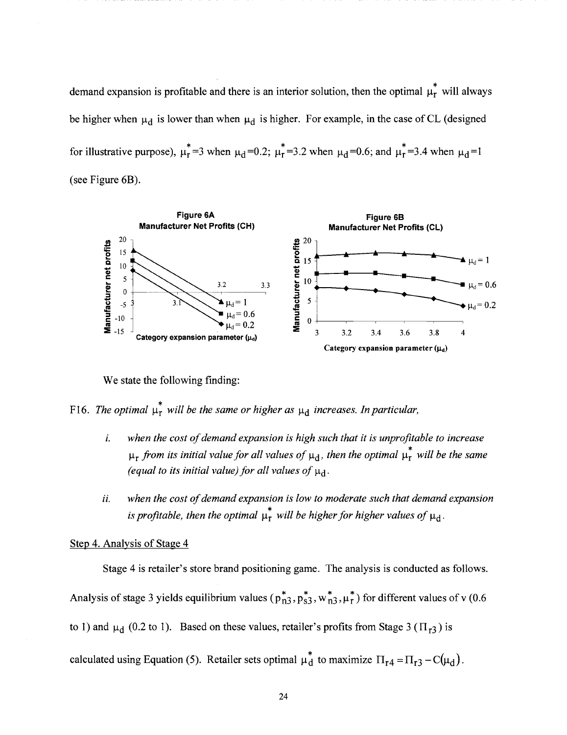demand expansion is profitable and there is an interior solution, then the optimal $\mu_r^*$ will always be higher when $\mu_d$ is lower than when $\mu_d$ is higher. For example, in the case of CL (designed for illustrative purpose), $\mu_r^*=3$ when $\mu_d=0.2$; $\mu_r^*=3.2$ when $\mu_d=0.6$; and $\mu_r^*=3.4$ when $\mu_d=1$ (see Figure 6B).

**Figure 6A**
**Manufacturer Net Profits (CH)**

**Figure 6B**
**Manufacturer Net Profits (CL)**

We state the following finding:

F16. *The optimal $\mu_r^*$ will be the same or higher as $\mu_d$ increases. In particular,*

> i. *when the cost of demand expansion is high such that it is unprofitable to increase $\mu_r$ from its initial value for all values of $\mu_d$, then the optimal $\mu_r^*$ will be the same (equal to its initial value) for all values of $\mu_d$.*
>
> ii. *when the cost of demand expansion is low to moderate such that demand expansion is profitable, then the optimal $\mu_r^*$ will be higher for higher values of $\mu_d$.*

Step 4. Analysis of Stage 4

Stage 4 is retailer's store brand positioning game. The analysis is conducted as follows. Analysis of stage 3 yields equilibrium values ($p_{n3}^*, p_{s3}^*, w_{n3}^*, \mu_r^*$) for different values of v (0.6 to 1) and $\mu_d$ (0.2 to 1). Based on these values, retailer's profits from Stage 3 ($\Pi_{r3}$) is calculated using Equation (5). Retailer sets optimal $\mu_d^*$ to maximize $\Pi_{r4} = \Pi_{r3} - C(\mu_d)$.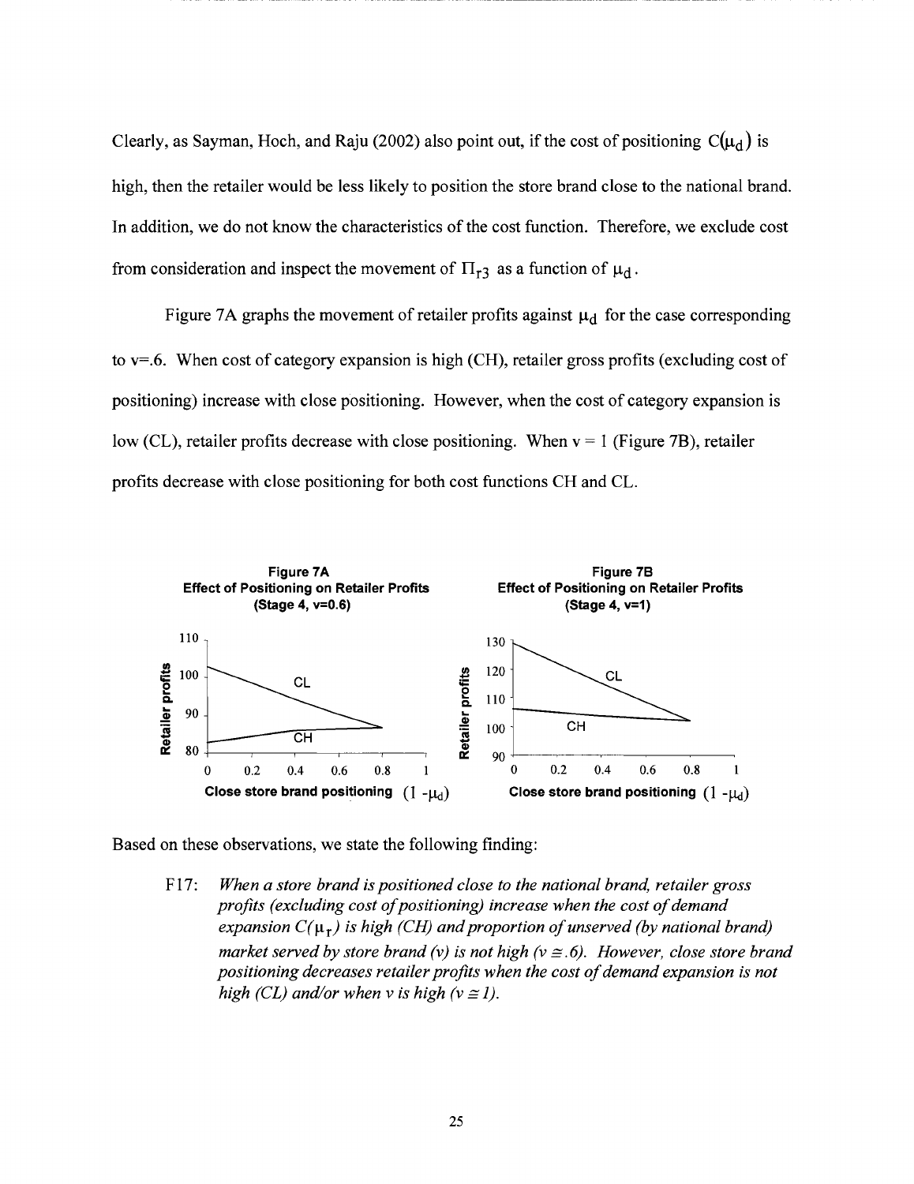Clearly, as Sayman, Hoch, and Raju (2002) also point out, if the cost of positioning $C(\mu_d)$ is high, then the retailer would be less likely to position the store brand close to the national brand. In addition, we do not know the characteristics of the cost function. Therefore, we exclude cost from consideration and inspect the movement of $\Pi_{r3}$ as a function of $\mu_d$.

Figure 7A graphs the movement of retailer profits against $\mu_d$ for the case corresponding to v=.6. When cost of category expansion is high (CH), retailer gross profits (excluding cost of positioning) increase with close positioning. However, when the cost of category expansion is low (CL), retailer profits decrease with close positioning. When v = 1 (Figure 7B), retailer profits decrease with close positioning for both cost functions CH and CL.

**Figure 7A**
**Effect of Positioning on Retailer Profits**
**(Stage 4, v=0.6)**

**Figure 7B**
**Effect of Positioning on Retailer Profits**
**(Stage 4, v=1)**

Based on these observations, we state the following finding:

F17: *When a store brand is positioned close to the national brand, retailer gross profits (excluding cost of positioning) increase when the cost of demand expansion $C(\mu_r)$ is high (CH) and proportion of unserved (by national brand) market served by store brand (v) is not high ($v \cong .6$). However, close store brand positioning decreases retailer profits when the cost of demand expansion is not high (CL) and/or when v is high ($v \cong 1$).*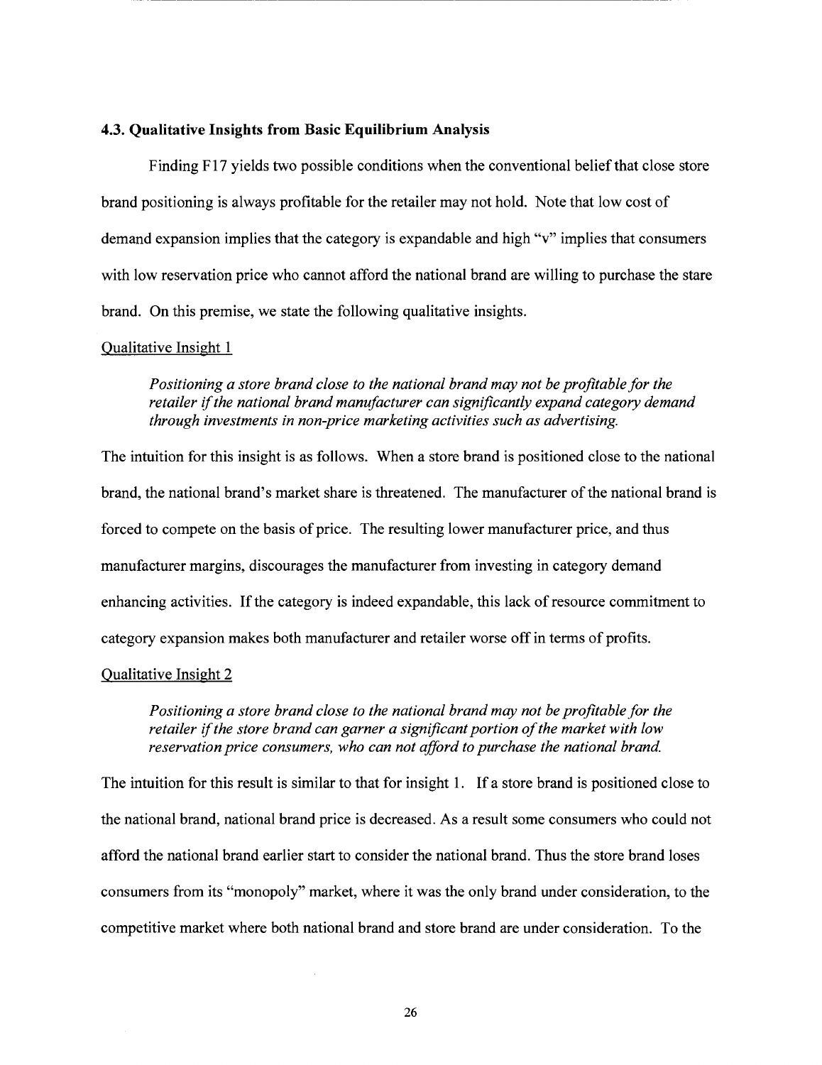### 4.3. Qualitative Insights from Basic Equilibrium Analysis

Finding F17 yields two possible conditions when the conventional belief that close store brand positioning is always profitable for the retailer may not hold. Note that low cost of demand expansion implies that the category is expandable and high "v" implies that consumers with low reservation price who cannot afford the national brand are willing to purchase the stare brand. On this premise, we state the following qualitative insights.

Qualitative Insight 1

> *Positioning a store brand close to the national brand may not be profitable for the retailer if the national brand manufacturer can significantly expand category demand through investments in non-price marketing activities such as advertising.*

The intuition for this insight is as follows. When a store brand is positioned close to the national brand, the national brand's market share is threatened. The manufacturer of the national brand is forced to compete on the basis of price. The resulting lower manufacturer price, and thus manufacturer margins, discourages the manufacturer from investing in category demand enhancing activities. If the category is indeed expandable, this lack of resource commitment to category expansion makes both manufacturer and retailer worse off in terms of profits.

Qualitative Insight 2

> *Positioning a store brand close to the national brand may not be profitable for the retailer if the store brand can garner a significant portion of the market with low reservation price consumers, who can not afford to purchase the national brand.*

The intuition for this result is similar to that for insight 1. If a store brand is positioned close to the national brand, national brand price is decreased. As a result some consumers who could not afford the national brand earlier start to consider the national brand. Thus the store brand loses consumers from its "monopoly" market, where it was the only brand under consideration, to the competitive market where both national brand and store brand are under consideration. To the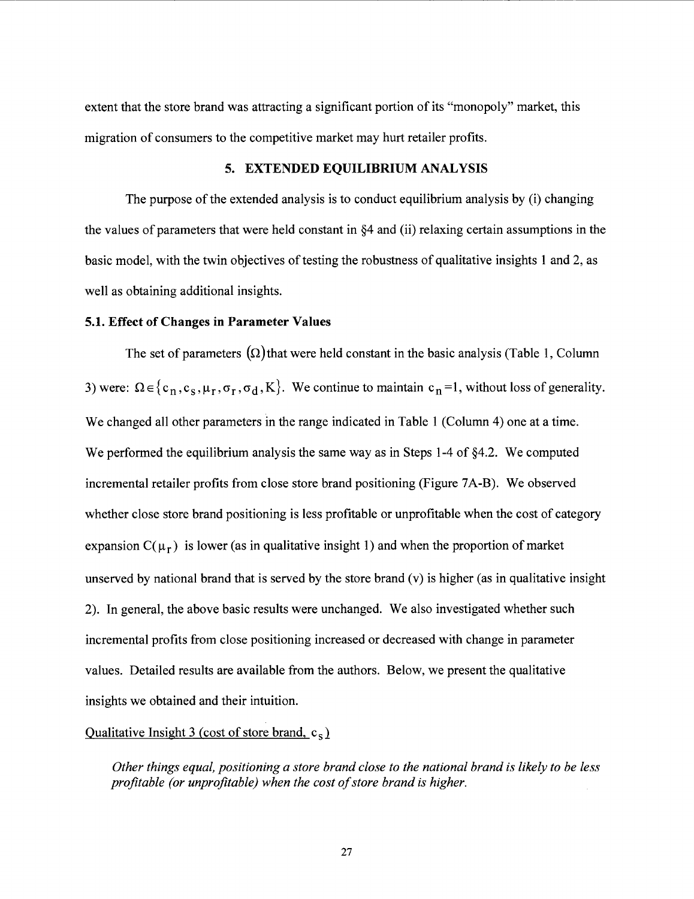extent that the store brand was attracting a significant portion of its "monopoly" market, this migration of consumers to the competitive market may hurt retailer profits.

## 5. EXTENDED EQUILIBRIUM ANALYSIS

The purpose of the extended analysis is to conduct equilibrium analysis by (i) changing the values of parameters that were held constant in §4 and (ii) relaxing certain assumptions in the basic model, with the twin objectives of testing the robustness of qualitative insights 1 and 2, as well as obtaining additional insights.

### 5.1. Effect of Changes in Parameter Values

The set of parameters $(\Omega)$ that were held constant in the basic analysis (Table 1, Column 3) were: $\Omega \in \{c_n, c_s, \mu_r, \sigma_r, \sigma_d, K\}$. We continue to maintain $c_n = 1$, without loss of generality. We changed all other parameters in the range indicated in Table 1 (Column 4) one at a time. We performed the equilibrium analysis the same way as in Steps 1-4 of §4.2. We computed incremental retailer profits from close store brand positioning (Figure 7A-B). We observed whether close store brand positioning is less profitable or unprofitable when the cost of category expansion $C(\mu_r)$ is lower (as in qualitative insight 1) and when the proportion of market unserved by national brand that is served by the store brand (v) is higher (as in qualitative insight 2). In general, the above basic results were unchanged. We also investigated whether such incremental profits from close positioning increased or decreased with change in parameter values. Detailed results are available from the authors. Below, we present the qualitative insights we obtained and their intuition.

Qualitative Insight 3 (cost of store brand, $c_s$)

> *Other things equal, positioning a store brand close to the national brand is likely to be less profitable (or unprofitable) when the cost of store brand is higher.*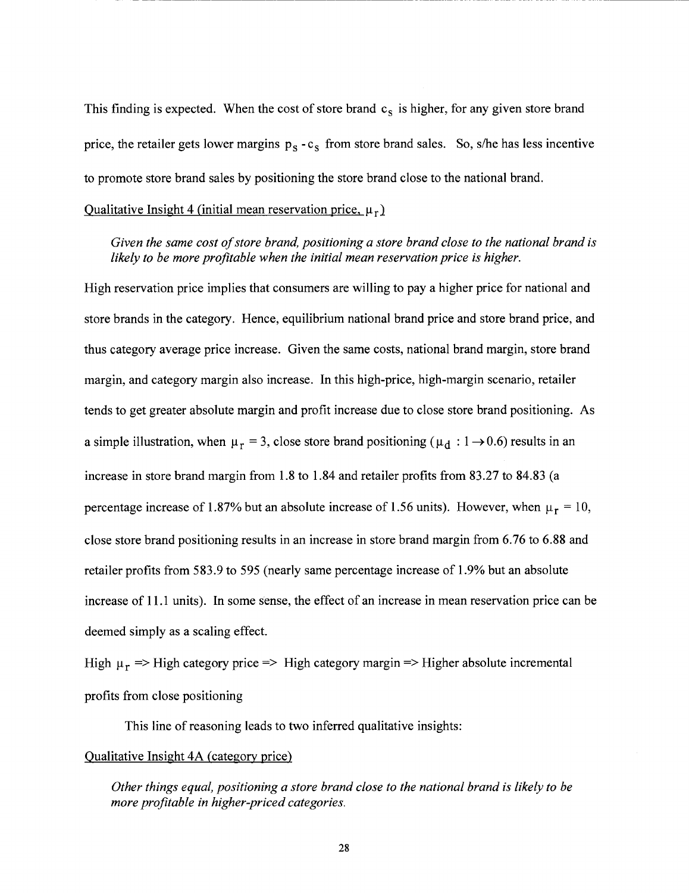This finding is expected. When the cost of store brand $c_s$ is higher, for any given store brand price, the retailer gets lower margins $p_s - c_s$ from store brand sales. So, s/he has less incentive to promote store brand sales by positioning the store brand close to the national brand.

Qualitative Insight 4 (initial mean reservation price, $\mu_r$)

> *Given the same cost of store brand, positioning a store brand close to the national brand is likely to be more profitable when the initial mean reservation price is higher.*

High reservation price implies that consumers are willing to pay a higher price for national and store brands in the category. Hence, equilibrium national brand price and store brand price, and thus category average price increase. Given the same costs, national brand margin, store brand margin, and category margin also increase. In this high-price, high-margin scenario, retailer tends to get greater absolute margin and profit increase due to close store brand positioning. As a simple illustration, when $\mu_r = 3$, close store brand positioning ($\mu_d : 1 \rightarrow 0.6$) results in an increase in store brand margin from 1.8 to 1.84 and retailer profits from 83.27 to 84.83 (a percentage increase of 1.87% but an absolute increase of 1.56 units). However, when $\mu_r = 10$, close store brand positioning results in an increase in store brand margin from 6.76 to 6.88 and retailer profits from 583.9 to 595 (nearly same percentage increase of 1.9% but an absolute increase of 11.1 units). In some sense, the effect of an increase in mean reservation price can be deemed simply as a scaling effect.

High $\mu_r$ => High category price => High category margin => Higher absolute incremental profits from close positioning

This line of reasoning leads to two inferred qualitative insights:

Qualitative Insight 4A (category price)

> *Other things equal, positioning a store brand close to the national brand is likely to be more profitable in higher-priced categories.*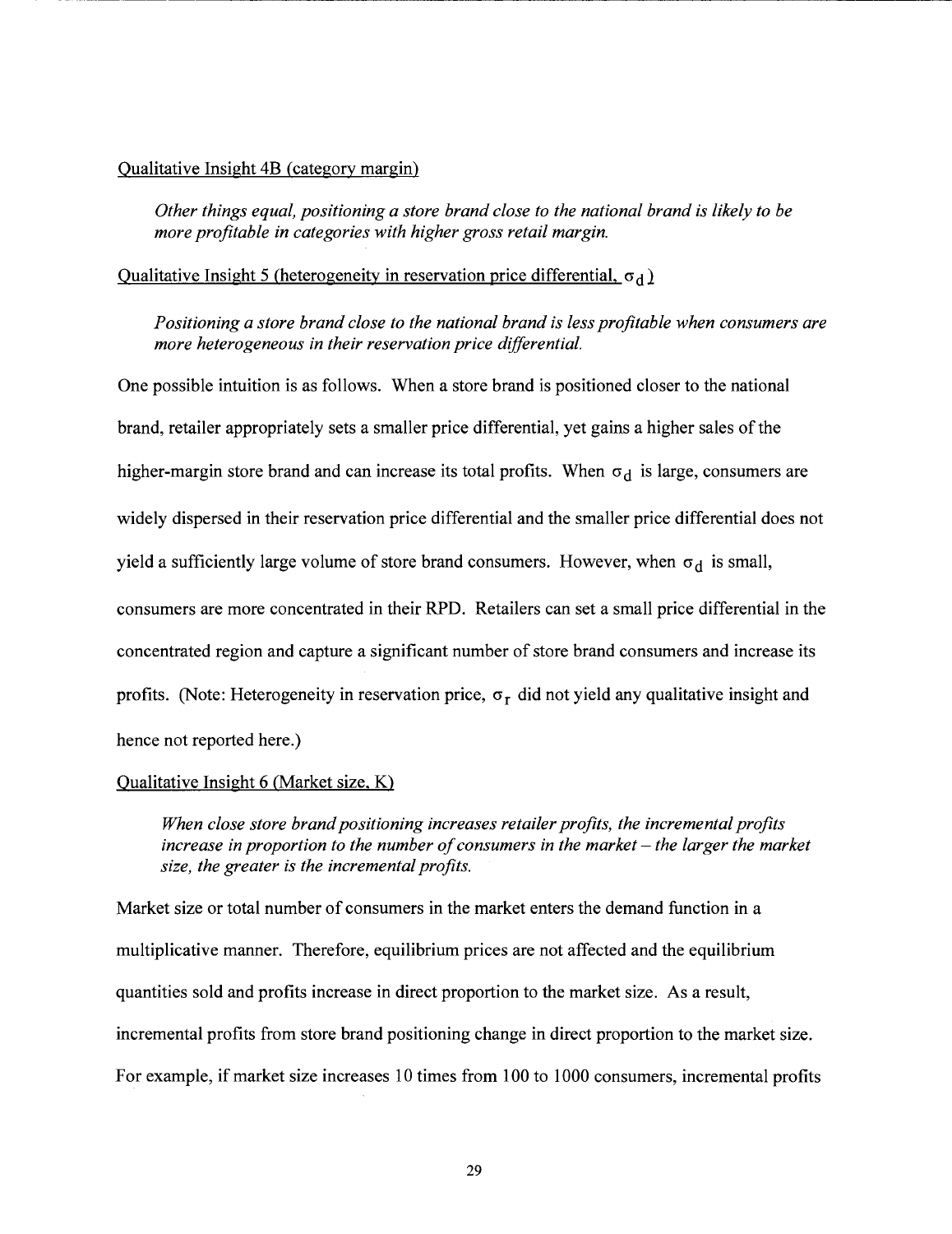Qualitative Insight 4B (category margin)

> *Other things equal, positioning a store brand close to the national brand is likely to be more profitable in categories with higher gross retail margin.*

Qualitative Insight 5 (heterogeneity in reservation price differential, $\sigma_d$)

> *Positioning a store brand close to the national brand is less profitable when consumers are more heterogeneous in their reservation price differential.*

One possible intuition is as follows. When a store brand is positioned closer to the national brand, retailer appropriately sets a smaller price differential, yet gains a higher sales of the higher-margin store brand and can increase its total profits. When $\sigma_d$ is large, consumers are widely dispersed in their reservation price differential and the smaller price differential does not yield a sufficiently large volume of store brand consumers. However, when $\sigma_d$ is small, consumers are more concentrated in their RPD. Retailers can set a small price differential in the concentrated region and capture a significant number of store brand consumers and increase its profits. (Note: Heterogeneity in reservation price, $\sigma_r$ did not yield any qualitative insight and hence not reported here.)

Qualitative Insight 6 (Market size, K)

> *When close store brand positioning increases retailer profits, the incremental profits increase in proportion to the number of consumers in the market – the larger the market size, the greater is the incremental profits.*

Market size or total number of consumers in the market enters the demand function in a multiplicative manner. Therefore, equilibrium prices are not affected and the equilibrium quantities sold and profits increase in direct proportion to the market size. As a result, incremental profits from store brand positioning change in direct proportion to the market size. For example, if market size increases 10 times from 100 to 1000 consumers, incremental profits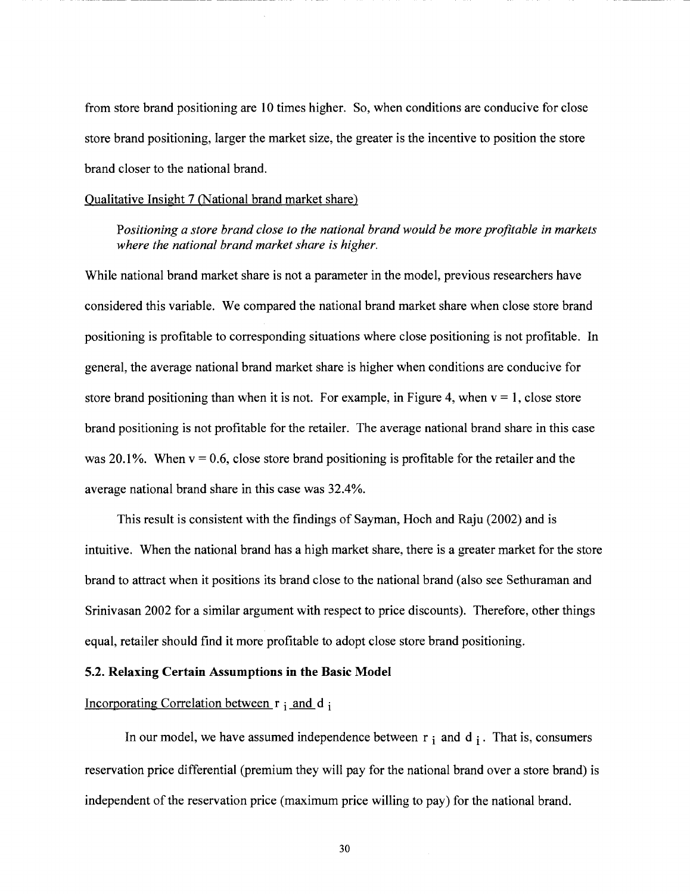from store brand positioning are 10 times higher. So, when conditions are conducive for close store brand positioning, larger the market size, the greater is the incentive to position the store brand closer to the national brand.

Qualitative Insight 7 (National brand market share)

> *Positioning a store brand close to the national brand would be more profitable in markets where the national brand market share is higher.*

While national brand market share is not a parameter in the model, previous researchers have considered this variable. We compared the national brand market share when close store brand positioning is profitable to corresponding situations where close positioning is not profitable. In general, the average national brand market share is higher when conditions are conducive for store brand positioning than when it is not. For example, in Figure 4, when $v = 1$, close store brand positioning is not profitable for the retailer. The average national brand share in this case was 20.1%. When $v = 0.6$, close store brand positioning is profitable for the retailer and the average national brand share in this case was 32.4%.

This result is consistent with the findings of Sayman, Hoch and Raju (2002) and is intuitive. When the national brand has a high market share, there is a greater market for the store brand to attract when it positions its brand close to the national brand (also see Sethuraman and Srinivasan 2002 for a similar argument with respect to price discounts). Therefore, other things equal, retailer should find it more profitable to adopt close store brand positioning.

**5.2. Relaxing Certain Assumptions in the Basic Model**

Incorporating Correlation between $r_i$ and $d_i$

In our model, we have assumed independence between $r_i$ and $d_i$. That is, consumers reservation price differential (premium they will pay for the national brand over a store brand) is independent of the reservation price (maximum price willing to pay) for the national brand.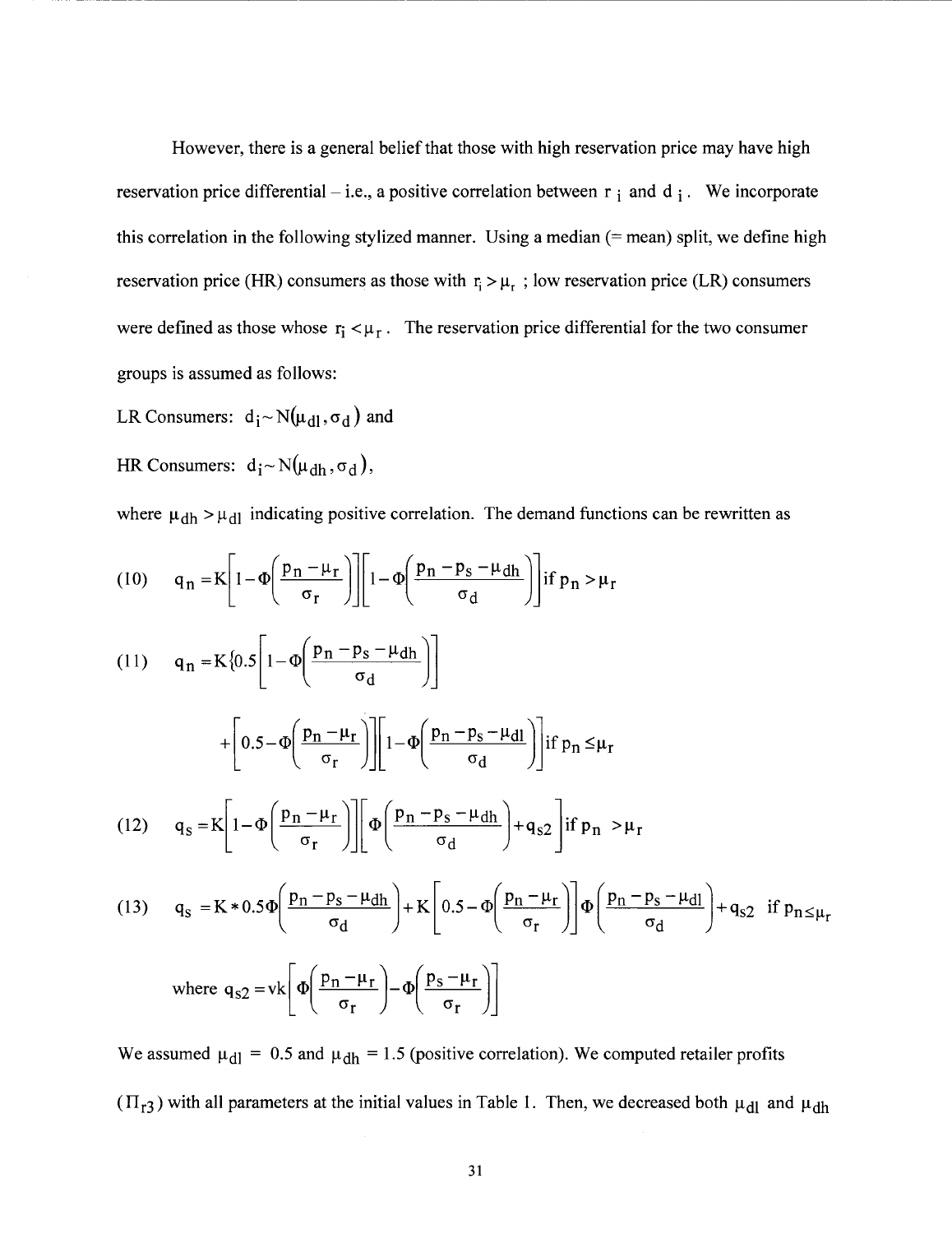However, there is a general belief that those with high reservation price may have high reservation price differential – i.e., a positive correlation between $r_i$ and $d_i$. We incorporate this correlation in the following stylized manner. Using a median (= mean) split, we define high reservation price (HR) consumers as those with $r_i > \mu_r$ ; low reservation price (LR) consumers were defined as those whose $r_i < \mu_r$. The reservation price differential for the two consumer groups is assumed as follows:

LR Consumers: $d_i \sim N(\mu_{dl}, \sigma_d)$ and

HR Consumers: $d_i \sim N(\mu_{dh}, \sigma_d)$,

where $\mu_{dh} > \mu_{dl}$ indicating positive correlation. The demand functions can be rewritten as

$$(10) \quad q_n = K\left[1-\Phi\left(\frac{p_n-\mu_r}{\sigma_r}\right)\right]\left[1-\Phi\left(\frac{p_n-p_s-\mu_{dh}}{\sigma_d}\right)\right] \text{if } p_n > \mu_r$$

$$(11) \quad q_n = K\left\{0.5\left[1-\Phi\left(\frac{p_n-p_s-\mu_{dh}}{\sigma_d}\right)\right]\right.$$

$$\left. + \left[0.5-\Phi\left(\frac{p_n-\mu_r}{\sigma_r}\right)\right]\left[1-\Phi\left(\frac{p_n-p_s-\mu_{dl}}{\sigma_d}\right)\right]\right\} \text{if } p_n \le \mu_r$$

$$(12) \quad q_s = K\left[1-\Phi\left(\frac{p_n-\mu_r}{\sigma_r}\right)\right]\left[\Phi\left(\frac{p_n-p_s-\mu_{dh}}{\sigma_d}\right)+q_{s2}\right] \text{if } p_n > \mu_r$$

$$(13) \quad q_s = K*0.5\Phi\left(\frac{p_n-p_s-\mu_{dh}}{\sigma_d}\right)+K\left[0.5-\Phi\left(\frac{p_n-\mu_r}{\sigma_r}\right)\right]\Phi\left(\frac{p_n-p_s-\mu_{dl}}{\sigma_d}\right)+q_{s2} \text{ if } p_n \le \mu_r$$

$$\text{where } q_{s2} = vk\left[\Phi\left(\frac{p_n-\mu_r}{\sigma_r}\right)-\Phi\left(\frac{p_s-\mu_r}{\sigma_r}\right)\right]$$

We assumed $\mu_{dl} = 0.5$ and $\mu_{dh} = 1.5$ (positive correlation). We computed retailer profits ($\Pi_{r3}$) with all parameters at the initial values in Table 1. Then, we decreased both $\mu_{dl}$ and $\mu_{dh}$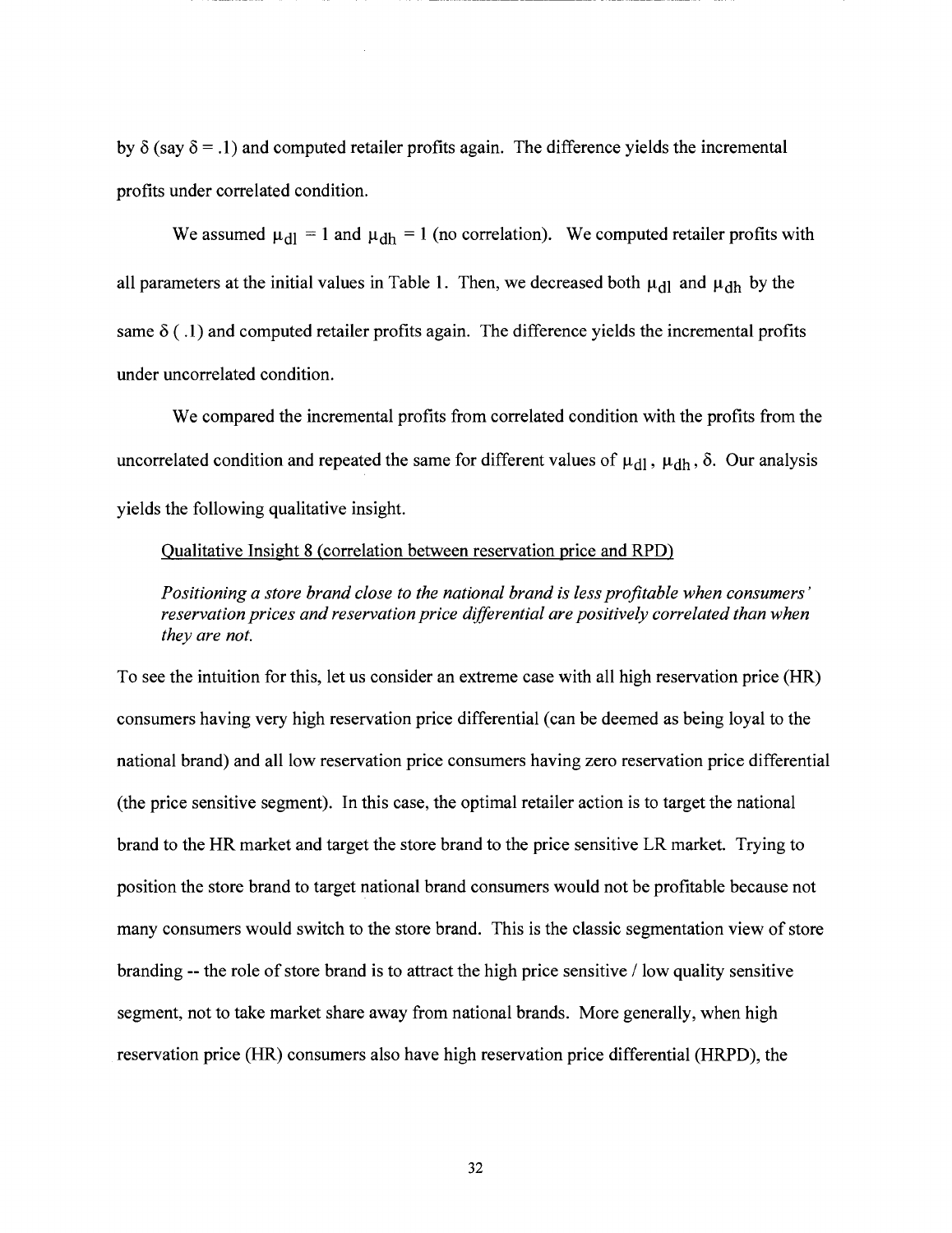by $\delta$ (say $\delta = .1$) and computed retailer profits again. The difference yields the incremental profits under correlated condition.

We assumed $\mu_{dl} = 1$ and $\mu_{dh} = 1$ (no correlation). We computed retailer profits with all parameters at the initial values in Table 1. Then, we decreased both $\mu_{dl}$ and $\mu_{dh}$ by the same $\delta$ ( .1) and computed retailer profits again. The difference yields the incremental profits under uncorrelated condition.

We compared the incremental profits from correlated condition with the profits from the uncorrelated condition and repeated the same for different values of $\mu_{dl}$, $\mu_{dh}$, $\delta$. Our analysis yields the following qualitative insight.

> Qualitative Insight 8 (correlation between reservation price and RPD)
>
> *Positioning a store brand close to the national brand is less profitable when consumers' reservation prices and reservation price differential are positively correlated than when they are not.*

To see the intuition for this, let us consider an extreme case with all high reservation price (HR) consumers having very high reservation price differential (can be deemed as being loyal to the national brand) and all low reservation price consumers having zero reservation price differential (the price sensitive segment). In this case, the optimal retailer action is to target the national brand to the HR market and target the store brand to the price sensitive LR market. Trying to position the store brand to target national brand consumers would not be profitable because not many consumers would switch to the store brand. This is the classic segmentation view of store branding -- the role of store brand is to attract the high price sensitive / low quality sensitive segment, not to take market share away from national brands. More generally, when high reservation price (HR) consumers also have high reservation price differential (HRPD), the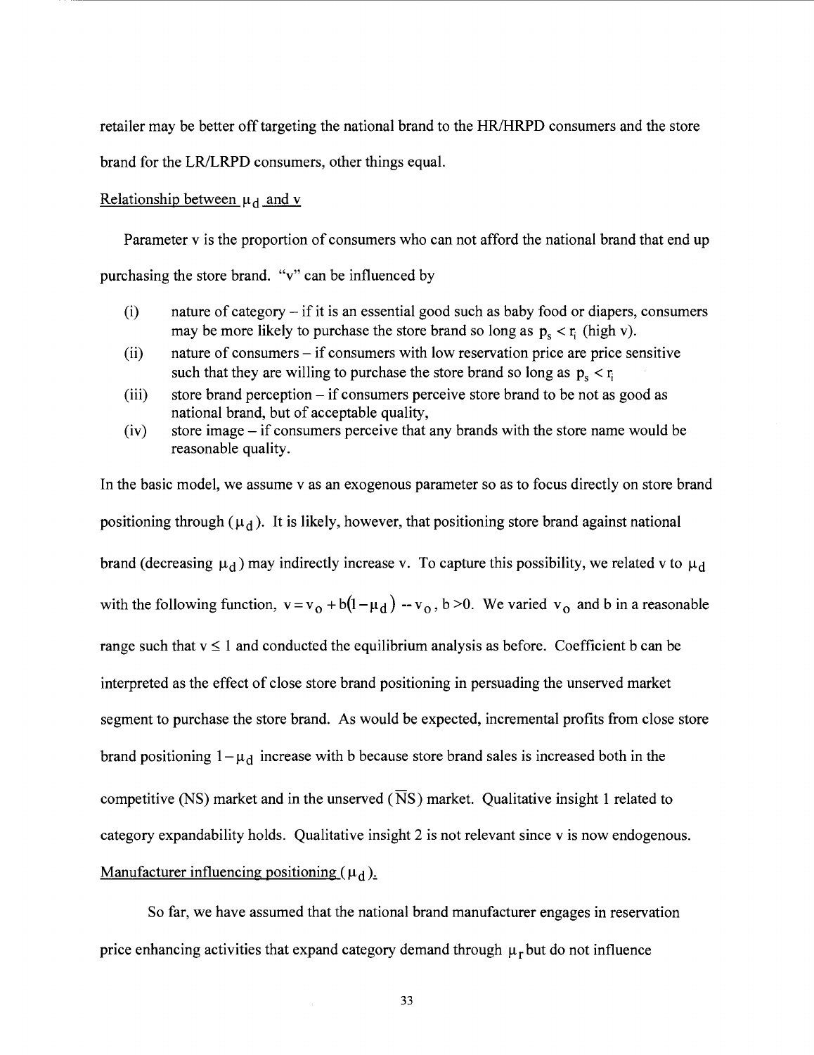retailer may be better off targeting the national brand to the HR/HRPD consumers and the store brand for the LR/LRPD consumers, other things equal.

Relationship between $\mu_d$ and v

Parameter v is the proportion of consumers who can not afford the national brand that end up purchasing the store brand. "v" can be influenced by

(i) nature of category – if it is an essential good such as baby food or diapers, consumers may be more likely to purchase the store brand so long as $p_s < r_i$ (high v).

(ii) nature of consumers – if consumers with low reservation price are price sensitive such that they are willing to purchase the store brand so long as $p_s < r_i$

(iii) store brand perception – if consumers perceive store brand to be not as good as national brand, but of acceptable quality,

(iv) store image – if consumers perceive that any brands with the store name would be reasonable quality.

In the basic model, we assume v as an exogenous parameter so as to focus directly on store brand positioning through ($\mu_d$). It is likely, however, that positioning store brand against national brand (decreasing $\mu_d$) may indirectly increase v. To capture this possibility, we related v to $\mu_d$ with the following function, $v = v_0 + b(1-\mu_d)$ -- $v_0$, b >0. We varied $v_0$ and b in a reasonable range such that $v \leq 1$ and conducted the equilibrium analysis as before. Coefficient b can be interpreted as the effect of close store brand positioning in persuading the unserved market segment to purchase the store brand. As would be expected, incremental profits from close store brand positioning $1-\mu_d$ increase with b because store brand sales is increased both in the competitive (NS) market and in the unserved ($\overline{NS}$) market. Qualitative insight 1 related to category expandability holds. Qualitative insight 2 is not relevant since v is now endogenous.

Manufacturer influencing positioning ($\mu_d$).

So far, we have assumed that the national brand manufacturer engages in reservation price enhancing activities that expand category demand through $\mu_r$ but do not influence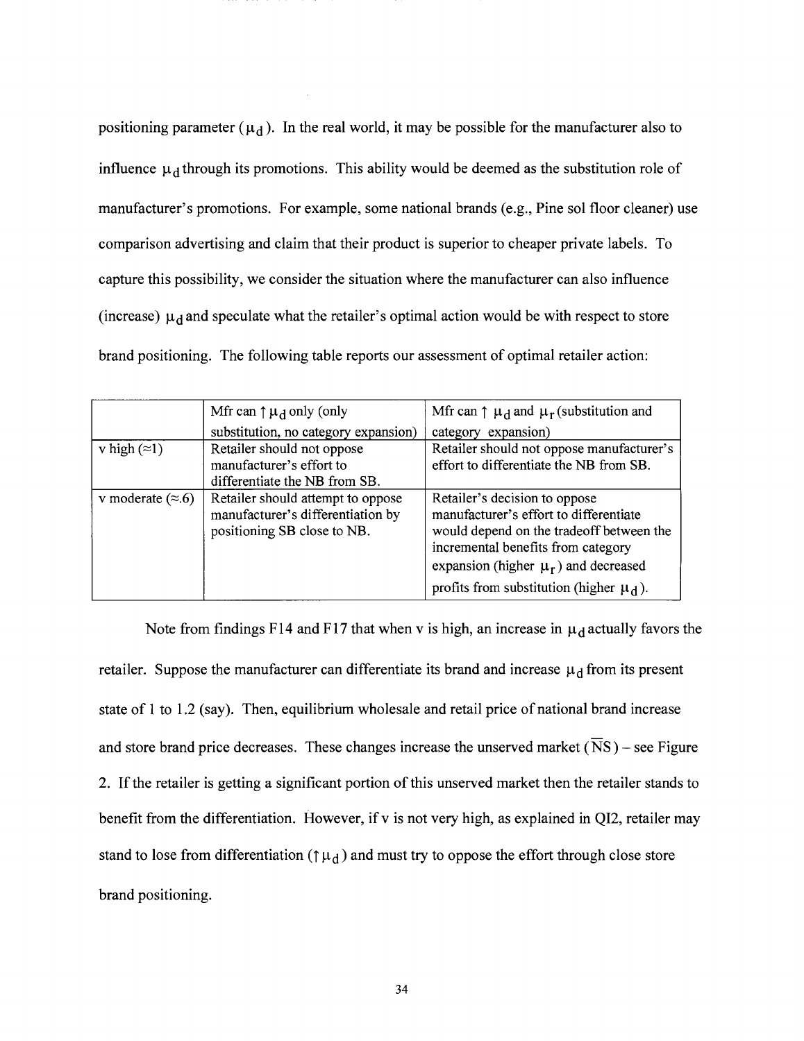positioning parameter ($\mu_d$). In the real world, it may be possible for the manufacturer also to influence $\mu_d$ through its promotions. This ability would be deemed as the substitution role of manufacturer's promotions. For example, some national brands (e.g., Pine sol floor cleaner) use comparison advertising and claim that their product is superior to cheaper private labels. To capture this possibility, we consider the situation where the manufacturer can also influence (increase) $\mu_d$ and speculate what the retailer's optimal action would be with respect to store brand positioning. The following table reports our assessment of optimal retailer action:

| | Mfr can $\uparrow \mu_d$ only (only substitution, no category expansion) | Mfr can $\uparrow$ $\mu_d$ and $\mu_r$ (substitution and category expansion) |
|---|---|---|
| v high ($\approx$1) | Retailer should not oppose manufacturer's effort to differentiate the NB from SB. | Retailer should not oppose manufacturer's effort to differentiate the NB from SB. |
| v moderate ($\approx$.6) | Retailer should attempt to oppose manufacturer's differentiation by positioning SB close to NB. | Retailer's decision to oppose manufacturer's effort to differentiate would depend on the tradeoff between the incremental benefits from category expansion (higher $\mu_r$) and decreased profits from substitution (higher $\mu_d$). |

Note from findings F14 and F17 that when v is high, an increase in $\mu_d$ actually favors the retailer. Suppose the manufacturer can differentiate its brand and increase $\mu_d$ from its present state of 1 to 1.2 (say). Then, equilibrium wholesale and retail price of national brand increase and store brand price decreases. These changes increase the unserved market ($\overline{NS}$) – see Figure 2. If the retailer is getting a significant portion of this unserved market then the retailer stands to benefit from the differentiation. However, if v is not very high, as explained in QI2, retailer may stand to lose from differentiation ($\uparrow \mu_d$) and must try to oppose the effort through close store brand positioning.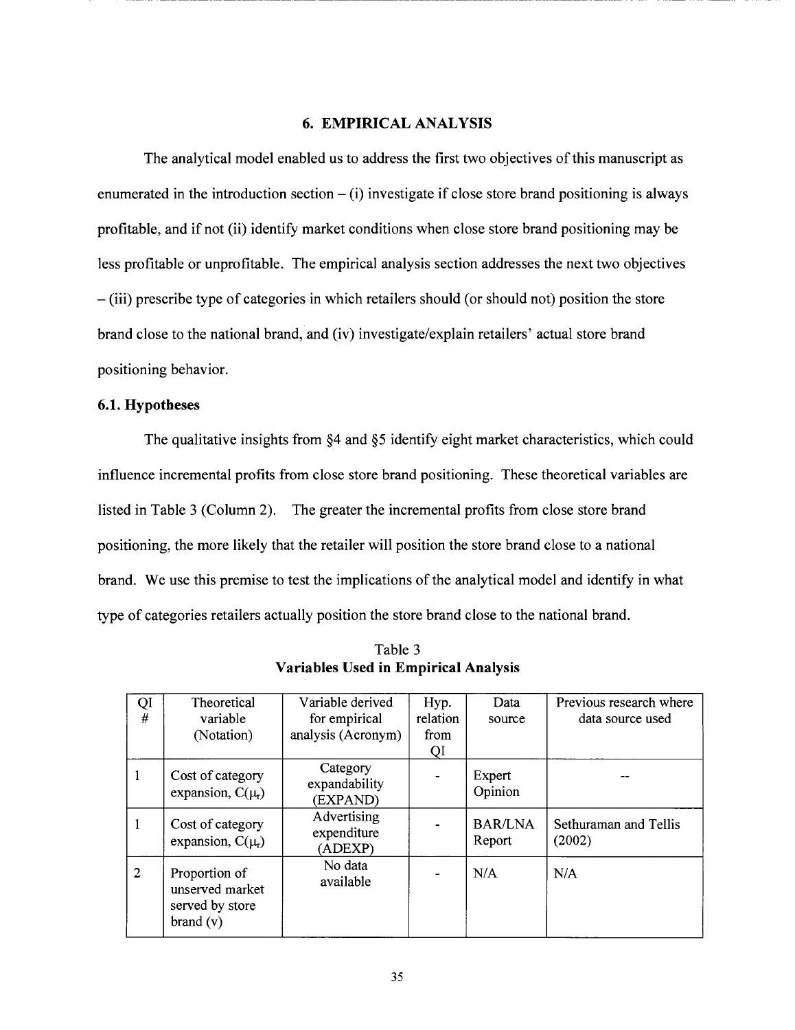## 6. EMPIRICAL ANALYSIS

The analytical model enabled us to address the first two objectives of this manuscript as enumerated in the introduction section – (i) investigate if close store brand positioning is always profitable, and if not (ii) identify market conditions when close store brand positioning may be less profitable or unprofitable. The empirical analysis section addresses the next two objectives – (iii) prescribe type of categories in which retailers should (or should not) position the store brand close to the national brand, and (iv) investigate/explain retailers' actual store brand positioning behavior.

### 6.1. Hypotheses

The qualitative insights from §4 and §5 identify eight market characteristics, which could influence incremental profits from close store brand positioning. These theoretical variables are listed in Table 3 (Column 2). The greater the incremental profits from close store brand positioning, the more likely that the retailer will position the store brand close to a national brand. We use this premise to test the implications of the analytical model and identify in what type of categories retailers actually position the store brand close to the national brand.

Table 3
**Variables Used in Empirical Analysis**

| QI # | Theoretical variable (Notation) | Variable derived for empirical analysis (Acronym) | Hyp. relation from QI | Data source | Previous research where data source used |
|---|---|---|---|---|---|
| 1 | Cost of category expansion, $C(\mu_r)$ | Category expandability (EXPAND) | - | Expert Opinion | -- |
| 1 | Cost of category expansion, $C(\mu_r)$ | Advertising expenditure (ADEXP) | - | BAR/LNA Report | Sethuraman and Tellis (2002) |
| 2 | Proportion of unserved market served by store brand (v) | No data available | - | N/A | N/A |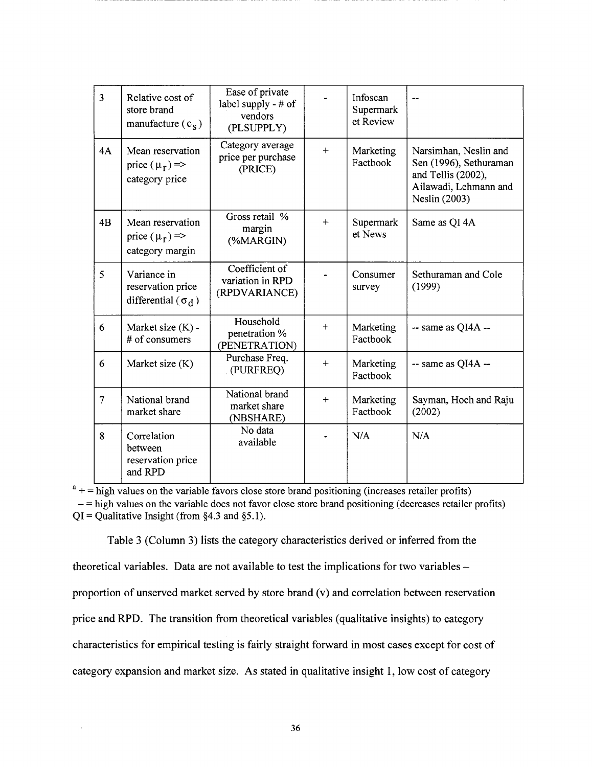| 3 | Relative cost of store brand manufacture ( $c_s$ ) | Ease of private label supply - # of vendors (PLSUPPLY) | - | Infoscan Supermarket Review | -- |
|---|---|---|---|---|---|
| 4A | Mean reservation price ( $\mu_r$ ) => category price | Category average price per purchase (PRICE) | + | Marketing Factbook | Narsimhan, Neslin and Sen (1996), Sethuraman and Tellis (2002), Ailawadi, Lehmann and Neslin (2003) |
| 4B | Mean reservation price ( $\mu_r$ ) => category margin | Gross retail % margin (%MARGIN) | + | Supermarket News | Same as QI 4A |
| 5 | Variance in reservation price differential ( $\sigma_d$ ) | Coefficient of variation in RPD (RPDVARIANCE) | - | Consumer survey | Sethuraman and Cole (1999) |
| 6 | Market size (K) - # of consumers | Household penetration % (PENETRATION) | + | Marketing Factbook | -- same as QI4A -- |
| 6 | Market size (K) | Purchase Freq. (PURFREQ) | + | Marketing Factbook | -- same as QI4A -- |
| 7 | National brand market share | National brand market share (NBSHARE) | + | Marketing Factbook | Sayman, Hoch and Raju (2002) |
| 8 | Correlation between reservation price and RPD | No data available | - | N/A | N/A |

[a] + = high values on the variable favors close store brand positioning (increases retailer profits)
 – = high values on the variable does not favor close store brand positioning (decreases retailer profits)
QI = Qualitative Insight (from §4.3 and §5.1).

Table 3 (Column 3) lists the category characteristics derived or inferred from the theoretical variables. Data are not available to test the implications for two variables – proportion of unserved market served by store brand (v) and correlation between reservation price and RPD. The transition from theoretical variables (qualitative insights) to category characteristics for empirical testing is fairly straight forward in most cases except for cost of category expansion and market size. As stated in qualitative insight 1, low cost of category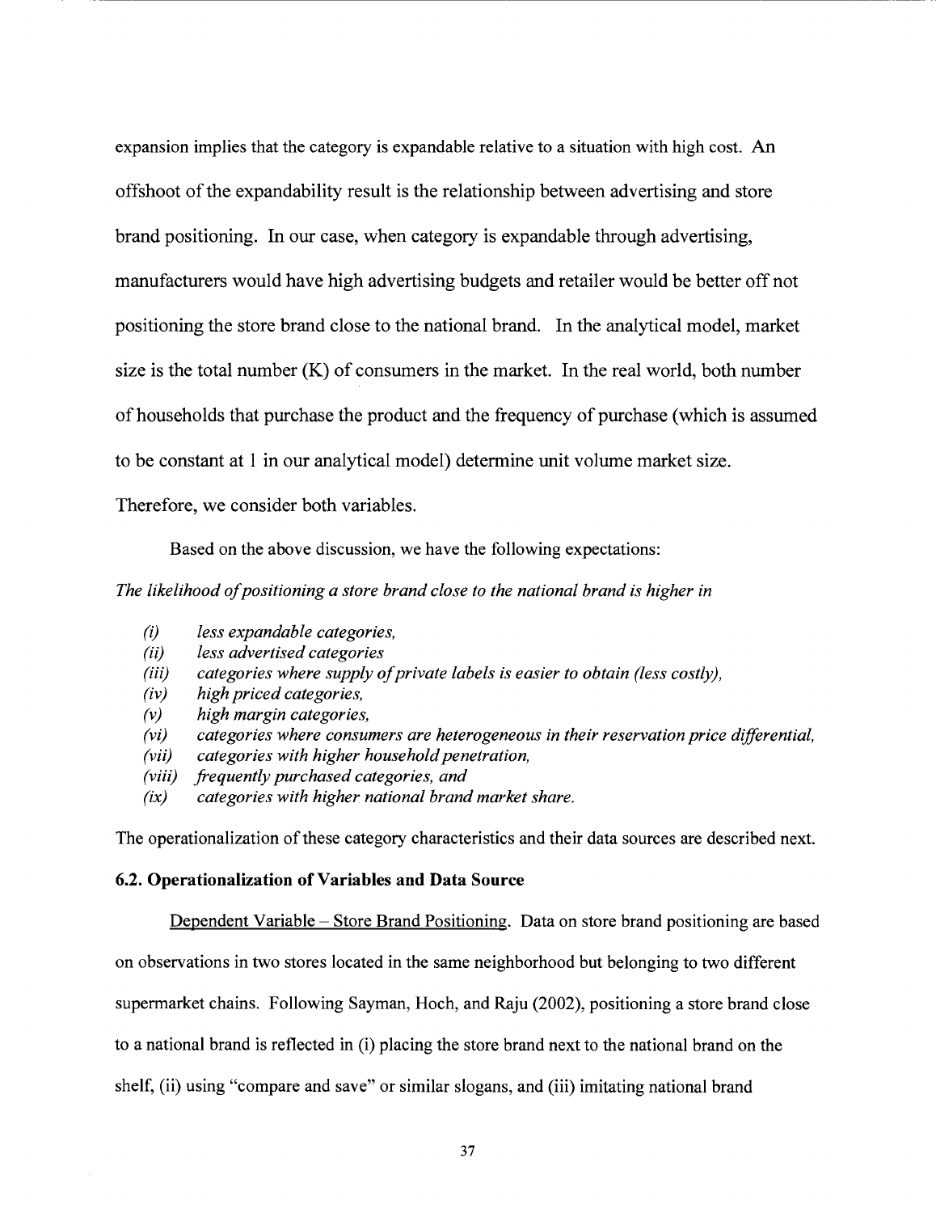expansion implies that the category is expandable relative to a situation with high cost. An offshoot of the expandability result is the relationship between advertising and store brand positioning. In our case, when category is expandable through advertising, manufacturers would have high advertising budgets and retailer would be better off not positioning the store brand close to the national brand. In the analytical model, market size is the total number (K) of consumers in the market. In the real world, both number of households that purchase the product and the frequency of purchase (which is assumed to be constant at 1 in our analytical model) determine unit volume market size. Therefore, we consider both variables.

Based on the above discussion, we have the following expectations:

*The likelihood of positioning a store brand close to the national brand is higher in*

- *(i) less expandable categories,*
- *(ii) less advertised categories*
- *(iii) categories where supply of private labels is easier to obtain (less costly),*
- *(iv) high priced categories,*
- *(v) high margin categories,*
- *(vi) categories where consumers are heterogeneous in their reservation price differential,*
- *(vii) categories with higher household penetration,*
- *(viii) frequently purchased categories, and*
- *(ix) categories with higher national brand market share.*

The operationalization of these category characteristics and their data sources are described next.

### 6.2. Operationalization of Variables and Data Source

Dependent Variable – Store Brand Positioning. Data on store brand positioning are based on observations in two stores located in the same neighborhood but belonging to two different supermarket chains. Following Sayman, Hoch, and Raju (2002), positioning a store brand close to a national brand is reflected in (i) placing the store brand next to the national brand on the shelf, (ii) using "compare and save" or similar slogans, and (iii) imitating national brand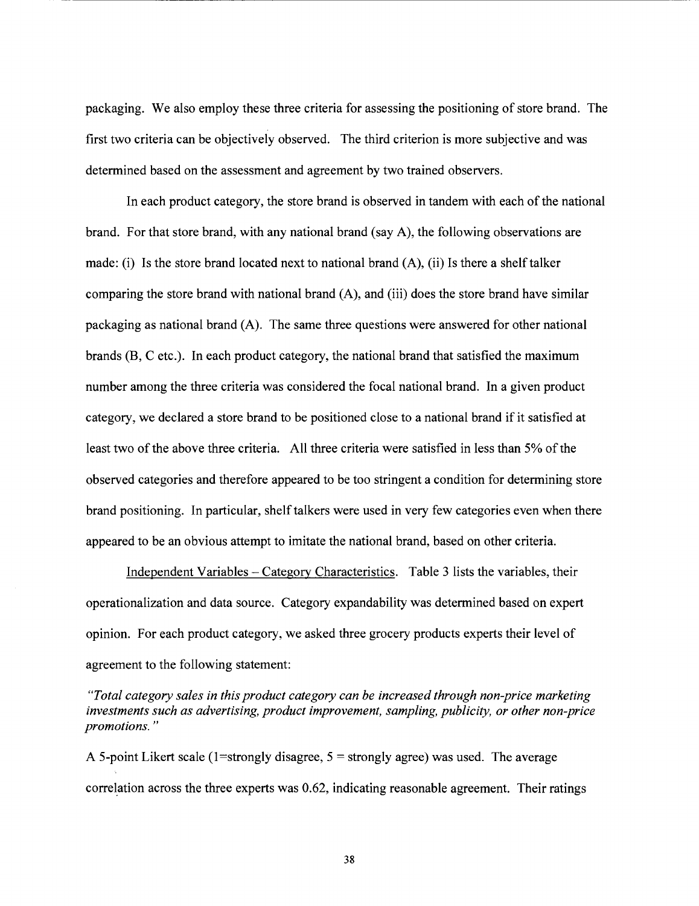packaging. We also employ these three criteria for assessing the positioning of store brand. The first two criteria can be objectively observed. The third criterion is more subjective and was determined based on the assessment and agreement by two trained observers.

In each product category, the store brand is observed in tandem with each of the national brand. For that store brand, with any national brand (say A), the following observations are made: (i) Is the store brand located next to national brand (A), (ii) Is there a shelf talker comparing the store brand with national brand (A), and (iii) does the store brand have similar packaging as national brand (A). The same three questions were answered for other national brands (B, C etc.). In each product category, the national brand that satisfied the maximum number among the three criteria was considered the focal national brand. In a given product category, we declared a store brand to be positioned close to a national brand if it satisfied at least two of the above three criteria. All three criteria were satisfied in less than 5% of the observed categories and therefore appeared to be too stringent a condition for determining store brand positioning. In particular, shelf talkers were used in very few categories even when there appeared to be an obvious attempt to imitate the national brand, based on other criteria.

Independent Variables – Category Characteristics. Table 3 lists the variables, their operationalization and data source. Category expandability was determined based on expert opinion. For each product category, we asked three grocery products experts their level of agreement to the following statement:

*"Total category sales in this product category can be increased through non-price marketing investments such as advertising, product improvement, sampling, publicity, or other non-price promotions."*

A 5-point Likert scale (1=strongly disagree, 5 = strongly agree) was used. The average correlation across the three experts was 0.62, indicating reasonable agreement. Their ratings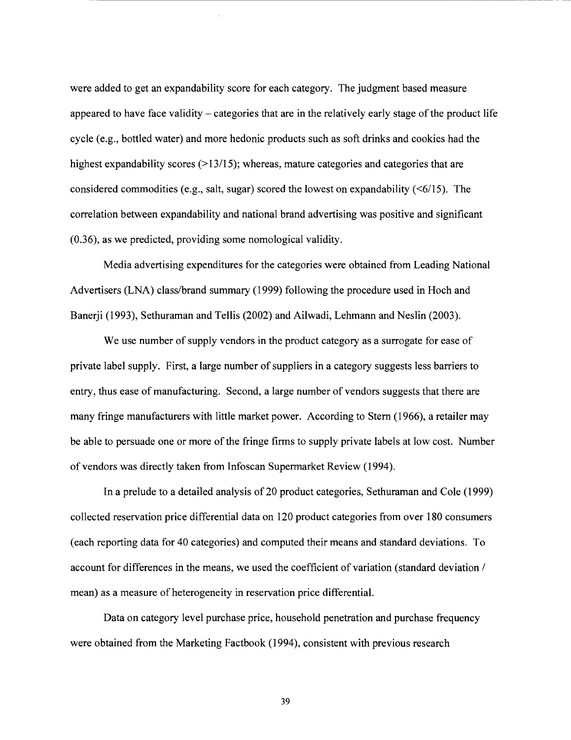were added to get an expandability score for each category. The judgment based measure appeared to have face validity – categories that are in the relatively early stage of the product life cycle (e.g., bottled water) and more hedonic products such as soft drinks and cookies had the highest expandability scores (>13/15); whereas, mature categories and categories that are considered commodities (e.g., salt, sugar) scored the lowest on expandability (<6/15). The correlation between expandability and national brand advertising was positive and significant (0.36), as we predicted, providing some nomological validity.

Media advertising expenditures for the categories were obtained from Leading National Advertisers (LNA) class/brand summary (1999) following the procedure used in Hoch and Banerji (1993), Sethuraman and Tellis (2002) and Ailwadi, Lehmann and Neslin (2003).

We use number of supply vendors in the product category as a surrogate for ease of private label supply. First, a large number of suppliers in a category suggests less barriers to entry, thus ease of manufacturing. Second, a large number of vendors suggests that there are many fringe manufacturers with little market power. According to Stern (1966), a retailer may be able to persuade one or more of the fringe firms to supply private labels at low cost. Number of vendors was directly taken from Infoscan Supermarket Review (1994).

In a prelude to a detailed analysis of 20 product categories, Sethuraman and Cole (1999) collected reservation price differential data on 120 product categories from over 180 consumers (each reporting data for 40 categories) and computed their means and standard deviations. To account for differences in the means, we used the coefficient of variation (standard deviation / mean) as a measure of heterogeneity in reservation price differential.

Data on category level purchase price, household penetration and purchase frequency were obtained from the Marketing Factbook (1994), consistent with previous research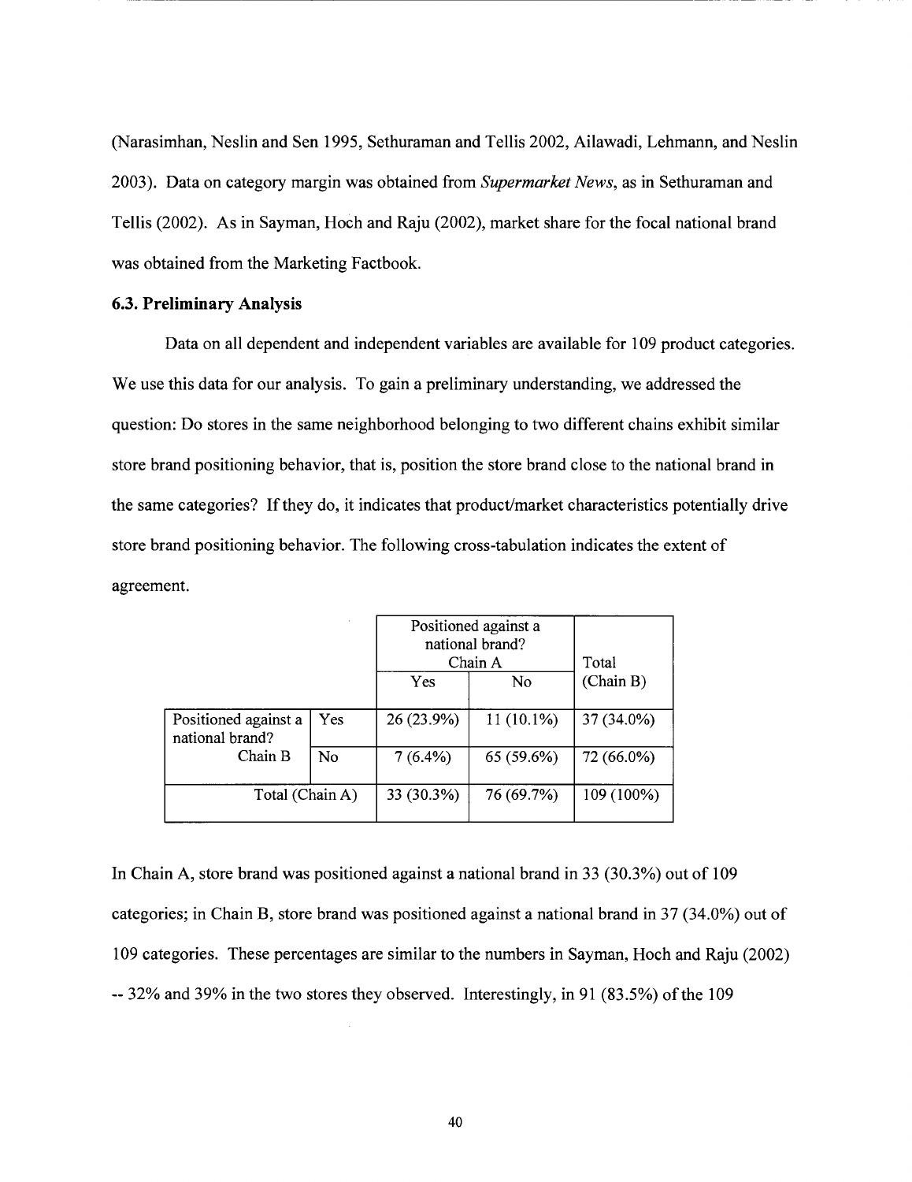(Narasimhan, Neslin and Sen 1995, Sethuraman and Tellis 2002, Ailawadi, Lehmann, and Neslin 2003). Data on category margin was obtained from *Supermarket News*, as in Sethuraman and Tellis (2002). As in Sayman, Hoch and Raju (2002), market share for the focal national brand was obtained from the Marketing Factbook.

### 6.3. Preliminary Analysis

Data on all dependent and independent variables are available for 109 product categories. We use this data for our analysis. To gain a preliminary understanding, we addressed the question: Do stores in the same neighborhood belonging to two different chains exhibit similar store brand positioning behavior, that is, position the store brand close to the national brand in the same categories? If they do, it indicates that product/market characteristics potentially drive store brand positioning behavior. The following cross-tabulation indicates the extent of agreement.

| | | Positioned against a national brand? Chain A | | Total (Chain B) |
|---|---|---|---|---|
| | | Yes | No | |
| Positioned against a national brand? Chain B | Yes | 26 (23.9%) | 11 (10.1%) | 37 (34.0%) |
| | No | 7 (6.4%) | 65 (59.6%) | 72 (66.0%) |
| Total (Chain A) | | 33 (30.3%) | 76 (69.7%) | 109 (100%) |

In Chain A, store brand was positioned against a national brand in 33 (30.3%) out of 109 categories; in Chain B, store brand was positioned against a national brand in 37 (34.0%) out of 109 categories. These percentages are similar to the numbers in Sayman, Hoch and Raju (2002) -- 32% and 39% in the two stores they observed. Interestingly, in 91 (83.5%) of the 109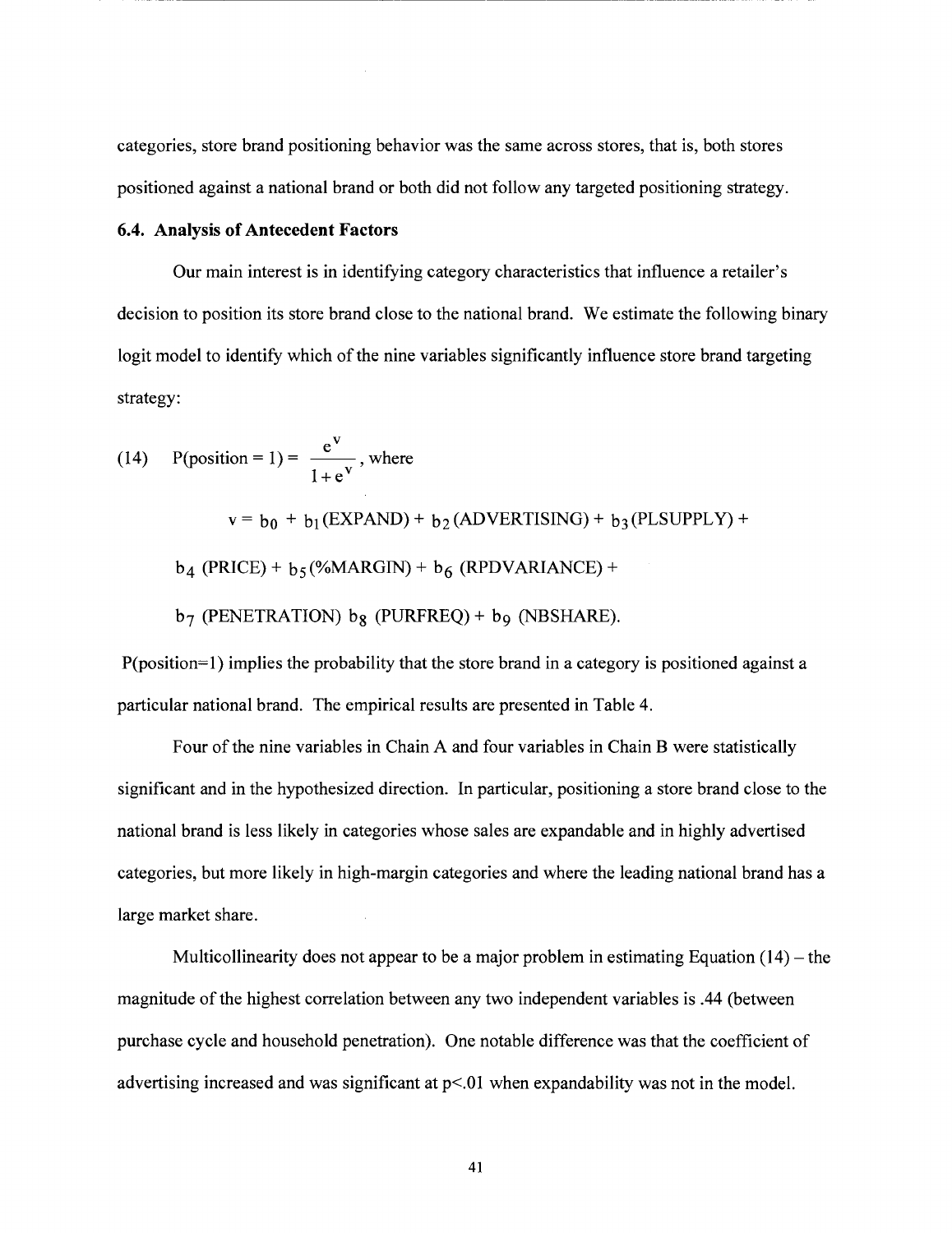categories, store brand positioning behavior was the same across stores, that is, both stores positioned against a national brand or both did not follow any targeted positioning strategy.

### 6.4. Analysis of Antecedent Factors

Our main interest is in identifying category characteristics that influence a retailer's decision to position its store brand close to the national brand. We estimate the following binary logit model to identify which of the nine variables significantly influence store brand targeting strategy:

$$(14) \quad \text{P(position} = 1) = \frac{e^{v}}{1+e^{v}}, \text{ where}$$

$$v = b_0 + b_1(\text{EXPAND}) + b_2(\text{ADVERTISING}) + b_3(\text{PLSUPPLY}) +$$

$$b_4\ (\text{PRICE}) + b_5(\%\text{MARGIN}) + b_6\ (\text{RPDVARIANCE}) +$$

$$b_7\ (\text{PENETRATION})\ b_8\ (\text{PURFREQ}) + b_9\ (\text{NBSHARE}).$$

P(position=1) implies the probability that the store brand in a category is positioned against a particular national brand. The empirical results are presented in Table 4.

Four of the nine variables in Chain A and four variables in Chain B were statistically significant and in the hypothesized direction. In particular, positioning a store brand close to the national brand is less likely in categories whose sales are expandable and in highly advertised categories, but more likely in high-margin categories and where the leading national brand has a large market share.

Multicollinearity does not appear to be a major problem in estimating Equation (14) – the magnitude of the highest correlation between any two independent variables is .44 (between purchase cycle and household penetration). One notable difference was that the coefficient of advertising increased and was significant at $p<.01$ when expandability was not in the model.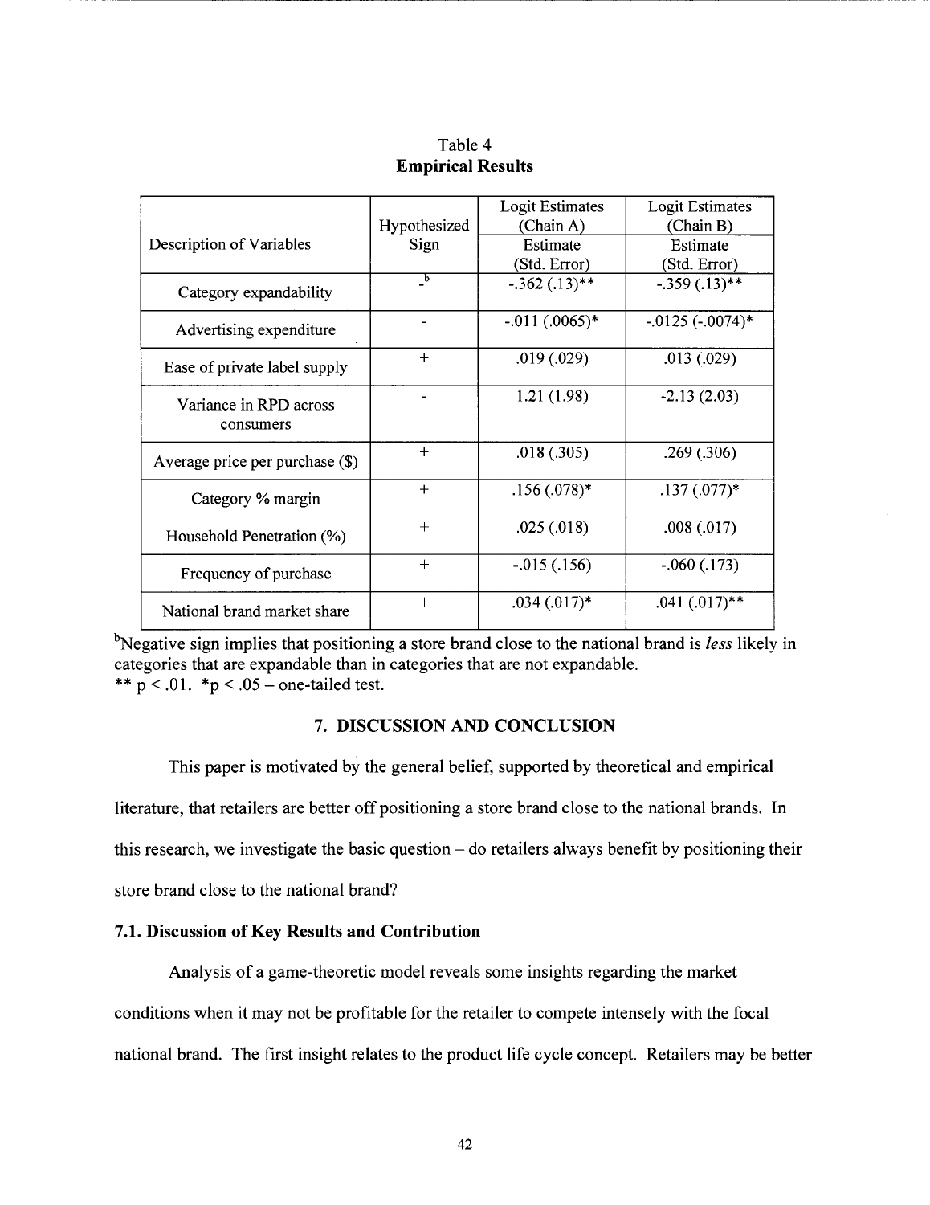Table 4
**Empirical Results**

| Description of Variables | Hypothesized Sign | Logit Estimates (Chain A) Estimate (Std. Error) | Logit Estimates (Chain B) Estimate (Std. Error) |
|---|---|---|---|
| Category expandability | -[b] | -.362 (.13)** | -.359 (.13)** |
| Advertising expenditure | - | -.011 (.0065)* | -.0125 (-.0074)* |
| Ease of private label supply | + | .019 (.029) | .013 (.029) |
| Variance in RPD across consumers | - | 1.21 (1.98) | -2.13 (2.03) |
| Average price per purchase ($) | + | .018 (.305) | .269 (.306) |
| Category % margin | + | .156 (.078)* | .137 (.077)* |
| Household Penetration (%) | + | .025 (.018) | .008 (.017) |
| Frequency of purchase | + | -.015 (.156) | -.060 (.173) |
| National brand market share | + | .034 (.017)* | .041 (.017)** |

[b]Negative sign implies that positioning a store brand close to the national brand is *less* likely in categories that are expandable than in categories that are not expandable.
** $p < .01$. *$p < .05$ – one-tailed test.

## 7. DISCUSSION AND CONCLUSION

This paper is motivated by the general belief, supported by theoretical and empirical literature, that retailers are better off positioning a store brand close to the national brands. In this research, we investigate the basic question – do retailers always benefit by positioning their store brand close to the national brand?

### 7.1. Discussion of Key Results and Contribution

Analysis of a game-theoretic model reveals some insights regarding the market conditions when it may not be profitable for the retailer to compete intensely with the focal national brand. The first insight relates to the product life cycle concept. Retailers may be better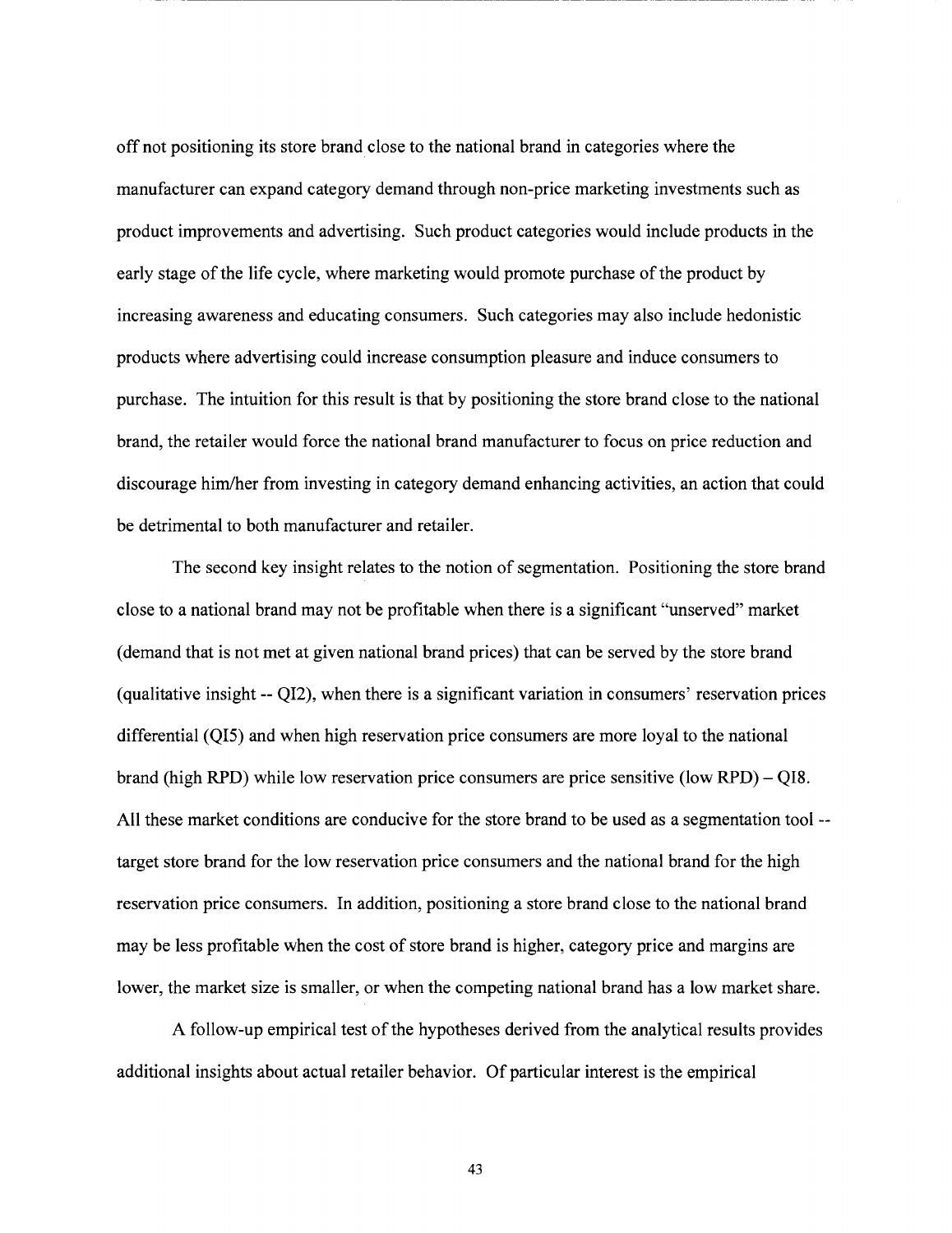off not positioning its store brand close to the national brand in categories where the manufacturer can expand category demand through non-price marketing investments such as product improvements and advertising. Such product categories would include products in the early stage of the life cycle, where marketing would promote purchase of the product by increasing awareness and educating consumers. Such categories may also include hedonistic products where advertising could increase consumption pleasure and induce consumers to purchase. The intuition for this result is that by positioning the store brand close to the national brand, the retailer would force the national brand manufacturer to focus on price reduction and discourage him/her from investing in category demand enhancing activities, an action that could be detrimental to both manufacturer and retailer.

The second key insight relates to the notion of segmentation. Positioning the store brand close to a national brand may not be profitable when there is a significant "unserved" market (demand that is not met at given national brand prices) that can be served by the store brand (qualitative insight -- QI2), when there is a significant variation in consumers' reservation prices differential (QI5) and when high reservation price consumers are more loyal to the national brand (high RPD) while low reservation price consumers are price sensitive (low RPD) – QI8. All these market conditions are conducive for the store brand to be used as a segmentation tool -- target store brand for the low reservation price consumers and the national brand for the high reservation price consumers. In addition, positioning a store brand close to the national brand may be less profitable when the cost of store brand is higher, category price and margins are lower, the market size is smaller, or when the competing national brand has a low market share.

A follow-up empirical test of the hypotheses derived from the analytical results provides additional insights about actual retailer behavior. Of particular interest is the empirical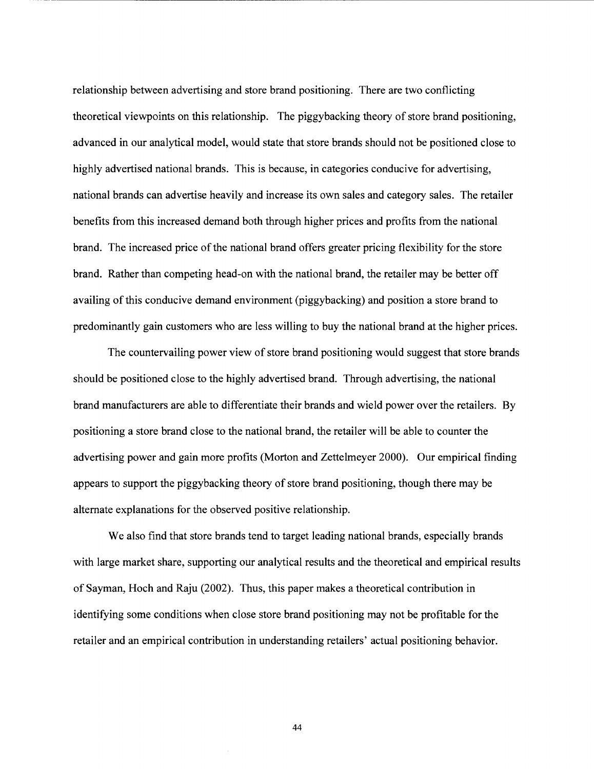relationship between advertising and store brand positioning. There are two conflicting theoretical viewpoints on this relationship. The piggybacking theory of store brand positioning, advanced in our analytical model, would state that store brands should not be positioned close to highly advertised national brands. This is because, in categories conducive for advertising, national brands can advertise heavily and increase its own sales and category sales. The retailer benefits from this increased demand both through higher prices and profits from the national brand. The increased price of the national brand offers greater pricing flexibility for the store brand. Rather than competing head-on with the national brand, the retailer may be better off availing of this conducive demand environment (piggybacking) and position a store brand to predominantly gain customers who are less willing to buy the national brand at the higher prices.

The countervailing power view of store brand positioning would suggest that store brands should be positioned close to the highly advertised brand. Through advertising, the national brand manufacturers are able to differentiate their brands and wield power over the retailers. By positioning a store brand close to the national brand, the retailer will be able to counter the advertising power and gain more profits (Morton and Zettelmeyer 2000). Our empirical finding appears to support the piggybacking theory of store brand positioning, though there may be alternate explanations for the observed positive relationship.

We also find that store brands tend to target leading national brands, especially brands with large market share, supporting our analytical results and the theoretical and empirical results of Sayman, Hoch and Raju (2002). Thus, this paper makes a theoretical contribution in identifying some conditions when close store brand positioning may not be profitable for the retailer and an empirical contribution in understanding retailers' actual positioning behavior.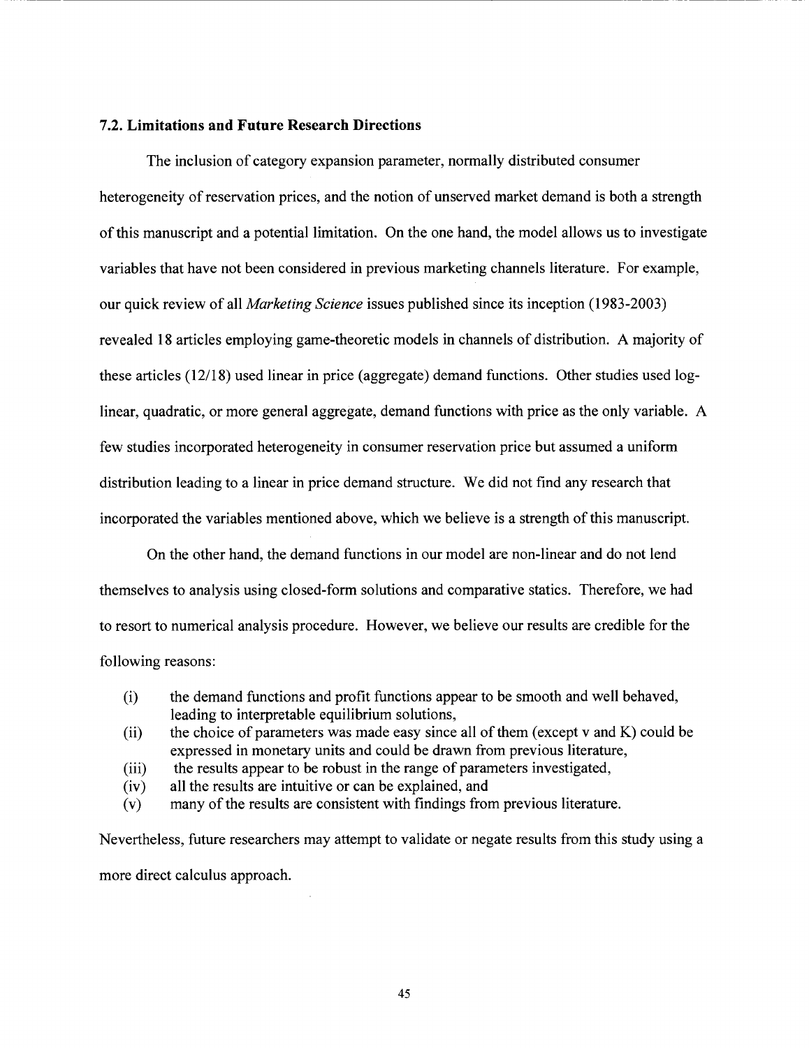### 7.2. Limitations and Future Research Directions

The inclusion of category expansion parameter, normally distributed consumer heterogeneity of reservation prices, and the notion of unserved market demand is both a strength of this manuscript and a potential limitation. On the one hand, the model allows us to investigate variables that have not been considered in previous marketing channels literature. For example, our quick review of all *Marketing Science* issues published since its inception (1983-2003) revealed 18 articles employing game-theoretic models in channels of distribution. A majority of these articles (12/18) used linear in price (aggregate) demand functions. Other studies used log-linear, quadratic, or more general aggregate, demand functions with price as the only variable. A few studies incorporated heterogeneity in consumer reservation price but assumed a uniform distribution leading to a linear in price demand structure. We did not find any research that incorporated the variables mentioned above, which we believe is a strength of this manuscript.

On the other hand, the demand functions in our model are non-linear and do not lend themselves to analysis using closed-form solutions and comparative statics. Therefore, we had to resort to numerical analysis procedure. However, we believe our results are credible for the following reasons:

(i) the demand functions and profit functions appear to be smooth and well behaved, leading to interpretable equilibrium solutions,
(ii) the choice of parameters was made easy since all of them (except v and K) could be expressed in monetary units and could be drawn from previous literature,
(iii) the results appear to be robust in the range of parameters investigated,
(iv) all the results are intuitive or can be explained, and
(v) many of the results are consistent with findings from previous literature.

Nevertheless, future researchers may attempt to validate or negate results from this study using a more direct calculus approach.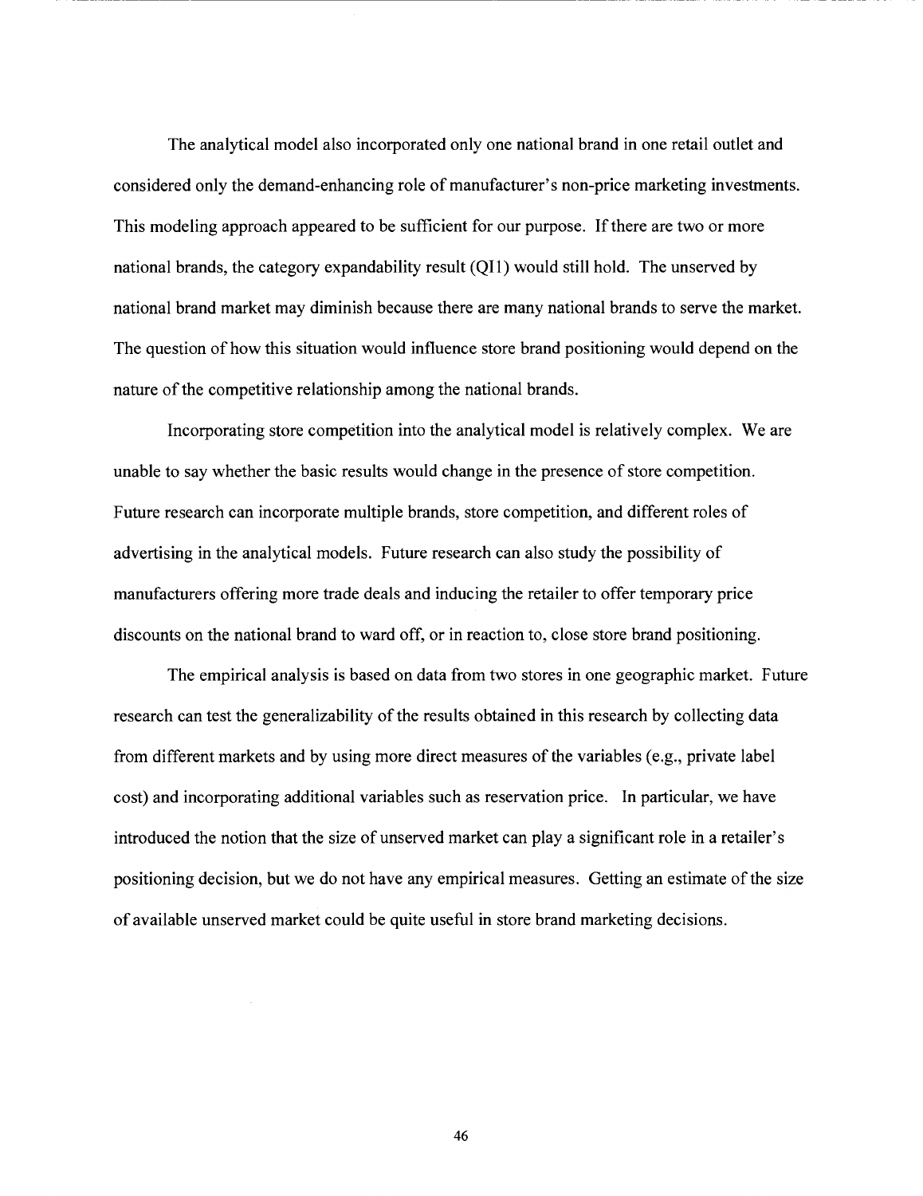The analytical model also incorporated only one national brand in one retail outlet and considered only the demand-enhancing role of manufacturer's non-price marketing investments. This modeling approach appeared to be sufficient for our purpose. If there are two or more national brands, the category expandability result (QI1) would still hold. The unserved by national brand market may diminish because there are many national brands to serve the market. The question of how this situation would influence store brand positioning would depend on the nature of the competitive relationship among the national brands.

Incorporating store competition into the analytical model is relatively complex. We are unable to say whether the basic results would change in the presence of store competition. Future research can incorporate multiple brands, store competition, and different roles of advertising in the analytical models. Future research can also study the possibility of manufacturers offering more trade deals and inducing the retailer to offer temporary price discounts on the national brand to ward off, or in reaction to, close store brand positioning.

The empirical analysis is based on data from two stores in one geographic market. Future research can test the generalizability of the results obtained in this research by collecting data from different markets and by using more direct measures of the variables (e.g., private label cost) and incorporating additional variables such as reservation price. In particular, we have introduced the notion that the size of unserved market can play a significant role in a retailer's positioning decision, but we do not have any empirical measures. Getting an estimate of the size of available unserved market could be quite useful in store brand marketing decisions.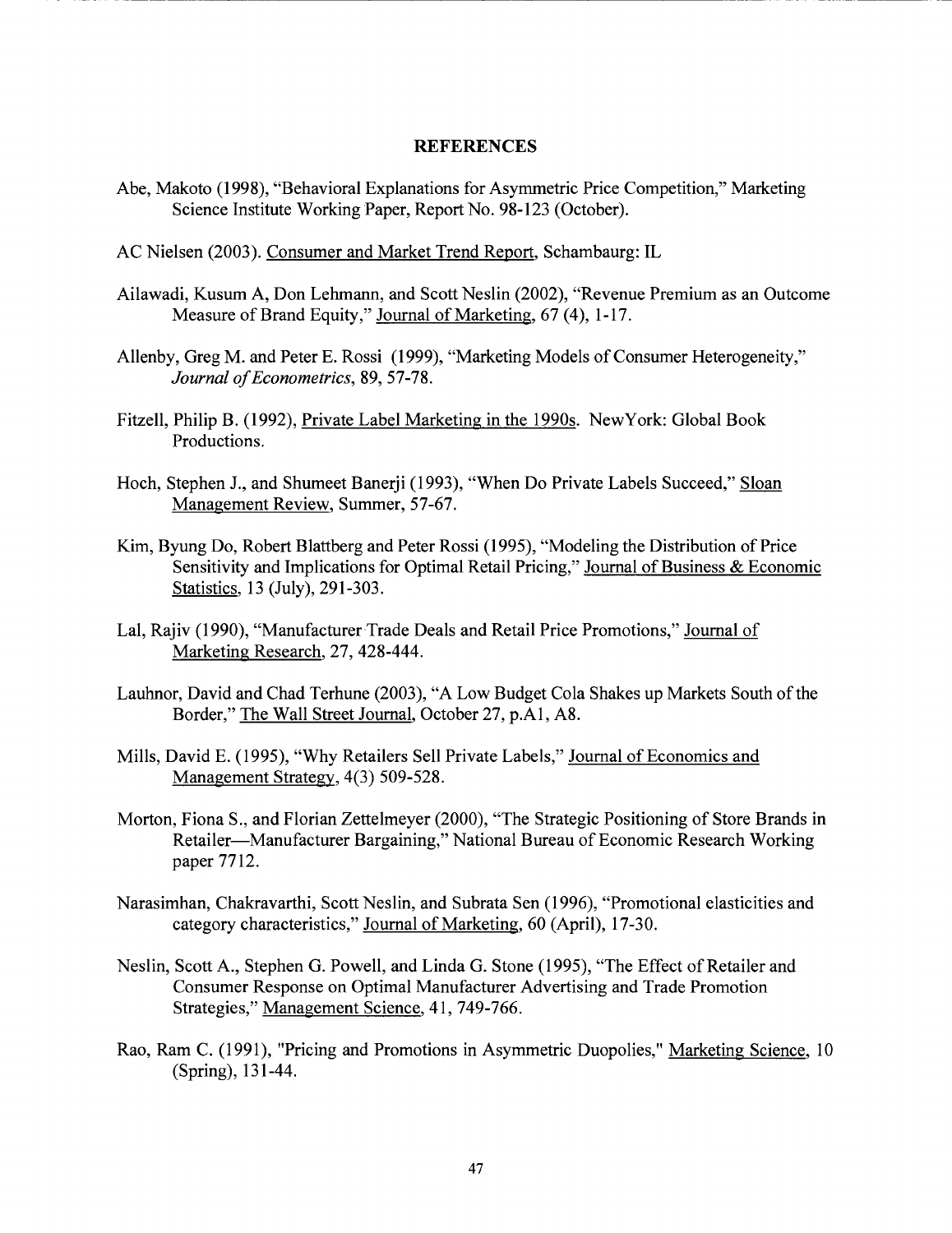## REFERENCES

Abe, Makoto (1998), "Behavioral Explanations for Asymmetric Price Competition," Marketing Science Institute Working Paper, Report No. 98-123 (October).

AC Nielsen (2003). Consumer and Market Trend Report, Schambaurg: IL

Ailawadi, Kusum A, Don Lehmann, and Scott Neslin (2002), "Revenue Premium as an Outcome Measure of Brand Equity," Journal of Marketing, 67 (4), 1-17.

Allenby, Greg M. and Peter E. Rossi (1999), "Marketing Models of Consumer Heterogeneity," *Journal of Econometrics*, 89, 57-78.

Fitzell, Philip B. (1992), Private Label Marketing in the 1990s. NewYork: Global Book Productions.

Hoch, Stephen J., and Shumeet Banerji (1993), "When Do Private Labels Succeed," Sloan Management Review, Summer, 57-67.

Kim, Byung Do, Robert Blattberg and Peter Rossi (1995), "Modeling the Distribution of Price Sensitivity and Implications for Optimal Retail Pricing," Journal of Business & Economic Statistics, 13 (July), 291-303.

Lal, Rajiv (1990), "Manufacturer Trade Deals and Retail Price Promotions," Journal of Marketing Research, 27, 428-444.

Lauhnor, David and Chad Terhune (2003), "A Low Budget Cola Shakes up Markets South of the Border," The Wall Street Journal, October 27, p.A1, A8.

Mills, David E. (1995), "Why Retailers Sell Private Labels," Journal of Economics and Management Strategy, 4(3) 509-528.

Morton, Fiona S., and Florian Zettelmeyer (2000), "The Strategic Positioning of Store Brands in Retailer—Manufacturer Bargaining," National Bureau of Economic Research Working paper 7712.

Narasimhan, Chakravarthi, Scott Neslin, and Subrata Sen (1996), "Promotional elasticities and category characteristics," Journal of Marketing, 60 (April), 17-30.

Neslin, Scott A., Stephen G. Powell, and Linda G. Stone (1995), "The Effect of Retailer and Consumer Response on Optimal Manufacturer Advertising and Trade Promotion Strategies," Management Science, 41, 749-766.

Rao, Ram C. (1991), "Pricing and Promotions in Asymmetric Duopolies," Marketing Science, 10 (Spring), 131-44.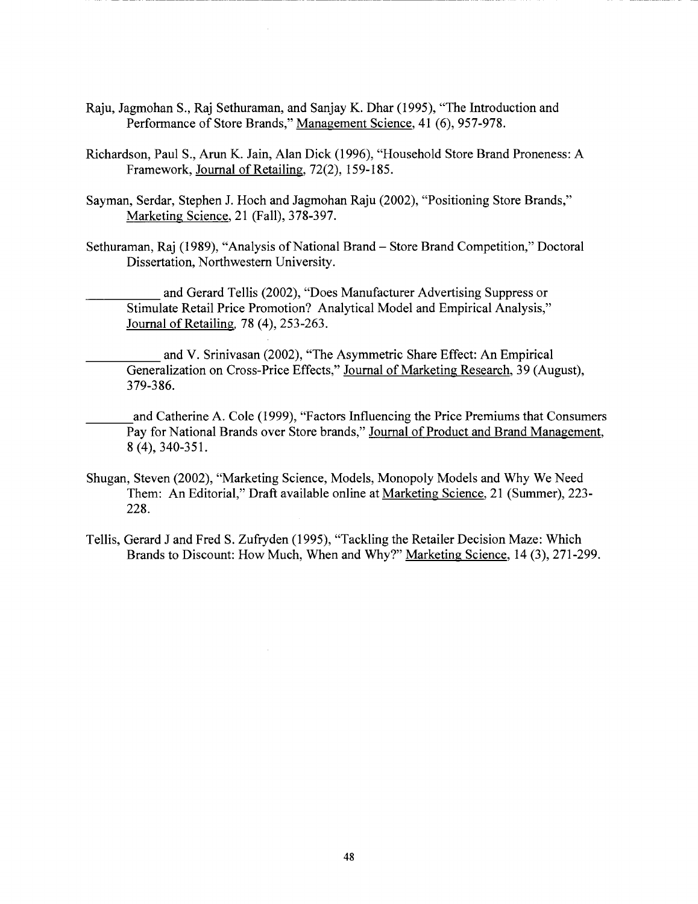Raju, Jagmohan S., Raj Sethuraman, and Sanjay K. Dhar (1995), "The Introduction and Performance of Store Brands," Management Science, 41 (6), 957-978.

Richardson, Paul S., Arun K. Jain, Alan Dick (1996), "Household Store Brand Proneness: A Framework, Journal of Retailing, 72(2), 159-185.

Sayman, Serdar, Stephen J. Hoch and Jagmohan Raju (2002), "Positioning Store Brands," Marketing Science, 21 (Fall), 378-397.

Sethuraman, Raj (1989), "Analysis of National Brand – Store Brand Competition," Doctoral Dissertation, Northwestern University.

__________ and Gerard Tellis (2002), "Does Manufacturer Advertising Suppress or Stimulate Retail Price Promotion? Analytical Model and Empirical Analysis," Journal of Retailing, 78 (4), 253-263.

__________ and V. Srinivasan (2002), "The Asymmetric Share Effect: An Empirical Generalization on Cross-Price Effects," Journal of Marketing Research, 39 (August), 379-386.

_______ and Catherine A. Cole (1999), "Factors Influencing the Price Premiums that Consumers Pay for National Brands over Store brands," Journal of Product and Brand Management, 8 (4), 340-351.

Shugan, Steven (2002), "Marketing Science, Models, Monopoly Models and Why We Need Them: An Editorial," Draft available online at Marketing Science, 21 (Summer), 223-228.

Tellis, Gerard J and Fred S. Zufryden (1995), "Tackling the Retailer Decision Maze: Which Brands to Discount: How Much, When and Why?" Marketing Science, 14 (3), 271-299.